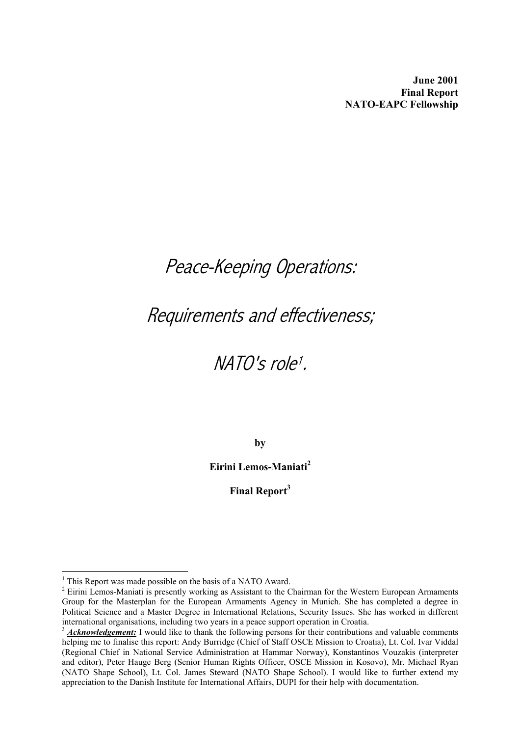**June 2001**
**Final Report**
**NATO-EAPC Fellowship**

# *Peace-Keeping Operations:*

# *Requirements and effectiveness;*

# *NATO's role*[1]*.*

**by**

**Eirini Lemos-Maniati**[2]

**Final Report**[3]

---

[1] This Report was made possible on the basis of a NATO Award.

[2] Eirini Lemos-Maniati is presently working as Assistant to the Chairman for the Western European Armaments Group for the Masterplan for the European Armaments Agency in Munich. She has completed a degree in Political Science and a Master Degree in International Relations, Security Issues. She has worked in different international organisations, including two years in a peace support operation in Croatia.

[3] ***Acknowledgement:*** I would like to thank the following persons for their contributions and valuable comments helping me to finalise this report: Andy Burridge (Chief of Staff OSCE Mission to Croatia), Lt. Col. Ivar Viddal (Regional Chief in National Service Administration at Hammar Norway), Konstantinos Vouzakis (interpreter and editor), Peter Hauge Berg (Senior Human Rights Officer, OSCE Mission in Kosovo), Mr. Michael Ryan (NATO Shape School), Lt. Col. James Steward (NATO Shape School). I would like to further extend my appreciation to the Danish Institute for International Affairs, DUPI for their help with documentation.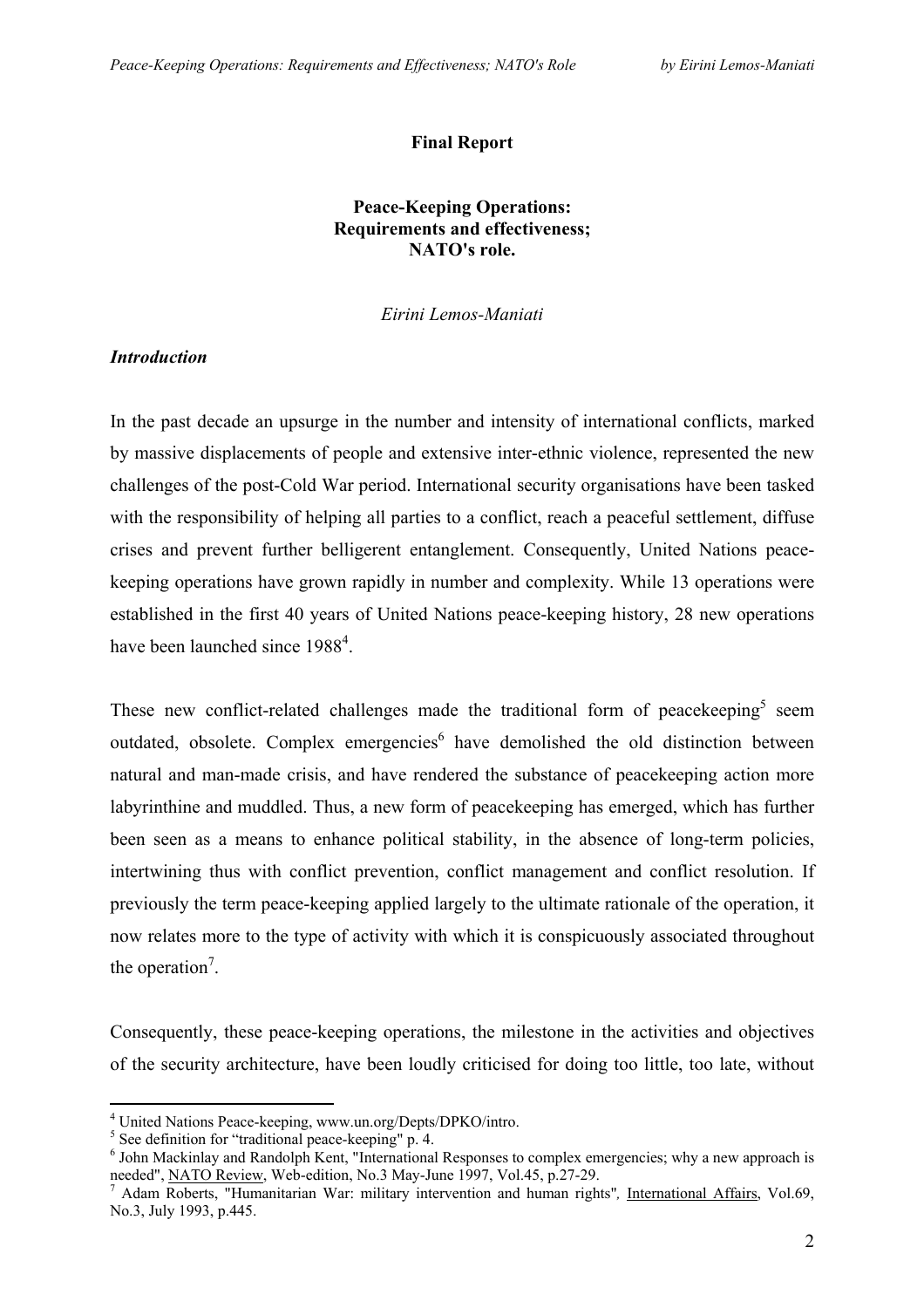**Final Report**

**Peace-Keeping Operations: Requirements and effectiveness; NATO's role.**

*Eirini Lemos-Maniati*

### *Introduction*

In the past decade an upsurge in the number and intensity of international conflicts, marked by massive displacements of people and extensive inter-ethnic violence, represented the new challenges of the post-Cold War period. International security organisations have been tasked with the responsibility of helping all parties to a conflict, reach a peaceful settlement, diffuse crises and prevent further belligerent entanglement. Consequently, United Nations peace-keeping operations have grown rapidly in number and complexity. While 13 operations were established in the first 40 years of United Nations peace-keeping history, 28 new operations have been launched since 1988[4].

These new conflict-related challenges made the traditional form of peacekeeping[5] seem outdated, obsolete. Complex emergencies[6] have demolished the old distinction between natural and man-made crisis, and have rendered the substance of peacekeeping action more labyrinthine and muddled. Thus, a new form of peacekeeping has emerged, which has further been seen as a means to enhance political stability, in the absence of long-term policies, intertwining thus with conflict prevention, conflict management and conflict resolution. If previously the term peace-keeping applied largely to the ultimate rationale of the operation, it now relates more to the type of activity with which it is conspicuously associated throughout the operation[7].

Consequently, these peace-keeping operations, the milestone in the activities and objectives of the security architecture, have been loudly criticised for doing too little, too late, without

---

[4] United Nations Peace-keeping, www.un.org/Depts/DPKO/intro.

[5] See definition for "traditional peace-keeping" p. 4.

[6] John Mackinlay and Randolph Kent, "International Responses to complex emergencies; why a new approach is needed", NATO Review, Web-edition, No.3 May-June 1997, Vol.45, p.27-29.

[7] Adam Roberts, "Humanitarian War: military intervention and human rights", International Affairs, Vol.69, No.3, July 1993, p.445.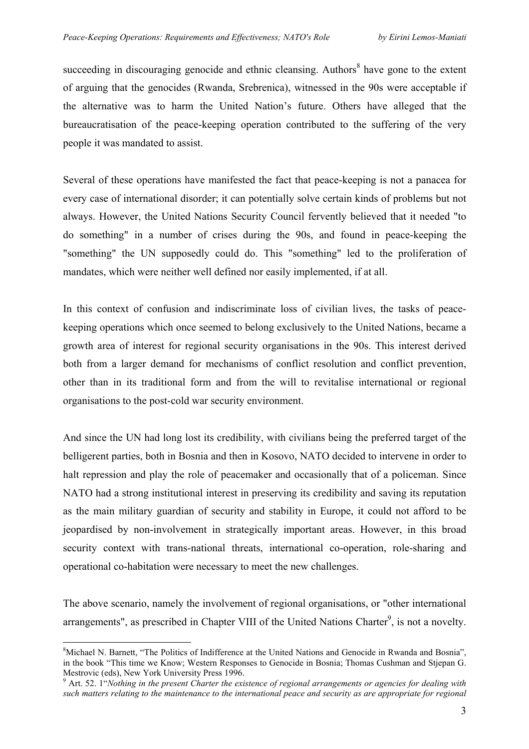succeeding in discouraging genocide and ethnic cleansing. Authors[8] have gone to the extent of arguing that the genocides (Rwanda, Srebrenica), witnessed in the 90s were acceptable if the alternative was to harm the United Nation's future. Others have alleged that the bureaucratisation of the peace-keeping operation contributed to the suffering of the very people it was mandated to assist.

Several of these operations have manifested the fact that peace-keeping is not a panacea for every case of international disorder; it can potentially solve certain kinds of problems but not always. However, the United Nations Security Council fervently believed that it needed "to do something" in a number of crises during the 90s, and found in peace-keeping the "something" the UN supposedly could do. This "something" led to the proliferation of mandates, which were neither well defined nor easily implemented, if at all.

In this context of confusion and indiscriminate loss of civilian lives, the tasks of peace-keeping operations which once seemed to belong exclusively to the United Nations, became a growth area of interest for regional security organisations in the 90s. This interest derived both from a larger demand for mechanisms of conflict resolution and conflict prevention, other than in its traditional form and from the will to revitalise international or regional organisations to the post-cold war security environment.

And since the UN had long lost its credibility, with civilians being the preferred target of the belligerent parties, both in Bosnia and then in Kosovo, NATO decided to intervene in order to halt repression and play the role of peacemaker and occasionally that of a policeman. Since NATO had a strong institutional interest in preserving its credibility and saving its reputation as the main military guardian of security and stability in Europe, it could not afford to be jeopardised by non-involvement in strategically important areas. However, in this broad security context with trans-national threats, international co-operation, role-sharing and operational co-habitation were necessary to meet the new challenges.

The above scenario, namely the involvement of regional organisations, or "other international arrangements", as prescribed in Chapter VIII of the United Nations Charter[9], is not a novelty.

---

[8] Michael N. Barnett, "The Politics of Indifference at the United Nations and Genocide in Rwanda and Bosnia", in the book "This time we Know; Western Responses to Genocide in Bosnia; Thomas Cushman and Stjepan G. Mestrovic (eds), New York University Press 1996.

[9] Art. 52. 1"*Nothing in the present Charter the existence of regional arrangements or agencies for dealing with such matters relating to the maintenance to the international peace and security as are appropriate for regional*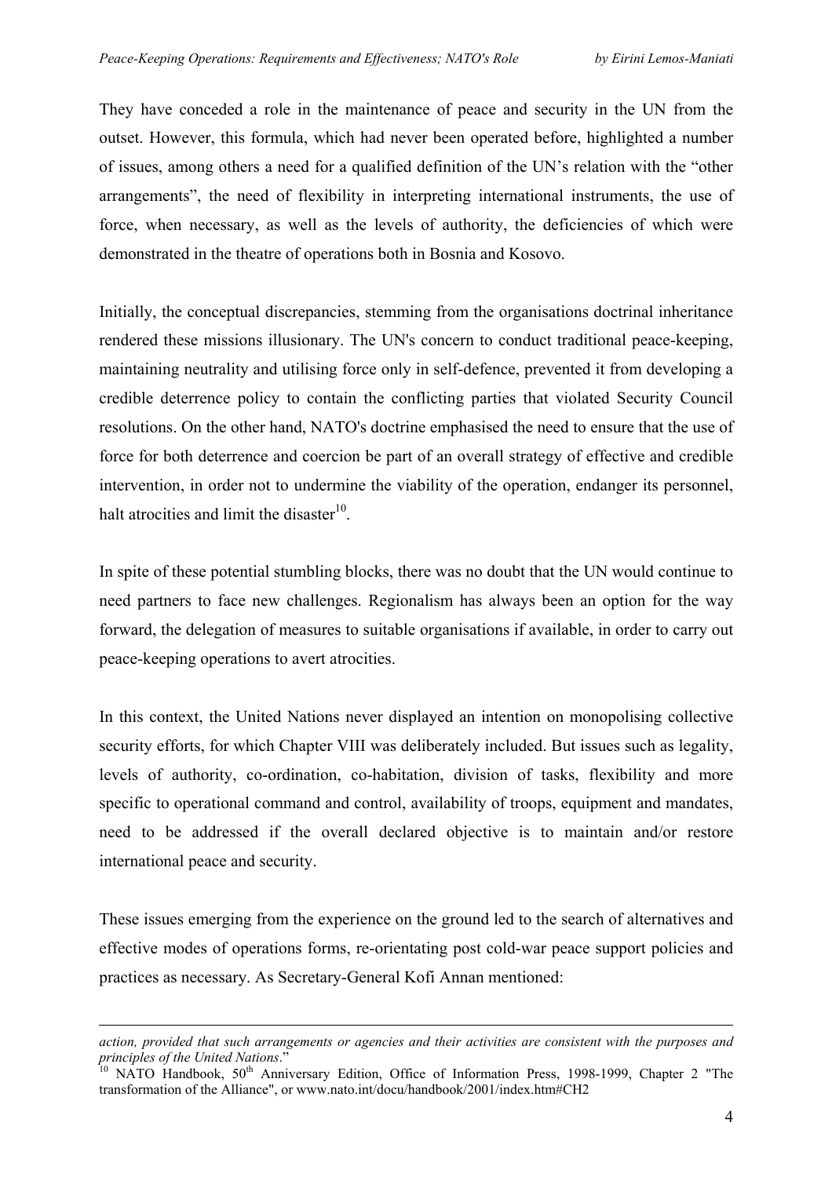They have conceded a role in the maintenance of peace and security in the UN from the outset. However, this formula, which had never been operated before, highlighted a number of issues, among others a need for a qualified definition of the UN's relation with the "other arrangements", the need of flexibility in interpreting international instruments, the use of force, when necessary, as well as the levels of authority, the deficiencies of which were demonstrated in the theatre of operations both in Bosnia and Kosovo.

Initially, the conceptual discrepancies, stemming from the organisations doctrinal inheritance rendered these missions illusionary. The UN's concern to conduct traditional peace-keeping, maintaining neutrality and utilising force only in self-defence, prevented it from developing a credible deterrence policy to contain the conflicting parties that violated Security Council resolutions. On the other hand, NATO's doctrine emphasised the need to ensure that the use of force for both deterrence and coercion be part of an overall strategy of effective and credible intervention, in order not to undermine the viability of the operation, endanger its personnel, halt atrocities and limit the disaster[10].

In spite of these potential stumbling blocks, there was no doubt that the UN would continue to need partners to face new challenges. Regionalism has always been an option for the way forward, the delegation of measures to suitable organisations if available, in order to carry out peace-keeping operations to avert atrocities.

In this context, the United Nations never displayed an intention on monopolising collective security efforts, for which Chapter VIII was deliberately included. But issues such as legality, levels of authority, co-ordination, co-habitation, division of tasks, flexibility and more specific to operational command and control, availability of troops, equipment and mandates, need to be addressed if the overall declared objective is to maintain and/or restore international peace and security.

These issues emerging from the experience on the ground led to the search of alternatives and effective modes of operations forms, re-orientating post cold-war peace support policies and practices as necessary. As Secretary-General Kofi Annan mentioned:

---

*action, provided that such arrangements or agencies and their activities are consistent with the purposes and principles of the United Nations*."

[10] NATO Handbook, 50th Anniversary Edition, Office of Information Press, 1998-1999, Chapter 2 "The transformation of the Alliance", or www.nato.int/docu/handbook/2001/index.htm#CH2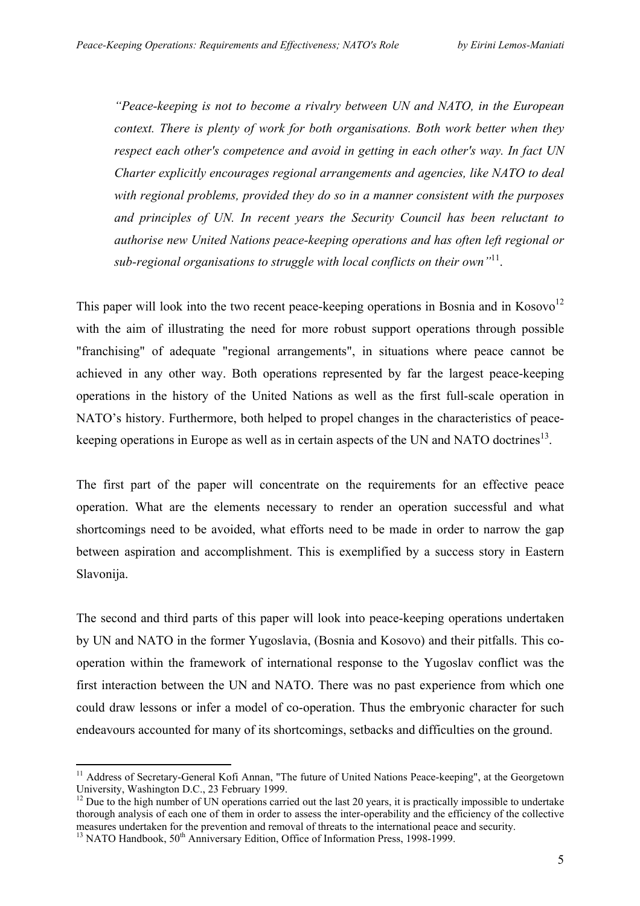*"Peace-keeping is not to become a rivalry between UN and NATO, in the European context. There is plenty of work for both organisations. Both work better when they respect each other's competence and avoid in getting in each other's way. In fact UN Charter explicitly encourages regional arrangements and agencies, like NATO to deal with regional problems, provided they do so in a manner consistent with the purposes and principles of UN. In recent years the Security Council has been reluctant to authorise new United Nations peace-keeping operations and has often left regional or sub-regional organisations to struggle with local conflicts on their own"*[11].

This paper will look into the two recent peace-keeping operations in Bosnia and in Kosovo[12] with the aim of illustrating the need for more robust support operations through possible "franchising" of adequate "regional arrangements", in situations where peace cannot be achieved in any other way. Both operations represented by far the largest peace-keeping operations in the history of the United Nations as well as the first full-scale operation in NATO's history. Furthermore, both helped to propel changes in the characteristics of peace-keeping operations in Europe as well as in certain aspects of the UN and NATO doctrines[13].

The first part of the paper will concentrate on the requirements for an effective peace operation. What are the elements necessary to render an operation successful and what shortcomings need to be avoided, what efforts need to be made in order to narrow the gap between aspiration and accomplishment. This is exemplified by a success story in Eastern Slavonija.

The second and third parts of this paper will look into peace-keeping operations undertaken by UN and NATO in the former Yugoslavia, (Bosnia and Kosovo) and their pitfalls. This co-operation within the framework of international response to the Yugoslav conflict was the first interaction between the UN and NATO. There was no past experience from which one could draw lessons or infer a model of co-operation. Thus the embryonic character for such endeavours accounted for many of its shortcomings, setbacks and difficulties on the ground.

---

[11] Address of Secretary-General Kofi Annan, "The future of United Nations Peace-keeping", at the Georgetown University, Washington D.C., 23 February 1999.

[12] Due to the high number of UN operations carried out the last 20 years, it is practically impossible to undertake thorough analysis of each one of them in order to assess the inter-operability and the efficiency of the collective measures undertaken for the prevention and removal of threats to the international peace and security.

[13] NATO Handbook, 50th Anniversary Edition, Office of Information Press, 1998-1999.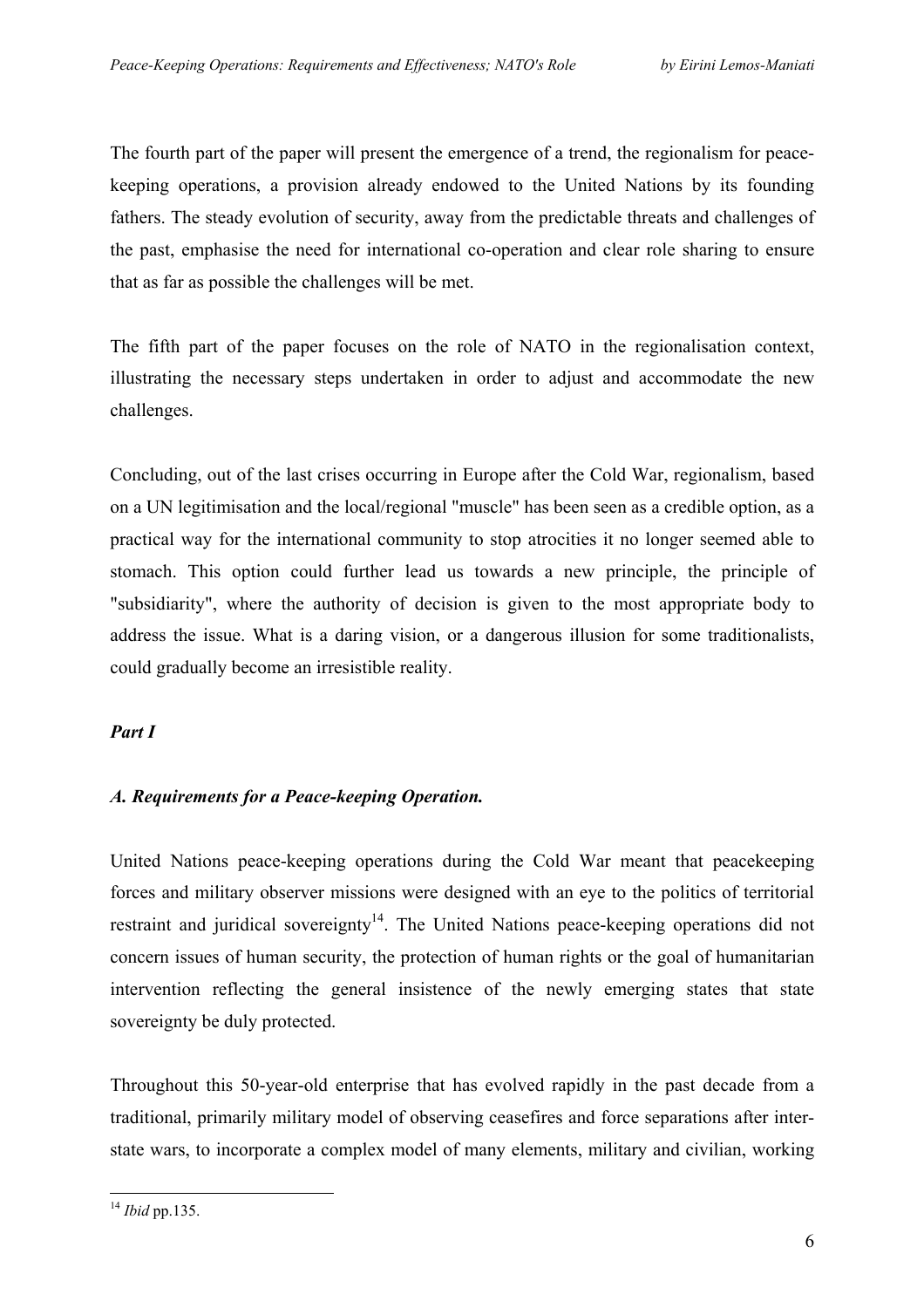The fourth part of the paper will present the emergence of a trend, the regionalism for peace-keeping operations, a provision already endowed to the United Nations by its founding fathers. The steady evolution of security, away from the predictable threats and challenges of the past, emphasise the need for international co-operation and clear role sharing to ensure that as far as possible the challenges will be met.

The fifth part of the paper focuses on the role of NATO in the regionalisation context, illustrating the necessary steps undertaken in order to adjust and accommodate the new challenges.

Concluding, out of the last crises occurring in Europe after the Cold War, regionalism, based on a UN legitimisation and the local/regional "muscle" has been seen as a credible option, as a practical way for the international community to stop atrocities it no longer seemed able to stomach. This option could further lead us towards a new principle, the principle of "subsidiarity", where the authority of decision is given to the most appropriate body to address the issue. What is a daring vision, or a dangerous illusion for some traditionalists, could gradually become an irresistible reality.

## *Part I*

### *A. Requirements for a Peace-keeping Operation.*

United Nations peace-keeping operations during the Cold War meant that peacekeeping forces and military observer missions were designed with an eye to the politics of territorial restraint and juridical sovereignty[14]. The United Nations peace-keeping operations did not concern issues of human security, the protection of human rights or the goal of humanitarian intervention reflecting the general insistence of the newly emerging states that state sovereignty be duly protected.

Throughout this 50-year-old enterprise that has evolved rapidly in the past decade from a traditional, primarily military model of observing ceasefires and force separations after inter-state wars, to incorporate a complex model of many elements, military and civilian, working

---

[14] *Ibid* pp.135.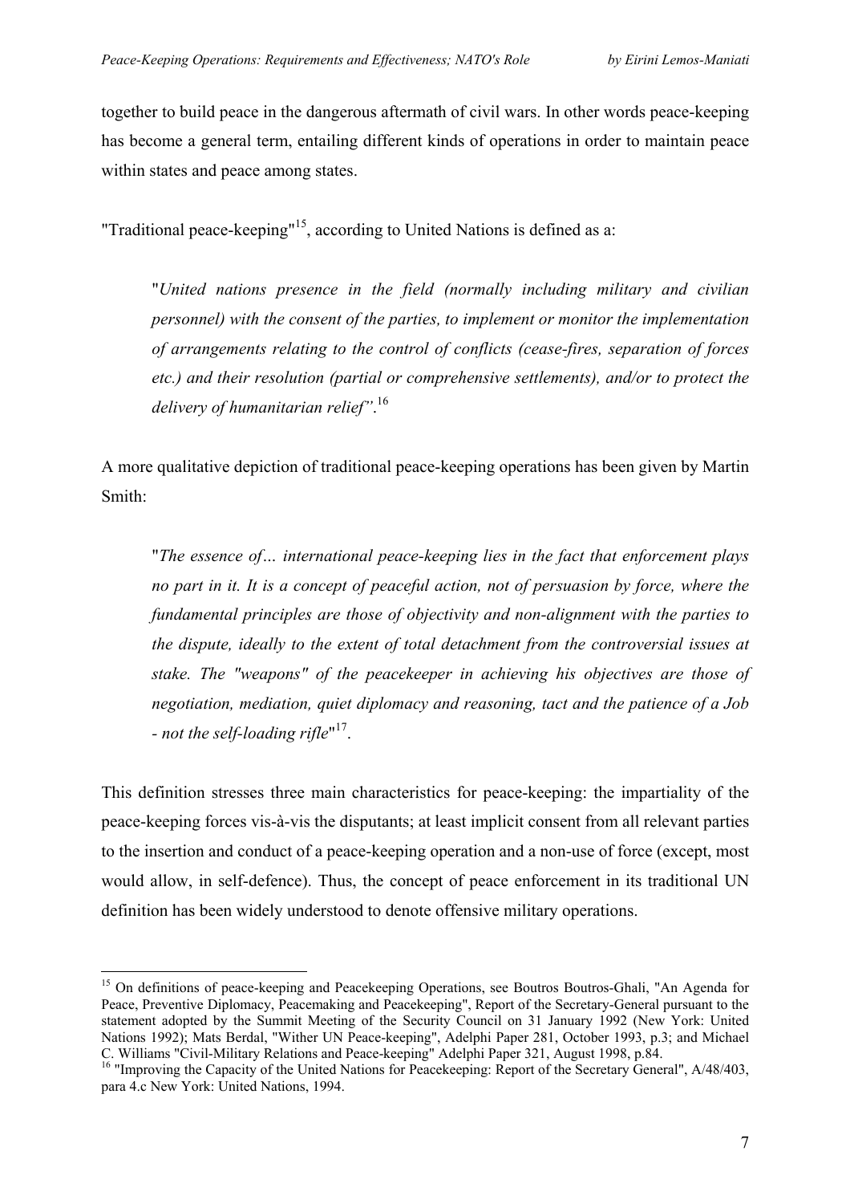together to build peace in the dangerous aftermath of civil wars. In other words peace-keeping has become a general term, entailing different kinds of operations in order to maintain peace within states and peace among states.

"Traditional peace-keeping"[15], according to United Nations is defined as a:

> "*United nations presence in the field (normally including military and civilian personnel) with the consent of the parties, to implement or monitor the implementation of arrangements relating to the control of conflicts (cease-fires, separation of forces etc.) and their resolution (partial or comprehensive settlements), and/or to protect the delivery of humanitarian relief"*.[16]

A more qualitative depiction of traditional peace-keeping operations has been given by Martin Smith:

> "*The essence of… international peace-keeping lies in the fact that enforcement plays no part in it. It is a concept of peaceful action, not of persuasion by force, where the fundamental principles are those of objectivity and non-alignment with the parties to the dispute, ideally to the extent of total detachment from the controversial issues at stake. The "weapons" of the peacekeeper in achieving his objectives are those of negotiation, mediation, quiet diplomacy and reasoning, tact and the patience of a Job - not the self-loading rifle*"[17].

This definition stresses three main characteristics for peace-keeping: the impartiality of the peace-keeping forces vis-à-vis the disputants; at least implicit consent from all relevant parties to the insertion and conduct of a peace-keeping operation and a non-use of force (except, most would allow, in self-defence). Thus, the concept of peace enforcement in its traditional UN definition has been widely understood to denote offensive military operations.

---

[15] On definitions of peace-keeping and Peacekeeping Operations, see Boutros Boutros-Ghali, "An Agenda for Peace, Preventive Diplomacy, Peacemaking and Peacekeeping", Report of the Secretary-General pursuant to the statement adopted by the Summit Meeting of the Security Council on 31 January 1992 (New York: United Nations 1992); Mats Berdal, "Wither UN Peace-keeping", Adelphi Paper 281, October 1993, p.3; and Michael C. Williams "Civil-Military Relations and Peace-keeping" Adelphi Paper 321, August 1998, p.84.

[16] "Improving the Capacity of the United Nations for Peacekeeping: Report of the Secretary General", A/48/403, para 4.c New York: United Nations, 1994.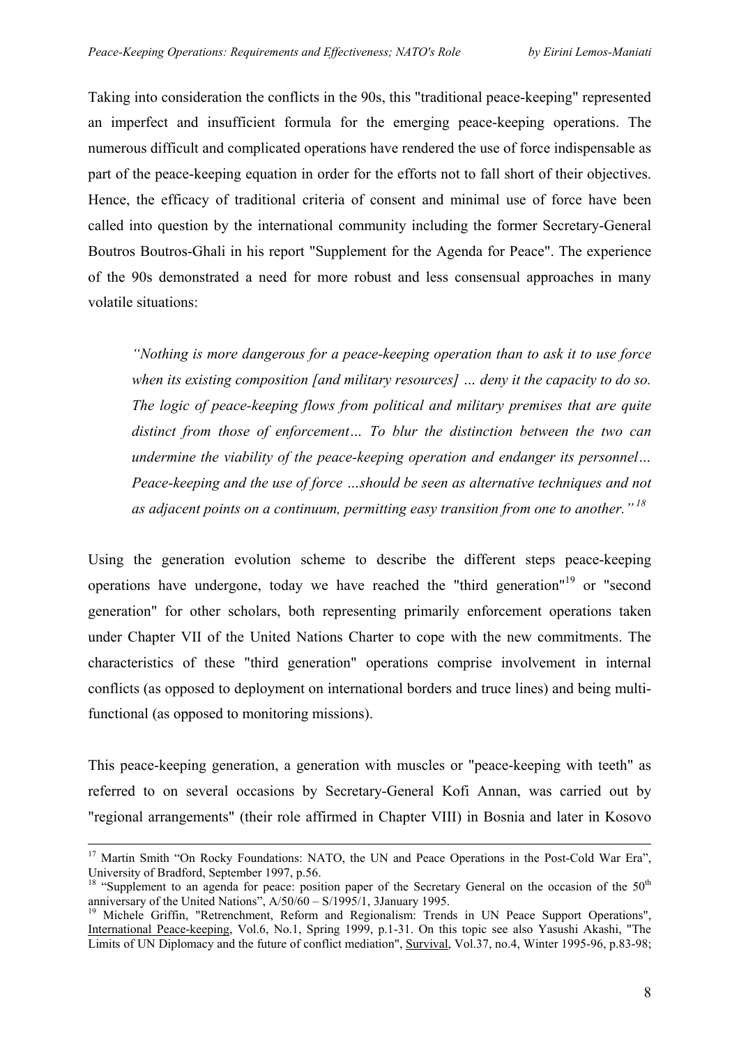Taking into consideration the conflicts in the 90s, this "traditional peace-keeping" represented an imperfect and insufficient formula for the emerging peace-keeping operations. The numerous difficult and complicated operations have rendered the use of force indispensable as part of the peace-keeping equation in order for the efforts not to fall short of their objectives. Hence, the efficacy of traditional criteria of consent and minimal use of force have been called into question by the international community including the former Secretary-General Boutros Boutros-Ghali in his report "Supplement for the Agenda for Peace". The experience of the 90s demonstrated a need for more robust and less consensual approaches in many volatile situations:

> *"Nothing is more dangerous for a peace-keeping operation than to ask it to use force when its existing composition [and military resources] … deny it the capacity to do so. The logic of peace-keeping flows from political and military premises that are quite distinct from those of enforcement… To blur the distinction between the two can undermine the viability of the peace-keeping operation and endanger its personnel… Peace-keeping and the use of force …should be seen as alternative techniques and not as adjacent points on a continuum, permitting easy transition from one to another."*[18]

Using the generation evolution scheme to describe the different steps peace-keeping operations have undergone, today we have reached the "third generation"[19] or "second generation" for other scholars, both representing primarily enforcement operations taken under Chapter VII of the United Nations Charter to cope with the new commitments. The characteristics of these "third generation" operations comprise involvement in internal conflicts (as opposed to deployment on international borders and truce lines) and being multi-functional (as opposed to monitoring missions).

This peace-keeping generation, a generation with muscles or "peace-keeping with teeth" as referred to on several occasions by Secretary-General Kofi Annan, was carried out by "regional arrangements" (their role affirmed in Chapter VIII) in Bosnia and later in Kosovo

---

[17] Martin Smith "On Rocky Foundations: NATO, the UN and Peace Operations in the Post-Cold War Era", University of Bradford, September 1997, p.56.

[18] "Supplement to an agenda for peace: position paper of the Secretary General on the occasion of the 50th anniversary of the United Nations", A/50/60 – S/1995/1, 3January 1995.

[19] Michele Griffin, "Retrenchment, Reform and Regionalism: Trends in UN Peace Support Operations", International Peace-keeping, Vol.6, No.1, Spring 1999, p.1-31. On this topic see also Yasushi Akashi, "The Limits of UN Diplomacy and the future of conflict mediation", Survival, Vol.37, no.4, Winter 1995-96, p.83-98;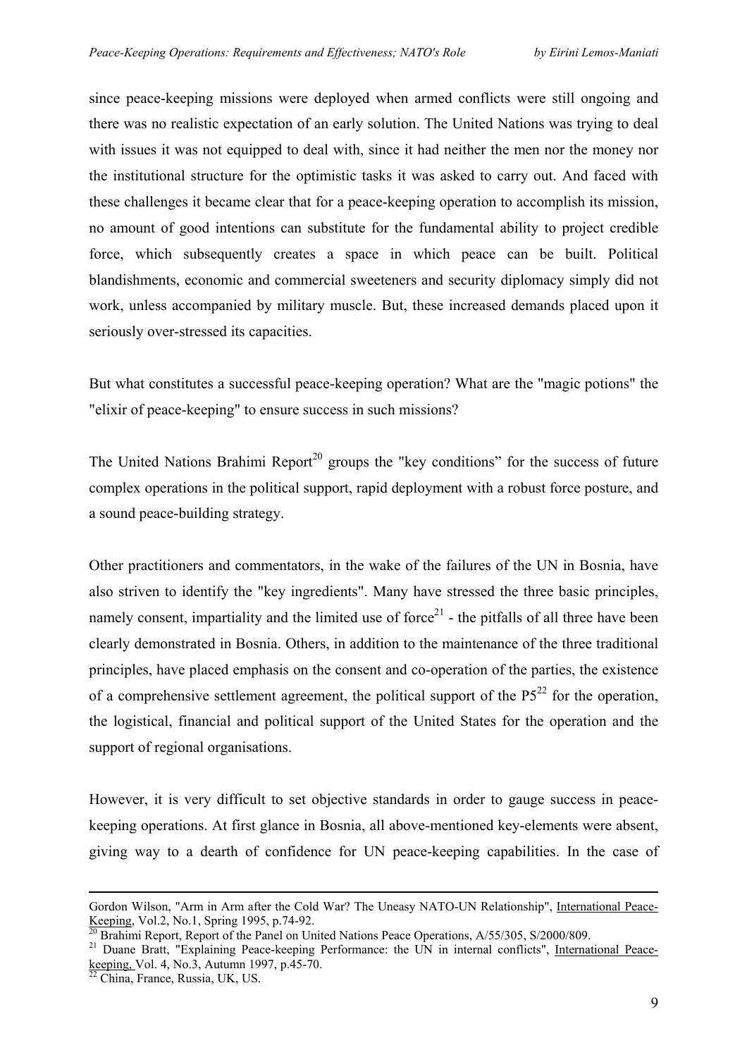since peace-keeping missions were deployed when armed conflicts were still ongoing and there was no realistic expectation of an early solution. The United Nations was trying to deal with issues it was not equipped to deal with, since it had neither the men nor the money nor the institutional structure for the optimistic tasks it was asked to carry out. And faced with these challenges it became clear that for a peace-keeping operation to accomplish its mission, no amount of good intentions can substitute for the fundamental ability to project credible force, which subsequently creates a space in which peace can be built. Political blandishments, economic and commercial sweeteners and security diplomacy simply did not work, unless accompanied by military muscle. But, these increased demands placed upon it seriously over-stressed its capacities.

But what constitutes a successful peace-keeping operation? What are the "magic potions" the "elixir of peace-keeping" to ensure success in such missions?

The United Nations Brahimi Report[20] groups the "key conditions" for the success of future complex operations in the political support, rapid deployment with a robust force posture, and a sound peace-building strategy.

Other practitioners and commentators, in the wake of the failures of the UN in Bosnia, have also striven to identify the "key ingredients". Many have stressed the three basic principles, namely consent, impartiality and the limited use of force[21] - the pitfalls of all three have been clearly demonstrated in Bosnia. Others, in addition to the maintenance of the three traditional principles, have placed emphasis on the consent and co-operation of the parties, the existence of a comprehensive settlement agreement, the political support of the P5[22] for the operation, the logistical, financial and political support of the United States for the operation and the support of regional organisations.

However, it is very difficult to set objective standards in order to gauge success in peace-keeping operations. At first glance in Bosnia, all above-mentioned key-elements were absent, giving way to a dearth of confidence for UN peace-keeping capabilities. In the case of

---

Gordon Wilson, "Arm in Arm after the Cold War? The Uneasy NATO-UN Relationship", International Peace-Keeping, Vol.2, No.1, Spring 1995, p.74-92.

[20] Brahimi Report, Report of the Panel on United Nations Peace Operations, A/55/305, S/2000/809.

[21] Duane Bratt, "Explaining Peace-keeping Performance: the UN in internal conflicts", International Peace-keeping, Vol. 4, No.3, Autumn 1997, p.45-70.

[22] China, France, Russia, UK, US.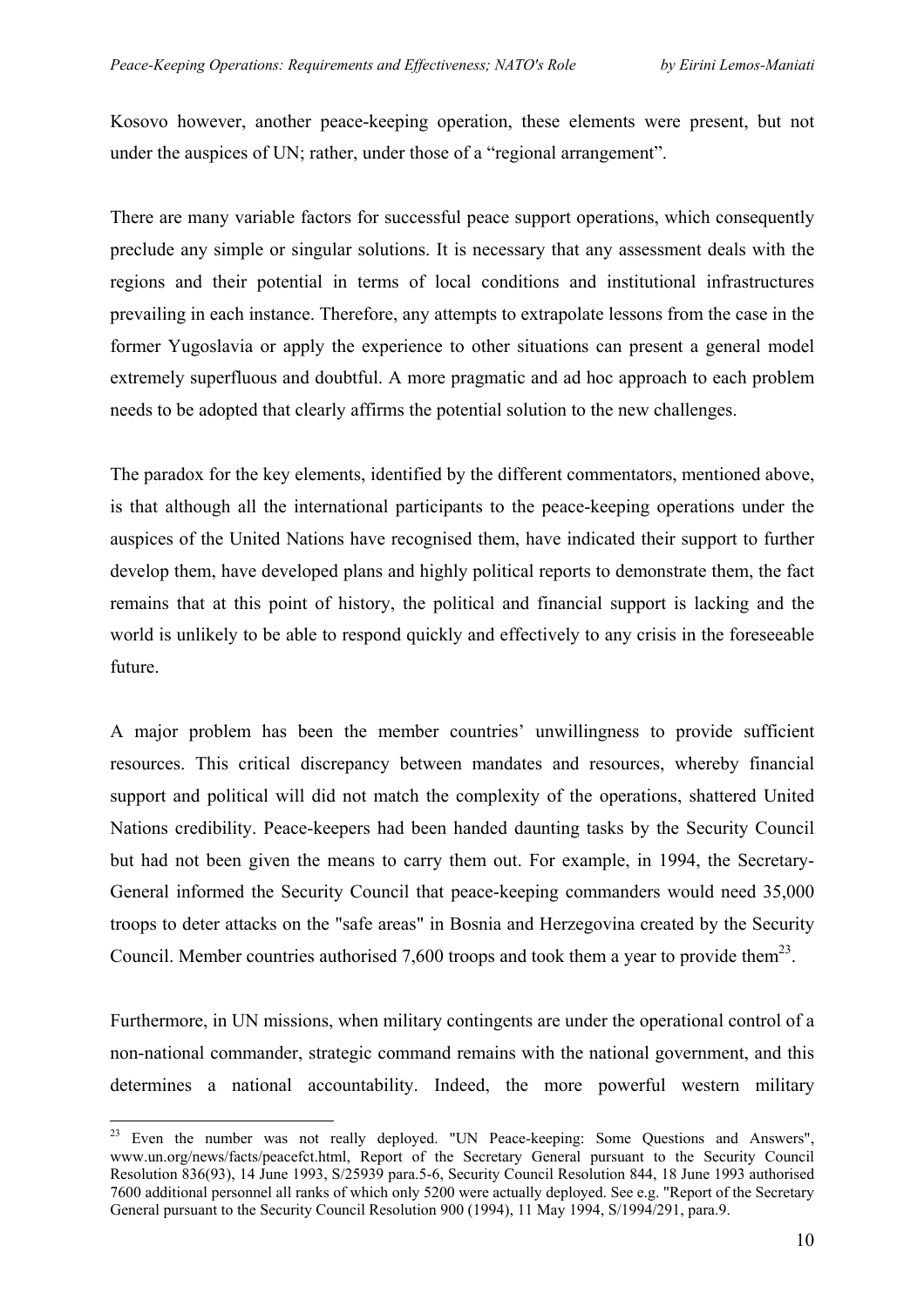Kosovo however, another peace-keeping operation, these elements were present, but not under the auspices of UN; rather, under those of a "regional arrangement".

There are many variable factors for successful peace support operations, which consequently preclude any simple or singular solutions. It is necessary that any assessment deals with the regions and their potential in terms of local conditions and institutional infrastructures prevailing in each instance. Therefore, any attempts to extrapolate lessons from the case in the former Yugoslavia or apply the experience to other situations can present a general model extremely superfluous and doubtful. A more pragmatic and ad hoc approach to each problem needs to be adopted that clearly affirms the potential solution to the new challenges.

The paradox for the key elements, identified by the different commentators, mentioned above, is that although all the international participants to the peace-keeping operations under the auspices of the United Nations have recognised them, have indicated their support to further develop them, have developed plans and highly political reports to demonstrate them, the fact remains that at this point of history, the political and financial support is lacking and the world is unlikely to be able to respond quickly and effectively to any crisis in the foreseeable future.

A major problem has been the member countries' unwillingness to provide sufficient resources. This critical discrepancy between mandates and resources, whereby financial support and political will did not match the complexity of the operations, shattered United Nations credibility. Peace-keepers had been handed daunting tasks by the Security Council but had not been given the means to carry them out. For example, in 1994, the Secretary-General informed the Security Council that peace-keeping commanders would need 35,000 troops to deter attacks on the "safe areas" in Bosnia and Herzegovina created by the Security Council. Member countries authorised 7,600 troops and took them a year to provide them[23].

Furthermore, in UN missions, when military contingents are under the operational control of a non-national commander, strategic command remains with the national government, and this determines a national accountability. Indeed, the more powerful western military

---

[23] Even the number was not really deployed. "UN Peace-keeping: Some Questions and Answers", www.un.org/news/facts/peacefct.html, Report of the Secretary General pursuant to the Security Council Resolution 836(93), 14 June 1993, S/25939 para.5-6, Security Council Resolution 844, 18 June 1993 authorised 7600 additional personnel all ranks of which only 5200 were actually deployed. See e.g. "Report of the Secretary General pursuant to the Security Council Resolution 900 (1994), 11 May 1994, S/1994/291, para.9.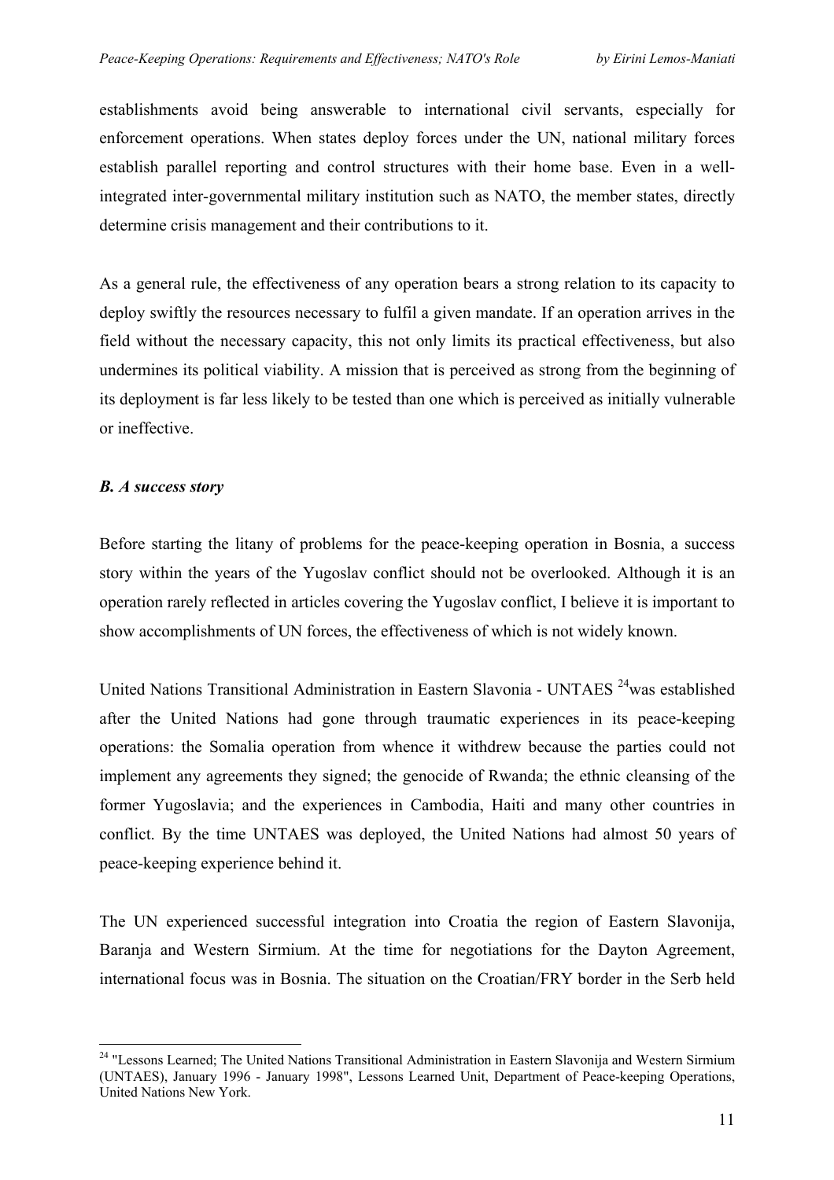establishments avoid being answerable to international civil servants, especially for enforcement operations. When states deploy forces under the UN, national military forces establish parallel reporting and control structures with their home base. Even in a well-integrated inter-governmental military institution such as NATO, the member states, directly determine crisis management and their contributions to it.

As a general rule, the effectiveness of any operation bears a strong relation to its capacity to deploy swiftly the resources necessary to fulfil a given mandate. If an operation arrives in the field without the necessary capacity, this not only limits its practical effectiveness, but also undermines its political viability. A mission that is perceived as strong from the beginning of its deployment is far less likely to be tested than one which is perceived as initially vulnerable or ineffective.

### *B. A success story*

Before starting the litany of problems for the peace-keeping operation in Bosnia, a success story within the years of the Yugoslav conflict should not be overlooked. Although it is an operation rarely reflected in articles covering the Yugoslav conflict, I believe it is important to show accomplishments of UN forces, the effectiveness of which is not widely known.

United Nations Transitional Administration in Eastern Slavonia - UNTAES [24]was established after the United Nations had gone through traumatic experiences in its peace-keeping operations: the Somalia operation from whence it withdrew because the parties could not implement any agreements they signed; the genocide of Rwanda; the ethnic cleansing of the former Yugoslavia; and the experiences in Cambodia, Haiti and many other countries in conflict. By the time UNTAES was deployed, the United Nations had almost 50 years of peace-keeping experience behind it.

The UN experienced successful integration into Croatia the region of Eastern Slavonija, Baranja and Western Sirmium. At the time for negotiations for the Dayton Agreement, international focus was in Bosnia. The situation on the Croatian/FRY border in the Serb held

---

[24] "Lessons Learned; The United Nations Transitional Administration in Eastern Slavonija and Western Sirmium (UNTAES), January 1996 - January 1998", Lessons Learned Unit, Department of Peace-keeping Operations, United Nations New York.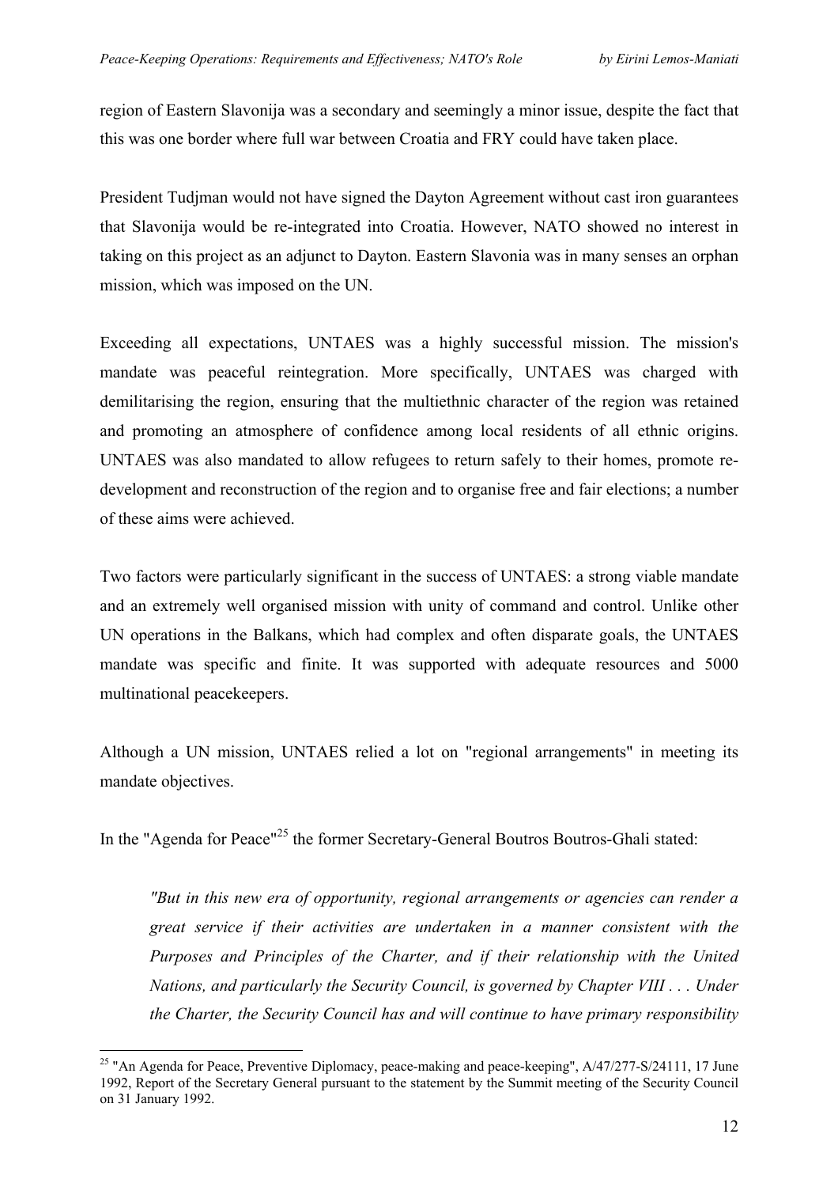region of Eastern Slavonija was a secondary and seemingly a minor issue, despite the fact that this was one border where full war between Croatia and FRY could have taken place.

President Tudjman would not have signed the Dayton Agreement without cast iron guarantees that Slavonija would be re-integrated into Croatia. However, NATO showed no interest in taking on this project as an adjunct to Dayton. Eastern Slavonia was in many senses an orphan mission, which was imposed on the UN.

Exceeding all expectations, UNTAES was a highly successful mission. The mission's mandate was peaceful reintegration. More specifically, UNTAES was charged with demilitarising the region, ensuring that the multiethnic character of the region was retained and promoting an atmosphere of confidence among local residents of all ethnic origins. UNTAES was also mandated to allow refugees to return safely to their homes, promote re-development and reconstruction of the region and to organise free and fair elections; a number of these aims were achieved.

Two factors were particularly significant in the success of UNTAES: a strong viable mandate and an extremely well organised mission with unity of command and control. Unlike other UN operations in the Balkans, which had complex and often disparate goals, the UNTAES mandate was specific and finite. It was supported with adequate resources and 5000 multinational peacekeepers.

Although a UN mission, UNTAES relied a lot on "regional arrangements" in meeting its mandate objectives.

In the "Agenda for Peace"[25] the former Secretary-General Boutros Boutros-Ghali stated:

> *"But in this new era of opportunity, regional arrangements or agencies can render a great service if their activities are undertaken in a manner consistent with the Purposes and Principles of the Charter, and if their relationship with the United Nations, and particularly the Security Council, is governed by Chapter VIII . . . Under the Charter, the Security Council has and will continue to have primary responsibility*

---

[25] "An Agenda for Peace, Preventive Diplomacy, peace-making and peace-keeping", A/47/277-S/24111, 17 June 1992, Report of the Secretary General pursuant to the statement by the Summit meeting of the Security Council on 31 January 1992.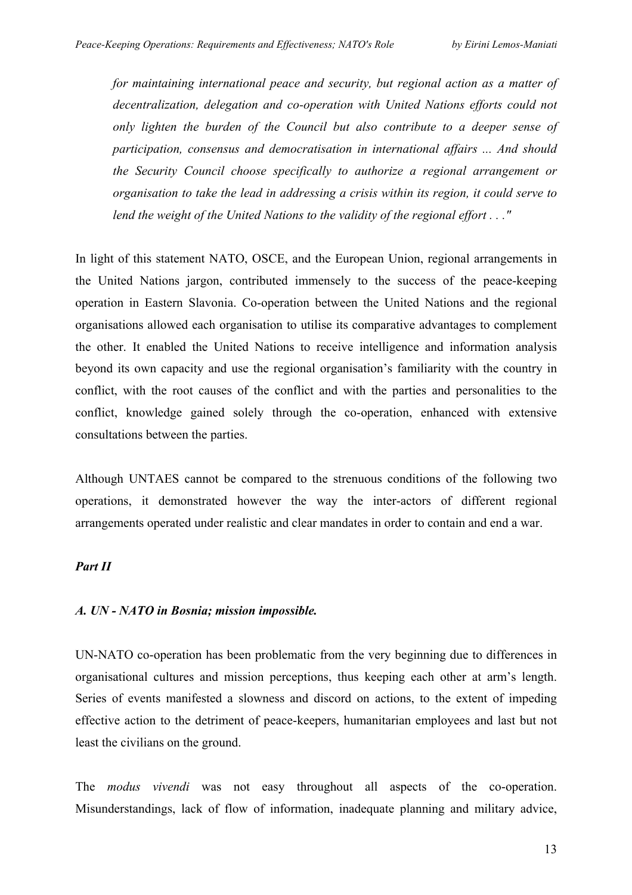*for maintaining international peace and security, but regional action as a matter of decentralization, delegation and co-operation with United Nations efforts could not only lighten the burden of the Council but also contribute to a deeper sense of participation, consensus and democratisation in international affairs ... And should the Security Council choose specifically to authorize a regional arrangement or organisation to take the lead in addressing a crisis within its region, it could serve to lend the weight of the United Nations to the validity of the regional effort . . ."*

In light of this statement NATO, OSCE, and the European Union, regional arrangements in the United Nations jargon, contributed immensely to the success of the peace-keeping operation in Eastern Slavonia. Co-operation between the United Nations and the regional organisations allowed each organisation to utilise its comparative advantages to complement the other. It enabled the United Nations to receive intelligence and information analysis beyond its own capacity and use the regional organisation's familiarity with the country in conflict, with the root causes of the conflict and with the parties and personalities to the conflict, knowledge gained solely through the co-operation, enhanced with extensive consultations between the parties.

Although UNTAES cannot be compared to the strenuous conditions of the following two operations, it demonstrated however the way the inter-actors of different regional arrangements operated under realistic and clear mandates in order to contain and end a war.

## *Part II*

### *A. UN - NATO in Bosnia; mission impossible.*

UN-NATO co-operation has been problematic from the very beginning due to differences in organisational cultures and mission perceptions, thus keeping each other at arm's length. Series of events manifested a slowness and discord on actions, to the extent of impeding effective action to the detriment of peace-keepers, humanitarian employees and last but not least the civilians on the ground.

The *modus vivendi* was not easy throughout all aspects of the co-operation. Misunderstandings, lack of flow of information, inadequate planning and military advice,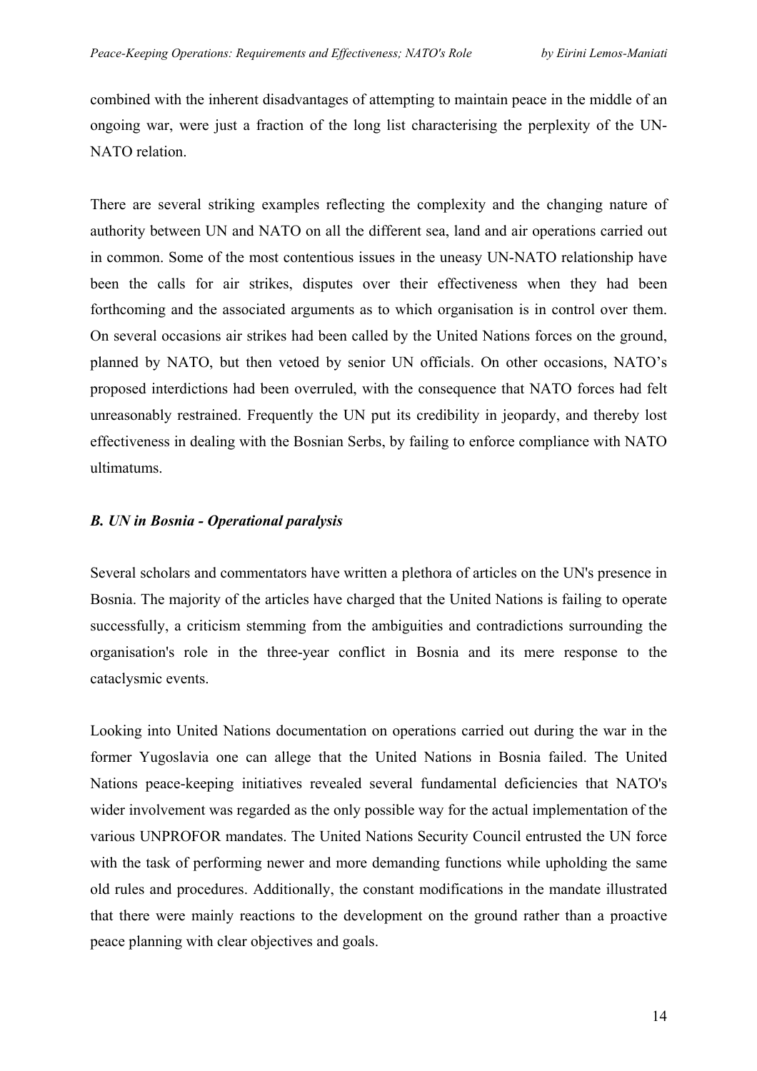combined with the inherent disadvantages of attempting to maintain peace in the middle of an ongoing war, were just a fraction of the long list characterising the perplexity of the UN-NATO relation.

There are several striking examples reflecting the complexity and the changing nature of authority between UN and NATO on all the different sea, land and air operations carried out in common. Some of the most contentious issues in the uneasy UN-NATO relationship have been the calls for air strikes, disputes over their effectiveness when they had been forthcoming and the associated arguments as to which organisation is in control over them. On several occasions air strikes had been called by the United Nations forces on the ground, planned by NATO, but then vetoed by senior UN officials. On other occasions, NATO's proposed interdictions had been overruled, with the consequence that NATO forces had felt unreasonably restrained. Frequently the UN put its credibility in jeopardy, and thereby lost effectiveness in dealing with the Bosnian Serbs, by failing to enforce compliance with NATO ultimatums.

### *B. UN in Bosnia - Operational paralysis*

Several scholars and commentators have written a plethora of articles on the UN's presence in Bosnia. The majority of the articles have charged that the United Nations is failing to operate successfully, a criticism stemming from the ambiguities and contradictions surrounding the organisation's role in the three-year conflict in Bosnia and its mere response to the cataclysmic events.

Looking into United Nations documentation on operations carried out during the war in the former Yugoslavia one can allege that the United Nations in Bosnia failed. The United Nations peace-keeping initiatives revealed several fundamental deficiencies that NATO's wider involvement was regarded as the only possible way for the actual implementation of the various UNPROFOR mandates. The United Nations Security Council entrusted the UN force with the task of performing newer and more demanding functions while upholding the same old rules and procedures. Additionally, the constant modifications in the mandate illustrated that there were mainly reactions to the development on the ground rather than a proactive peace planning with clear objectives and goals.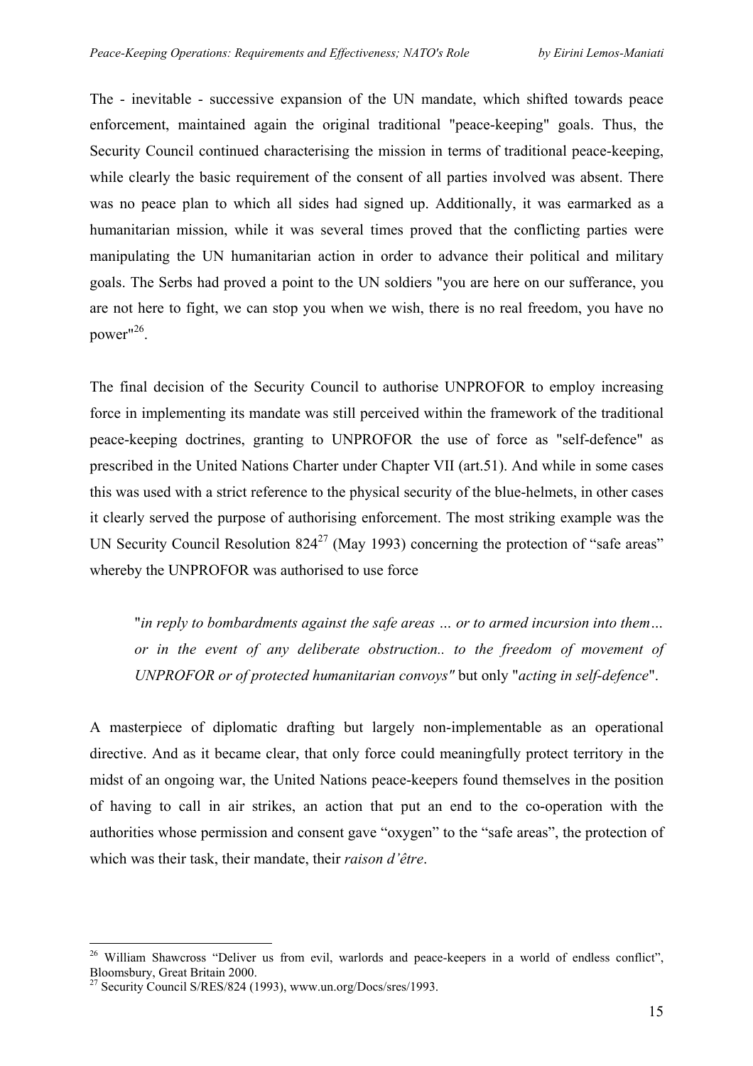The - inevitable - successive expansion of the UN mandate, which shifted towards peace enforcement, maintained again the original traditional "peace-keeping" goals. Thus, the Security Council continued characterising the mission in terms of traditional peace-keeping, while clearly the basic requirement of the consent of all parties involved was absent. There was no peace plan to which all sides had signed up. Additionally, it was earmarked as a humanitarian mission, while it was several times proved that the conflicting parties were manipulating the UN humanitarian action in order to advance their political and military goals. The Serbs had proved a point to the UN soldiers "you are here on our sufferance, you are not here to fight, we can stop you when we wish, there is no real freedom, you have no power"[26].

The final decision of the Security Council to authorise UNPROFOR to employ increasing force in implementing its mandate was still perceived within the framework of the traditional peace-keeping doctrines, granting to UNPROFOR the use of force as "self-defence" as prescribed in the United Nations Charter under Chapter VII (art.51). And while in some cases this was used with a strict reference to the physical security of the blue-helmets, in other cases it clearly served the purpose of authorising enforcement. The most striking example was the UN Security Council Resolution 824[27] (May 1993) concerning the protection of "safe areas" whereby the UNPROFOR was authorised to use force

> "*in reply to bombardments against the safe areas … or to armed incursion into them… or in the event of any deliberate obstruction.. to the freedom of movement of UNPROFOR or of protected humanitarian convoys"* but only "*acting in self-defence*".

A masterpiece of diplomatic drafting but largely non-implementable as an operational directive. And as it became clear, that only force could meaningfully protect territory in the midst of an ongoing war, the United Nations peace-keepers found themselves in the position of having to call in air strikes, an action that put an end to the co-operation with the authorities whose permission and consent gave "oxygen" to the "safe areas", the protection of which was their task, their mandate, their *raison d'être*.

---

[26] William Shawcross "Deliver us from evil, warlords and peace-keepers in a world of endless conflict", Bloomsbury, Great Britain 2000.

[27] Security Council S/RES/824 (1993), www.un.org/Docs/sres/1993.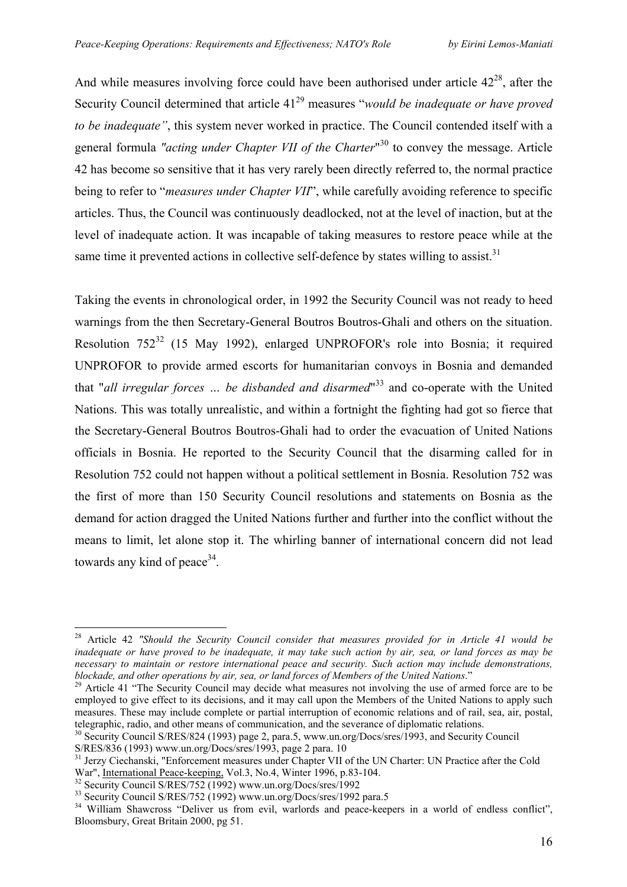And while measures involving force could have been authorised under article 42[28], after the Security Council determined that article 41[29] measures "*would be inadequate or have proved to be inadequate"*, this system never worked in practice. The Council contended itself with a general formula *"acting under Chapter VII of the Charter*"[30] to convey the message. Article 42 has become so sensitive that it has very rarely been directly referred to, the normal practice being to refer to "*measures under Chapter VII*", while carefully avoiding reference to specific articles. Thus, the Council was continuously deadlocked, not at the level of inaction, but at the level of inadequate action. It was incapable of taking measures to restore peace while at the same time it prevented actions in collective self-defence by states willing to assist.[31]

Taking the events in chronological order, in 1992 the Security Council was not ready to heed warnings from the then Secretary-General Boutros Boutros-Ghali and others on the situation. Resolution 752[32] (15 May 1992), enlarged UNPROFOR's role into Bosnia; it required UNPROFOR to provide armed escorts for humanitarian convoys in Bosnia and demanded that "*all irregular forces … be disbanded and disarmed*"[33] and co-operate with the United Nations. This was totally unrealistic, and within a fortnight the fighting had got so fierce that the Secretary-General Boutros Boutros-Ghali had to order the evacuation of United Nations officials in Bosnia. He reported to the Security Council that the disarming called for in Resolution 752 could not happen without a political settlement in Bosnia. Resolution 752 was the first of more than 150 Security Council resolutions and statements on Bosnia as the demand for action dragged the United Nations further and further into the conflict without the means to limit, let alone stop it. The whirling banner of international concern did not lead towards any kind of peace[34].

---

[28] Article 42 *"Should the Security Council consider that measures provided for in Article 41 would be inadequate or have proved to be inadequate, it may take such action by air, sea, or land forces as may be necessary to maintain or restore international peace and security. Such action may include demonstrations, blockade, and other operations by air, sea, or land forces of Members of the United Nations*."

[29] Article 41 "The Security Council may decide what measures not involving the use of armed force are to be employed to give effect to its decisions, and it may call upon the Members of the United Nations to apply such measures. These may include complete or partial interruption of economic relations and of rail, sea, air, postal, telegraphic, radio, and other means of communication, and the severance of diplomatic relations.

[30] Security Council S/RES/824 (1993) page 2, para.5, www.un.org/Docs/sres/1993, and Security Council S/RES/836 (1993) www.un.org/Docs/sres/1993, page 2 para. 10

[31] Jerzy Ciechanski, "Enforcement measures under Chapter VII of the UN Charter: UN Practice after the Cold War", International Peace-keeping, Vol.3, No.4, Winter 1996, p.83-104.

[32] Security Council S/RES/752 (1992) www.un.org/Docs/sres/1992

[33] Security Council S/RES/752 (1992) www.un.org/Docs/sres/1992 para.5

[34] William Shawcross "Deliver us from evil, warlords and peace-keepers in a world of endless conflict", Bloomsbury, Great Britain 2000, pg 51.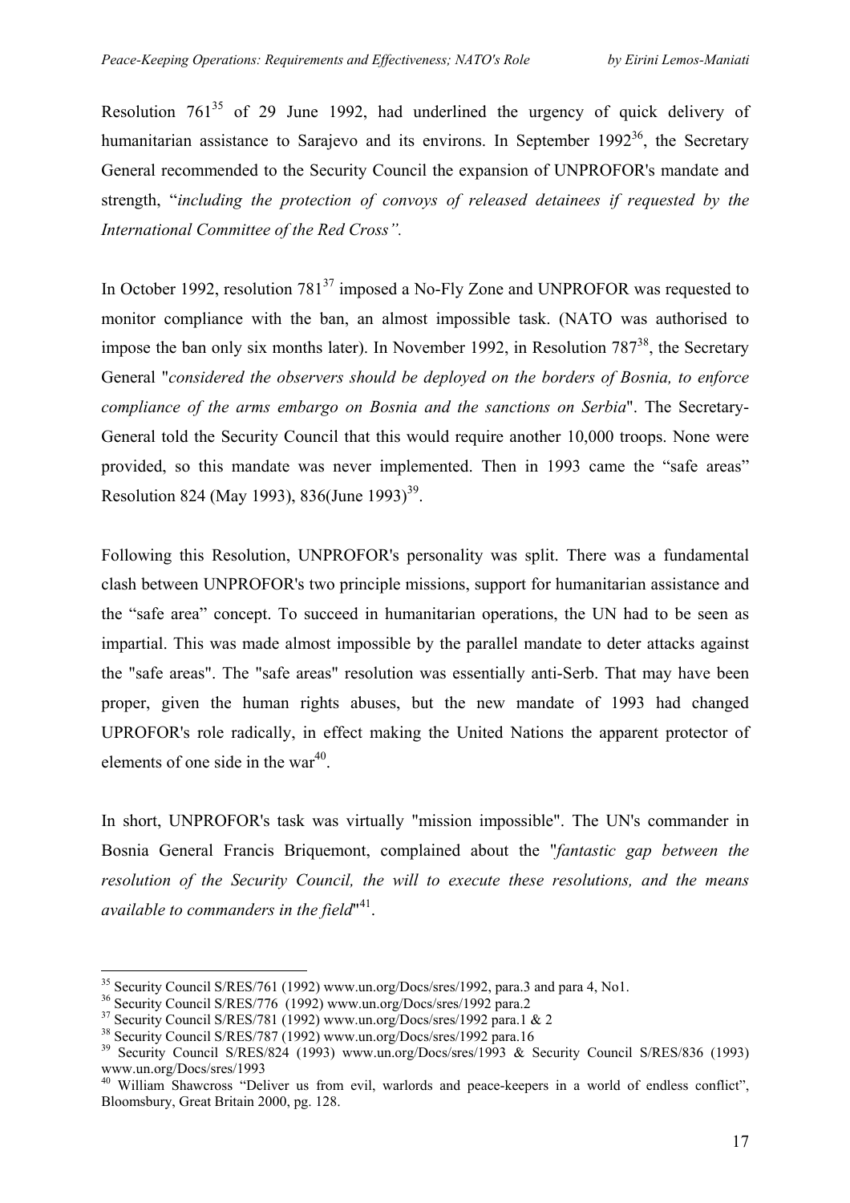Resolution 761[35] of 29 June 1992, had underlined the urgency of quick delivery of humanitarian assistance to Sarajevo and its environs. In September 1992[36], the Secretary General recommended to the Security Council the expansion of UNPROFOR's mandate and strength, "*including the protection of convoys of released detainees if requested by the International Committee of the Red Cross".*

In October 1992, resolution 781[37] imposed a No-Fly Zone and UNPROFOR was requested to monitor compliance with the ban, an almost impossible task. (NATO was authorised to impose the ban only six months later). In November 1992, in Resolution 787[38], the Secretary General "*considered the observers should be deployed on the borders of Bosnia, to enforce compliance of the arms embargo on Bosnia and the sanctions on Serbia*". The Secretary-General told the Security Council that this would require another 10,000 troops. None were provided, so this mandate was never implemented. Then in 1993 came the "safe areas" Resolution 824 (May 1993), 836(June 1993)[39].

Following this Resolution, UNPROFOR's personality was split. There was a fundamental clash between UNPROFOR's two principle missions, support for humanitarian assistance and the "safe area" concept. To succeed in humanitarian operations, the UN had to be seen as impartial. This was made almost impossible by the parallel mandate to deter attacks against the "safe areas". The "safe areas" resolution was essentially anti-Serb. That may have been proper, given the human rights abuses, but the new mandate of 1993 had changed UPROFOR's role radically, in effect making the United Nations the apparent protector of elements of one side in the war[40].

In short, UNPROFOR's task was virtually "mission impossible". The UN's commander in Bosnia General Francis Briquemont, complained about the "*fantastic gap between the resolution of the Security Council, the will to execute these resolutions, and the means available to commanders in the field*"[41].

---

[35] Security Council S/RES/761 (1992) www.un.org/Docs/sres/1992, para.3 and para 4, No1.
[36] Security Council S/RES/776 (1992) www.un.org/Docs/sres/1992 para.2
[37] Security Council S/RES/781 (1992) www.un.org/Docs/sres/1992 para.1 & 2
[38] Security Council S/RES/787 (1992) www.un.org/Docs/sres/1992 para.16
[39] Security Council S/RES/824 (1993) www.un.org/Docs/sres/1993 & Security Council S/RES/836 (1993) www.un.org/Docs/sres/1993
[40] William Shawcross "Deliver us from evil, warlords and peace-keepers in a world of endless conflict", Bloomsbury, Great Britain 2000, pg. 128.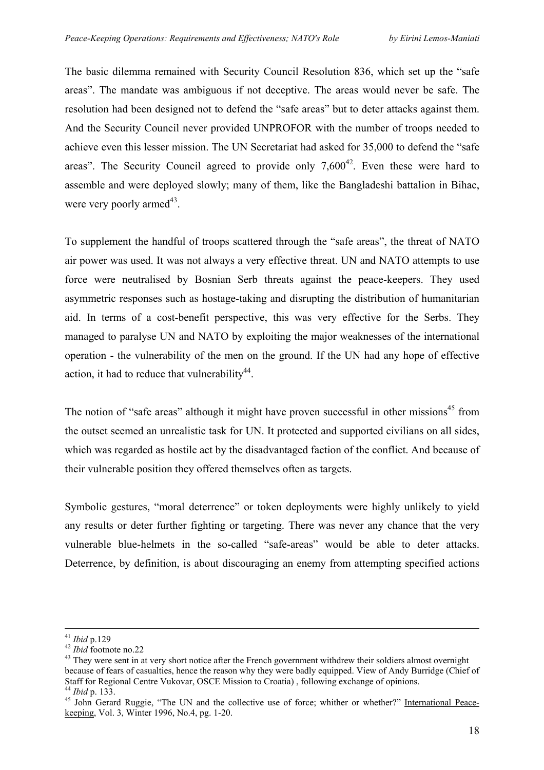The basic dilemma remained with Security Council Resolution 836, which set up the "safe areas". The mandate was ambiguous if not deceptive. The areas would never be safe. The resolution had been designed not to defend the "safe areas" but to deter attacks against them. And the Security Council never provided UNPROFOR with the number of troops needed to achieve even this lesser mission. The UN Secretariat had asked for 35,000 to defend the "safe areas". The Security Council agreed to provide only 7,600[42]. Even these were hard to assemble and were deployed slowly; many of them, like the Bangladeshi battalion in Bihac, were very poorly armed[43].

To supplement the handful of troops scattered through the "safe areas", the threat of NATO air power was used. It was not always a very effective threat. UN and NATO attempts to use force were neutralised by Bosnian Serb threats against the peace-keepers. They used asymmetric responses such as hostage-taking and disrupting the distribution of humanitarian aid. In terms of a cost-benefit perspective, this was very effective for the Serbs. They managed to paralyse UN and NATO by exploiting the major weaknesses of the international operation - the vulnerability of the men on the ground. If the UN had any hope of effective action, it had to reduce that vulnerability[44].

The notion of "safe areas" although it might have proven successful in other missions[45] from the outset seemed an unrealistic task for UN. It protected and supported civilians on all sides, which was regarded as hostile act by the disadvantaged faction of the conflict. And because of their vulnerable position they offered themselves often as targets.

Symbolic gestures, "moral deterrence" or token deployments were highly unlikely to yield any results or deter further fighting or targeting. There was never any chance that the very vulnerable blue-helmets in the so-called "safe-areas" would be able to deter attacks. Deterrence, by definition, is about discouraging an enemy from attempting specified actions

---

[41] *Ibid* p.129

[42] *Ibid* footnote no.22

[43] They were sent in at very short notice after the French government withdrew their soldiers almost overnight because of fears of casualties, hence the reason why they were badly equipped. View of Andy Burridge (Chief of Staff for Regional Centre Vukovar, OSCE Mission to Croatia) , following exchange of opinions.

[44] *Ibid* p. 133.

[45] John Gerard Ruggie, "The UN and the collective use of force; whither or whether?" International Peace-keeping, Vol. 3, Winter 1996, No.4, pg. 1-20.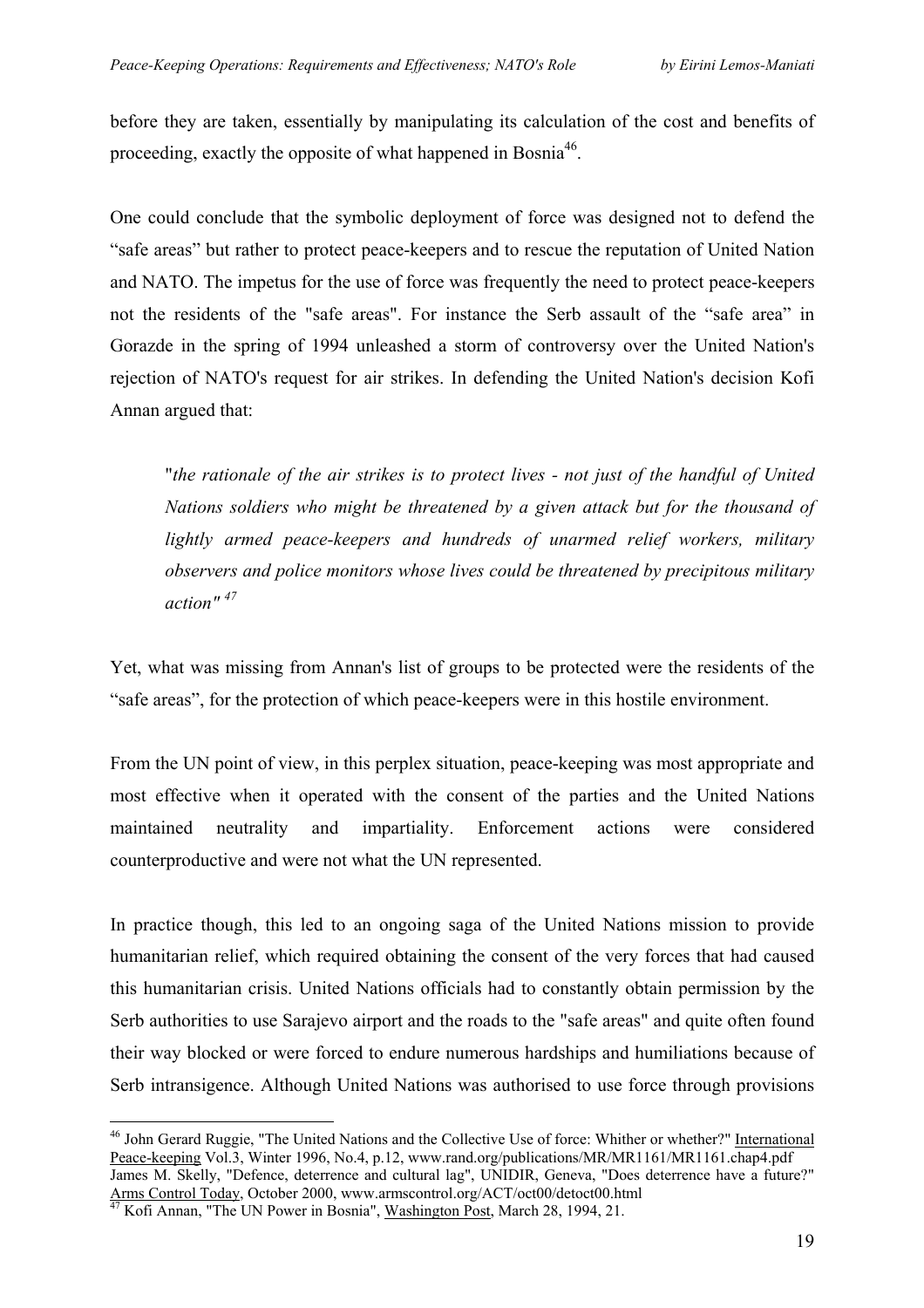before they are taken, essentially by manipulating its calculation of the cost and benefits of proceeding, exactly the opposite of what happened in Bosnia[46].

One could conclude that the symbolic deployment of force was designed not to defend the "safe areas" but rather to protect peace-keepers and to rescue the reputation of United Nation and NATO. The impetus for the use of force was frequently the need to protect peace-keepers not the residents of the "safe areas". For instance the Serb assault of the "safe area" in Gorazde in the spring of 1994 unleashed a storm of controversy over the United Nation's rejection of NATO's request for air strikes. In defending the United Nation's decision Kofi Annan argued that:

> "*the rationale of the air strikes is to protect lives - not just of the handful of United Nations soldiers who might be threatened by a given attack but for the thousand of lightly armed peace-keepers and hundreds of unarmed relief workers, military observers and police monitors whose lives could be threatened by precipitous military action*" [47]

Yet, what was missing from Annan's list of groups to be protected were the residents of the "safe areas", for the protection of which peace-keepers were in this hostile environment.

From the UN point of view, in this perplex situation, peace-keeping was most appropriate and most effective when it operated with the consent of the parties and the United Nations maintained neutrality and impartiality. Enforcement actions were considered counterproductive and were not what the UN represented.

In practice though, this led to an ongoing saga of the United Nations mission to provide humanitarian relief, which required obtaining the consent of the very forces that had caused this humanitarian crisis. United Nations officials had to constantly obtain permission by the Serb authorities to use Sarajevo airport and the roads to the "safe areas" and quite often found their way blocked or were forced to endure numerous hardships and humiliations because of Serb intransigence. Although United Nations was authorised to use force through provisions

---

[46] John Gerard Ruggie, "The United Nations and the Collective Use of force: Whither or whether?" International Peace-keeping Vol.3, Winter 1996, No.4, p.12, www.rand.org/publications/MR/MR1161/MR1161.chap4.pdf
James M. Skelly, "Defence, deterrence and cultural lag", UNIDIR, Geneva, "Does deterrence have a future?" Arms Control Today, October 2000, www.armscontrol.org/ACT/oct00/detoct00.html

[47] Kofi Annan, "The UN Power in Bosnia", Washington Post, March 28, 1994, 21.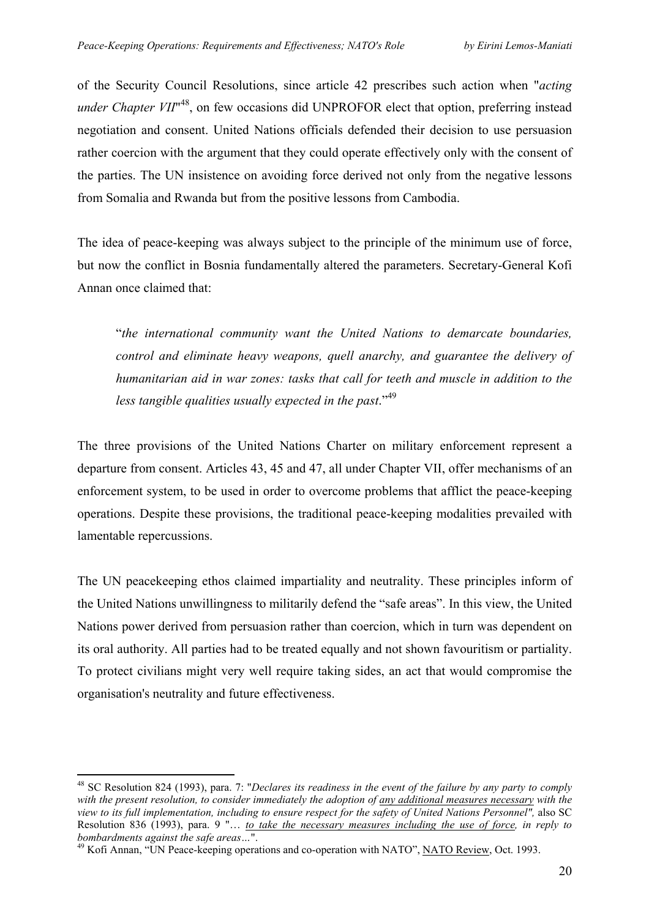of the Security Council Resolutions, since article 42 prescribes such action when "*acting under Chapter VII*"[48], on few occasions did UNPROFOR elect that option, preferring instead negotiation and consent. United Nations officials defended their decision to use persuasion rather coercion with the argument that they could operate effectively only with the consent of the parties. The UN insistence on avoiding force derived not only from the negative lessons from Somalia and Rwanda but from the positive lessons from Cambodia.

The idea of peace-keeping was always subject to the principle of the minimum use of force, but now the conflict in Bosnia fundamentally altered the parameters. Secretary-General Kofi Annan once claimed that:

> "*the international community want the United Nations to demarcate boundaries, control and eliminate heavy weapons, quell anarchy, and guarantee the delivery of humanitarian aid in war zones: tasks that call for teeth and muscle in addition to the less tangible qualities usually expected in the past*."[49]

The three provisions of the United Nations Charter on military enforcement represent a departure from consent. Articles 43, 45 and 47, all under Chapter VII, offer mechanisms of an enforcement system, to be used in order to overcome problems that afflict the peace-keeping operations. Despite these provisions, the traditional peace-keeping modalities prevailed with lamentable repercussions.

The UN peacekeeping ethos claimed impartiality and neutrality. These principles inform of the United Nations unwillingness to militarily defend the "safe areas". In this view, the United Nations power derived from persuasion rather than coercion, which in turn was dependent on its oral authority. All parties had to be treated equally and not shown favouritism or partiality. To protect civilians might very well require taking sides, an act that would compromise the organisation's neutrality and future effectiveness.

---

[48] SC Resolution 824 (1993), para. 7: "*Declares its readiness in the event of the failure by any party to comply with the present resolution, to consider immediately the adoption of any additional measures necessary with the view to its full implementation, including to ensure respect for the safety of United Nations Personnel",* also SC Resolution 836 (1993), para. 9 "*… to take the necessary measures including the use of force, in reply to bombardments against the safe areas…*".

[49] Kofi Annan, "UN Peace-keeping operations and co-operation with NATO", NATO Review, Oct. 1993.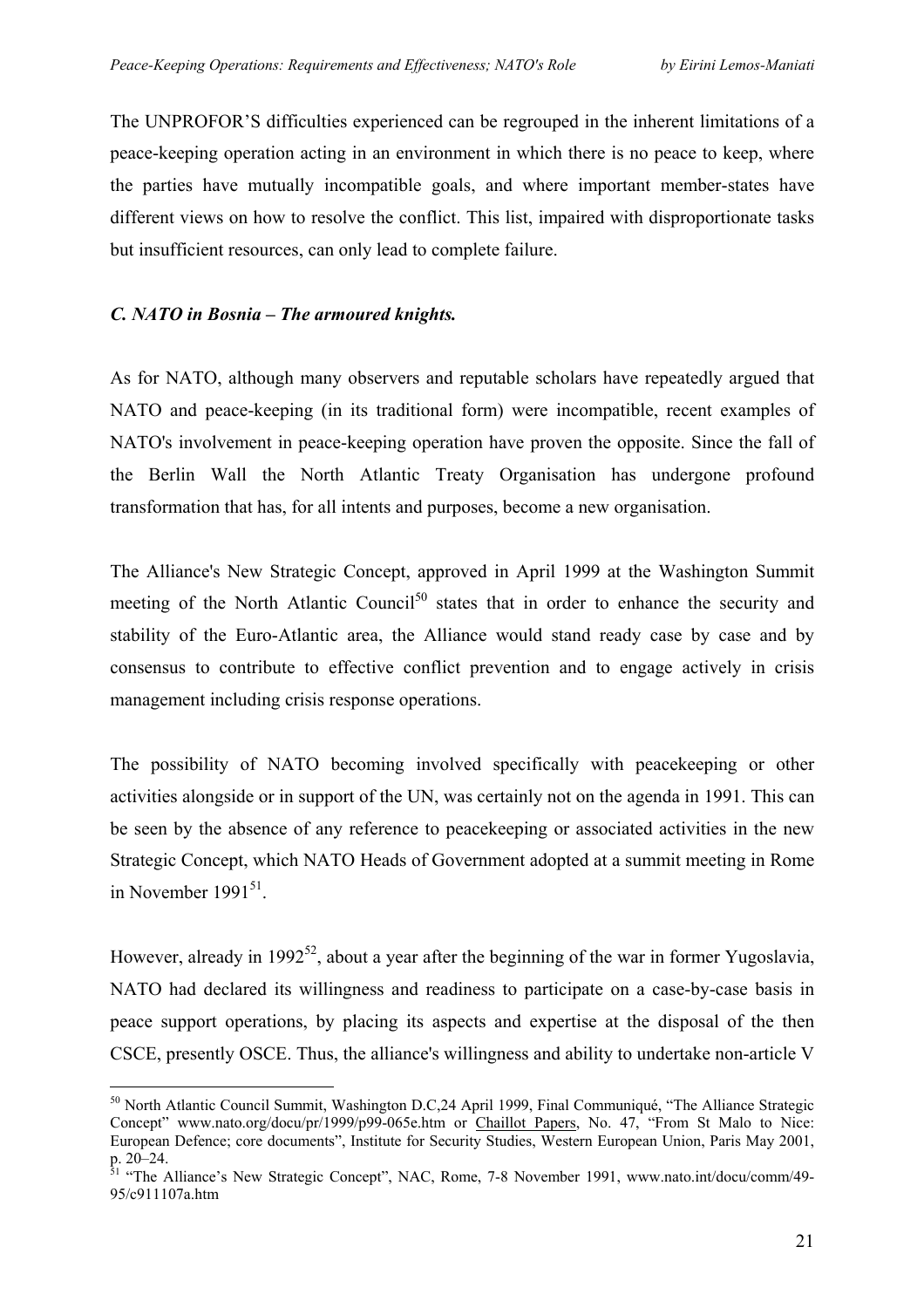The UNPROFOR'S difficulties experienced can be regrouped in the inherent limitations of a peace-keeping operation acting in an environment in which there is no peace to keep, where the parties have mutually incompatible goals, and where important member-states have different views on how to resolve the conflict. This list, impaired with disproportionate tasks but insufficient resources, can only lead to complete failure.

### *C. NATO in Bosnia – The armoured knights.*

As for NATO, although many observers and reputable scholars have repeatedly argued that NATO and peace-keeping (in its traditional form) were incompatible, recent examples of NATO's involvement in peace-keeping operation have proven the opposite. Since the fall of the Berlin Wall the North Atlantic Treaty Organisation has undergone profound transformation that has, for all intents and purposes, become a new organisation.

The Alliance's New Strategic Concept, approved in April 1999 at the Washington Summit meeting of the North Atlantic Council[50] states that in order to enhance the security and stability of the Euro-Atlantic area, the Alliance would stand ready case by case and by consensus to contribute to effective conflict prevention and to engage actively in crisis management including crisis response operations.

The possibility of NATO becoming involved specifically with peacekeeping or other activities alongside or in support of the UN, was certainly not on the agenda in 1991. This can be seen by the absence of any reference to peacekeeping or associated activities in the new Strategic Concept, which NATO Heads of Government adopted at a summit meeting in Rome in November 1991[51].

However, already in 1992[52], about a year after the beginning of the war in former Yugoslavia, NATO had declared its willingness and readiness to participate on a case-by-case basis in peace support operations, by placing its aspects and expertise at the disposal of the then CSCE, presently OSCE. Thus, the alliance's willingness and ability to undertake non-article V

---

[50] North Atlantic Council Summit, Washington D.C,24 April 1999, Final Communiqué, "The Alliance Strategic Concept" www.nato.org/docu/pr/1999/p99-065e.htm or Chaillot Papers, No. 47, "From St Malo to Nice: European Defence; core documents", Institute for Security Studies, Western European Union, Paris May 2001, p. 20–24.

[51] "The Alliance's New Strategic Concept", NAC, Rome, 7-8 November 1991, www.nato.int/docu/comm/49-95/c911107a.htm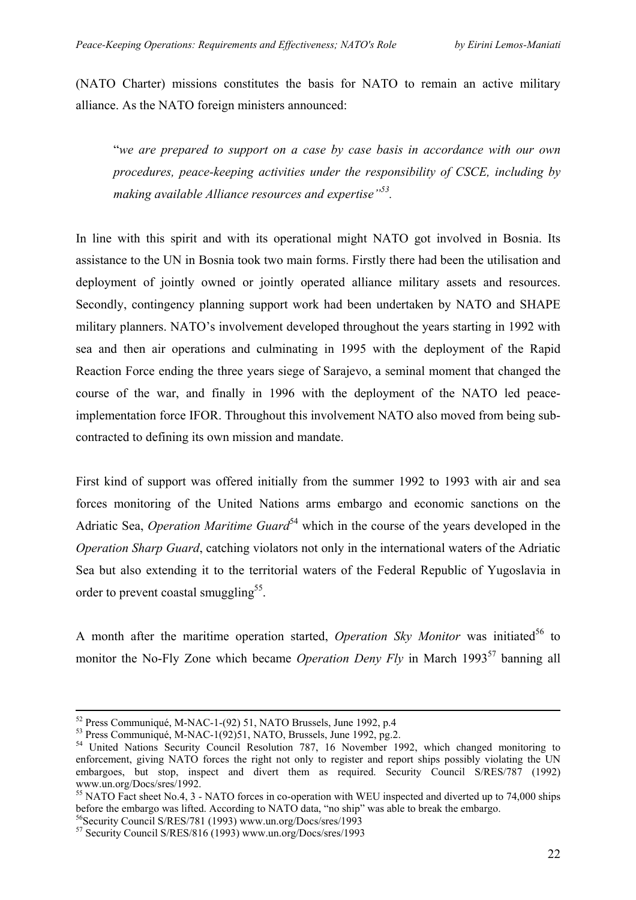(NATO Charter) missions constitutes the basis for NATO to remain an active military alliance. As the NATO foreign ministers announced:

> "*we are prepared to support on a case by case basis in accordance with our own procedures, peace-keeping activities under the responsibility of CSCE, including by making available Alliance resources and expertise"*[53].

In line with this spirit and with its operational might NATO got involved in Bosnia. Its assistance to the UN in Bosnia took two main forms. Firstly there had been the utilisation and deployment of jointly owned or jointly operated alliance military assets and resources. Secondly, contingency planning support work had been undertaken by NATO and SHAPE military planners. NATO's involvement developed throughout the years starting in 1992 with sea and then air operations and culminating in 1995 with the deployment of the Rapid Reaction Force ending the three years siege of Sarajevo, a seminal moment that changed the course of the war, and finally in 1996 with the deployment of the NATO led peace-implementation force IFOR. Throughout this involvement NATO also moved from being sub-contracted to defining its own mission and mandate.

First kind of support was offered initially from the summer 1992 to 1993 with air and sea forces monitoring of the United Nations arms embargo and economic sanctions on the Adriatic Sea, *Operation Maritime Guard*[54] which in the course of the years developed in the *Operation Sharp Guard*, catching violators not only in the international waters of the Adriatic Sea but also extending it to the territorial waters of the Federal Republic of Yugoslavia in order to prevent coastal smuggling[55].

A month after the maritime operation started, *Operation Sky Monitor* was initiated[56] to monitor the No-Fly Zone which became *Operation Deny Fly* in March 1993[57] banning all

---

[52] Press Communiqué, M-NAC-1-(92) 51, NATO Brussels, June 1992, p.4

[53] Press Communiqué, M-NAC-1(92)51, NATO, Brussels, June 1992, pg.2.

[54] United Nations Security Council Resolution 787, 16 November 1992, which changed monitoring to enforcement, giving NATO forces the right not only to register and report ships possibly violating the UN embargoes, but stop, inspect and divert them as required. Security Council S/RES/787 (1992) www.un.org/Docs/sres/1992.

[55] NATO Fact sheet No.4, 3 - NATO forces in co-operation with WEU inspected and diverted up to 74,000 ships before the embargo was lifted. According to NATO data, "no ship" was able to break the embargo.

[56] Security Council S/RES/781 (1993) www.un.org/Docs/sres/1993

[57] Security Council S/RES/816 (1993) www.un.org/Docs/sres/1993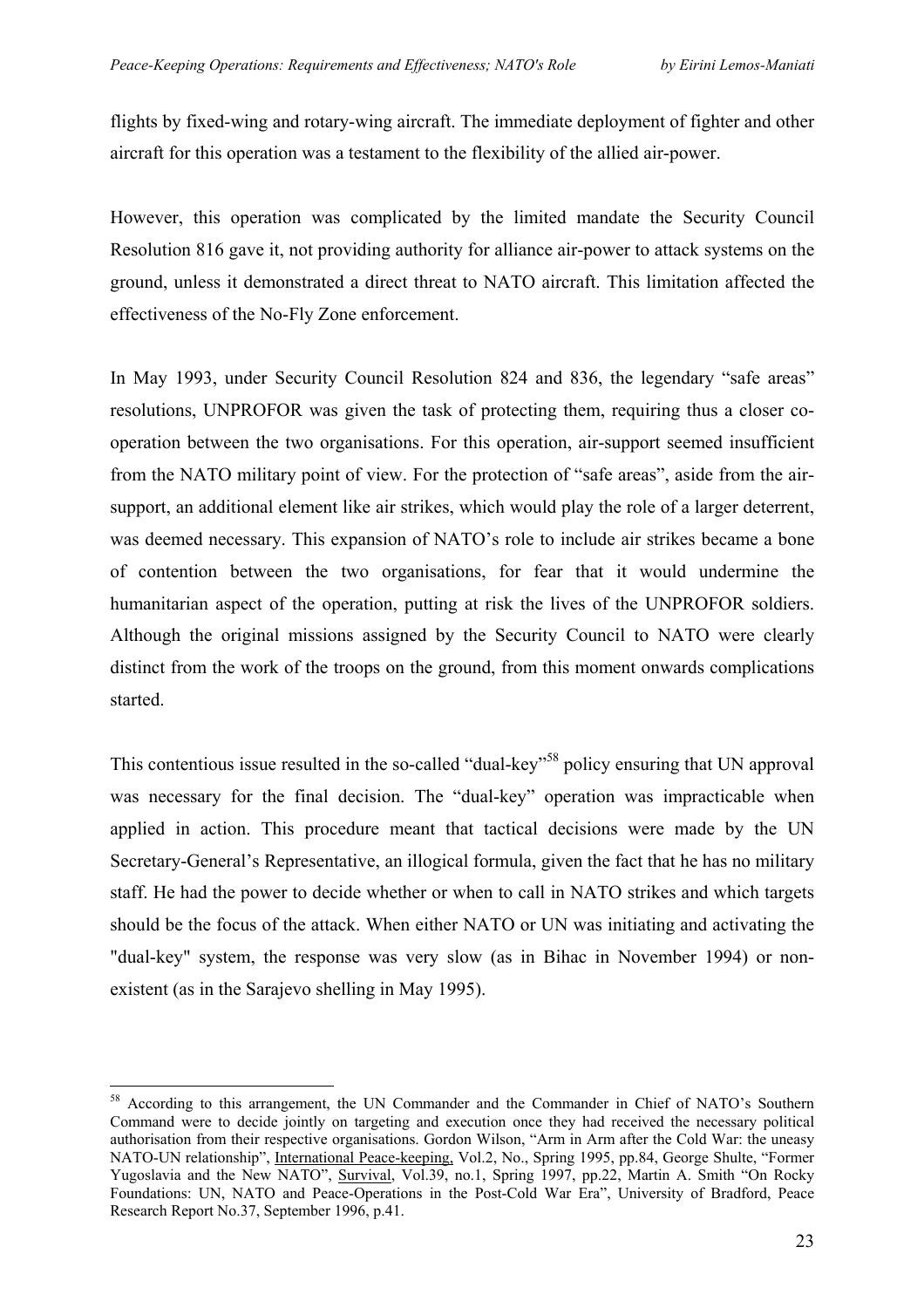flights by fixed-wing and rotary-wing aircraft. The immediate deployment of fighter and other aircraft for this operation was a testament to the flexibility of the allied air-power.

However, this operation was complicated by the limited mandate the Security Council Resolution 816 gave it, not providing authority for alliance air-power to attack systems on the ground, unless it demonstrated a direct threat to NATO aircraft. This limitation affected the effectiveness of the No-Fly Zone enforcement.

In May 1993, under Security Council Resolution 824 and 836, the legendary "safe areas" resolutions, UNPROFOR was given the task of protecting them, requiring thus a closer co-operation between the two organisations. For this operation, air-support seemed insufficient from the NATO military point of view. For the protection of "safe areas", aside from the air-support, an additional element like air strikes, which would play the role of a larger deterrent, was deemed necessary. This expansion of NATO's role to include air strikes became a bone of contention between the two organisations, for fear that it would undermine the humanitarian aspect of the operation, putting at risk the lives of the UNPROFOR soldiers. Although the original missions assigned by the Security Council to NATO were clearly distinct from the work of the troops on the ground, from this moment onwards complications started.

This contentious issue resulted in the so-called "dual-key"[58] policy ensuring that UN approval was necessary for the final decision. The "dual-key" operation was impracticable when applied in action. This procedure meant that tactical decisions were made by the UN Secretary-General's Representative, an illogical formula, given the fact that he has no military staff. He had the power to decide whether or when to call in NATO strikes and which targets should be the focus of the attack. When either NATO or UN was initiating and activating the "dual-key" system, the response was very slow (as in Bihac in November 1994) or non-existent (as in the Sarajevo shelling in May 1995).

---

[58] According to this arrangement, the UN Commander and the Commander in Chief of NATO's Southern Command were to decide jointly on targeting and execution once they had received the necessary political authorisation from their respective organisations. Gordon Wilson, "Arm in Arm after the Cold War: the uneasy NATO-UN relationship", International Peace-keeping, Vol.2, No., Spring 1995, pp.84, George Shulte, "Former Yugoslavia and the New NATO", Survival, Vol.39, no.1, Spring 1997, pp.22, Martin A. Smith "On Rocky Foundations: UN, NATO and Peace-Operations in the Post-Cold War Era", University of Bradford, Peace Research Report No.37, September 1996, p.41.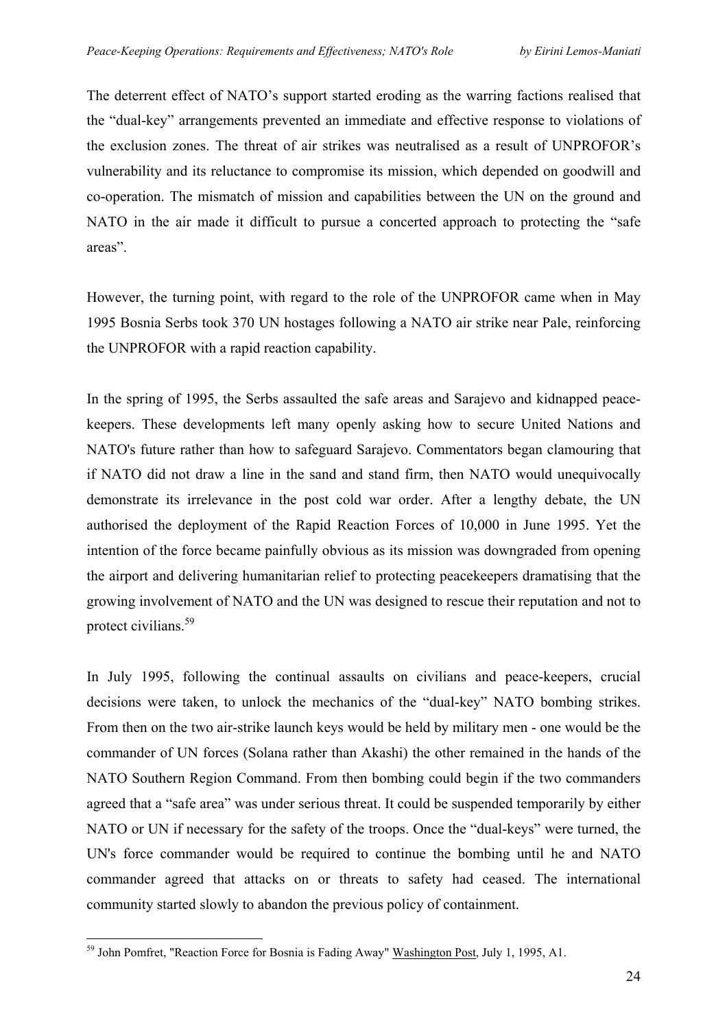The deterrent effect of NATO's support started eroding as the warring factions realised that the "dual-key" arrangements prevented an immediate and effective response to violations of the exclusion zones. The threat of air strikes was neutralised as a result of UNPROFOR's vulnerability and its reluctance to compromise its mission, which depended on goodwill and co-operation. The mismatch of mission and capabilities between the UN on the ground and NATO in the air made it difficult to pursue a concerted approach to protecting the "safe areas".

However, the turning point, with regard to the role of the UNPROFOR came when in May 1995 Bosnia Serbs took 370 UN hostages following a NATO air strike near Pale, reinforcing the UNPROFOR with a rapid reaction capability.

In the spring of 1995, the Serbs assaulted the safe areas and Sarajevo and kidnapped peace-keepers. These developments left many openly asking how to secure United Nations and NATO's future rather than how to safeguard Sarajevo. Commentators began clamouring that if NATO did not draw a line in the sand and stand firm, then NATO would unequivocally demonstrate its irrelevance in the post cold war order. After a lengthy debate, the UN authorised the deployment of the Rapid Reaction Forces of 10,000 in June 1995. Yet the intention of the force became painfully obvious as its mission was downgraded from opening the airport and delivering humanitarian relief to protecting peacekeepers dramatising that the growing involvement of NATO and the UN was designed to rescue their reputation and not to protect civilians.[59]

In July 1995, following the continual assaults on civilians and peace-keepers, crucial decisions were taken, to unlock the mechanics of the "dual-key" NATO bombing strikes. From then on the two air-strike launch keys would be held by military men - one would be the commander of UN forces (Solana rather than Akashi) the other remained in the hands of the NATO Southern Region Command. From then bombing could begin if the two commanders agreed that a "safe area" was under serious threat. It could be suspended temporarily by either NATO or UN if necessary for the safety of the troops. Once the "dual-keys" were turned, the UN's force commander would be required to continue the bombing until he and NATO commander agreed that attacks on or threats to safety had ceased. The international community started slowly to abandon the previous policy of containment.

---

[59] John Pomfret, "Reaction Force for Bosnia is Fading Away" Washington Post, July 1, 1995, A1.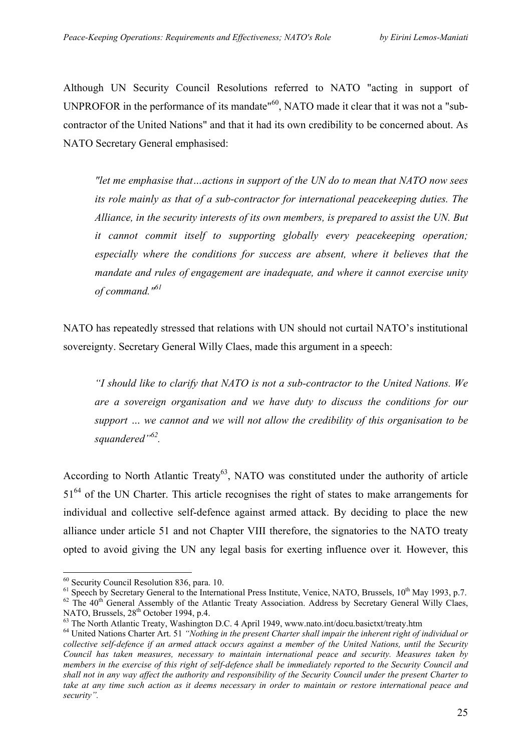Although UN Security Council Resolutions referred to NATO "acting in support of UNPROFOR in the performance of its mandate"[60], NATO made it clear that it was not a "sub-contractor of the United Nations" and that it had its own credibility to be concerned about. As NATO Secretary General emphasised:

> *"let me emphasise that…actions in support of the UN do to mean that NATO now sees its role mainly as that of a sub-contractor for international peacekeeping duties. The Alliance, in the security interests of its own members, is prepared to assist the UN. But it cannot commit itself to supporting globally every peacekeeping operation; especially where the conditions for success are absent, where it believes that the mandate and rules of engagement are inadequate, and where it cannot exercise unity of command."*[61]

NATO has repeatedly stressed that relations with UN should not curtail NATO's institutional sovereignty. Secretary General Willy Claes, made this argument in a speech:

> *"I should like to clarify that NATO is not a sub-contractor to the United Nations. We are a sovereign organisation and we have duty to discuss the conditions for our support … we cannot and we will not allow the credibility of this organisation to be squandered"*[62].

According to North Atlantic Treaty[63], NATO was constituted under the authority of article 51[64] of the UN Charter. This article recognises the right of states to make arrangements for individual and collective self-defence against armed attack. By deciding to place the new alliance under article 51 and not Chapter VIII therefore, the signatories to the NATO treaty opted to avoid giving the UN any legal basis for exerting influence over it*.* However, this

---

[60] Security Council Resolution 836, para. 10.

[61] Speech by Secretary General to the International Press Institute, Venice, NATO, Brussels, 10th May 1993, p.7.

[62] The 40th General Assembly of the Atlantic Treaty Association. Address by Secretary General Willy Claes, NATO, Brussels, 28th October 1994, p.4.

[63] The North Atlantic Treaty, Washington D.C. 4 April 1949, www.nato.int/docu.basictxt/treaty.htm

[64] United Nations Charter Art. 51 *"Nothing in the present Charter shall impair the inherent right of individual or collective self-defence if an armed attack occurs against a member of the United Nations, until the Security Council has taken measures, necessary to maintain international peace and security. Measures taken by members in the exercise of this right of self-defence shall be immediately reported to the Security Council and shall not in any way affect the authority and responsibility of the Security Council under the present Charter to take at any time such action as it deems necessary in order to maintain or restore international peace and security".*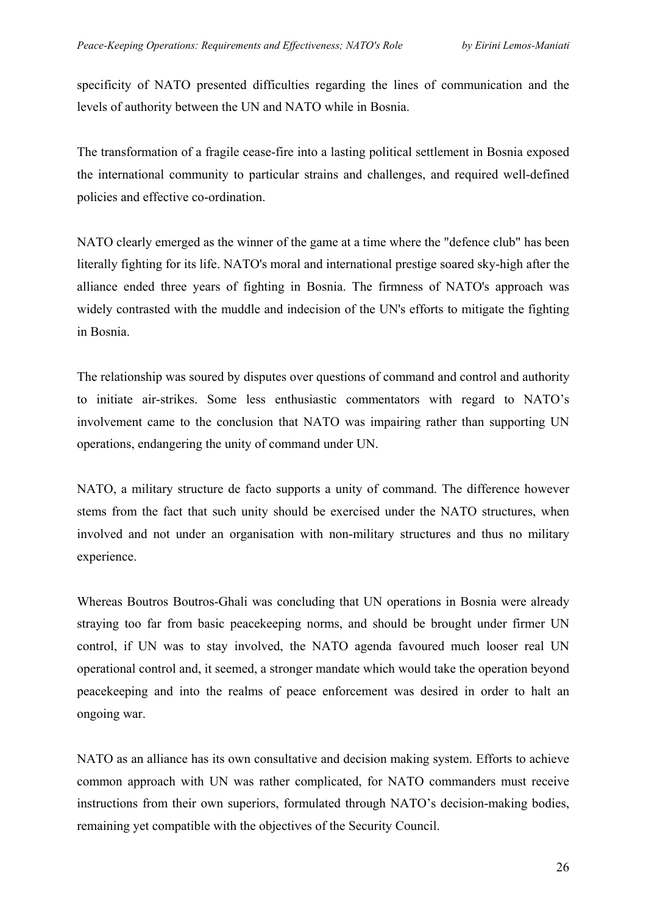specificity of NATO presented difficulties regarding the lines of communication and the levels of authority between the UN and NATO while in Bosnia.

The transformation of a fragile cease-fire into a lasting political settlement in Bosnia exposed the international community to particular strains and challenges, and required well-defined policies and effective co-ordination.

NATO clearly emerged as the winner of the game at a time where the "defence club" has been literally fighting for its life. NATO's moral and international prestige soared sky-high after the alliance ended three years of fighting in Bosnia. The firmness of NATO's approach was widely contrasted with the muddle and indecision of the UN's efforts to mitigate the fighting in Bosnia.

The relationship was soured by disputes over questions of command and control and authority to initiate air-strikes. Some less enthusiastic commentators with regard to NATO's involvement came to the conclusion that NATO was impairing rather than supporting UN operations, endangering the unity of command under UN.

NATO, a military structure de facto supports a unity of command. The difference however stems from the fact that such unity should be exercised under the NATO structures, when involved and not under an organisation with non-military structures and thus no military experience.

Whereas Boutros Boutros-Ghali was concluding that UN operations in Bosnia were already straying too far from basic peacekeeping norms, and should be brought under firmer UN control, if UN was to stay involved, the NATO agenda favoured much looser real UN operational control and, it seemed, a stronger mandate which would take the operation beyond peacekeeping and into the realms of peace enforcement was desired in order to halt an ongoing war.

NATO as an alliance has its own consultative and decision making system. Efforts to achieve common approach with UN was rather complicated, for NATO commanders must receive instructions from their own superiors, formulated through NATO's decision-making bodies, remaining yet compatible with the objectives of the Security Council.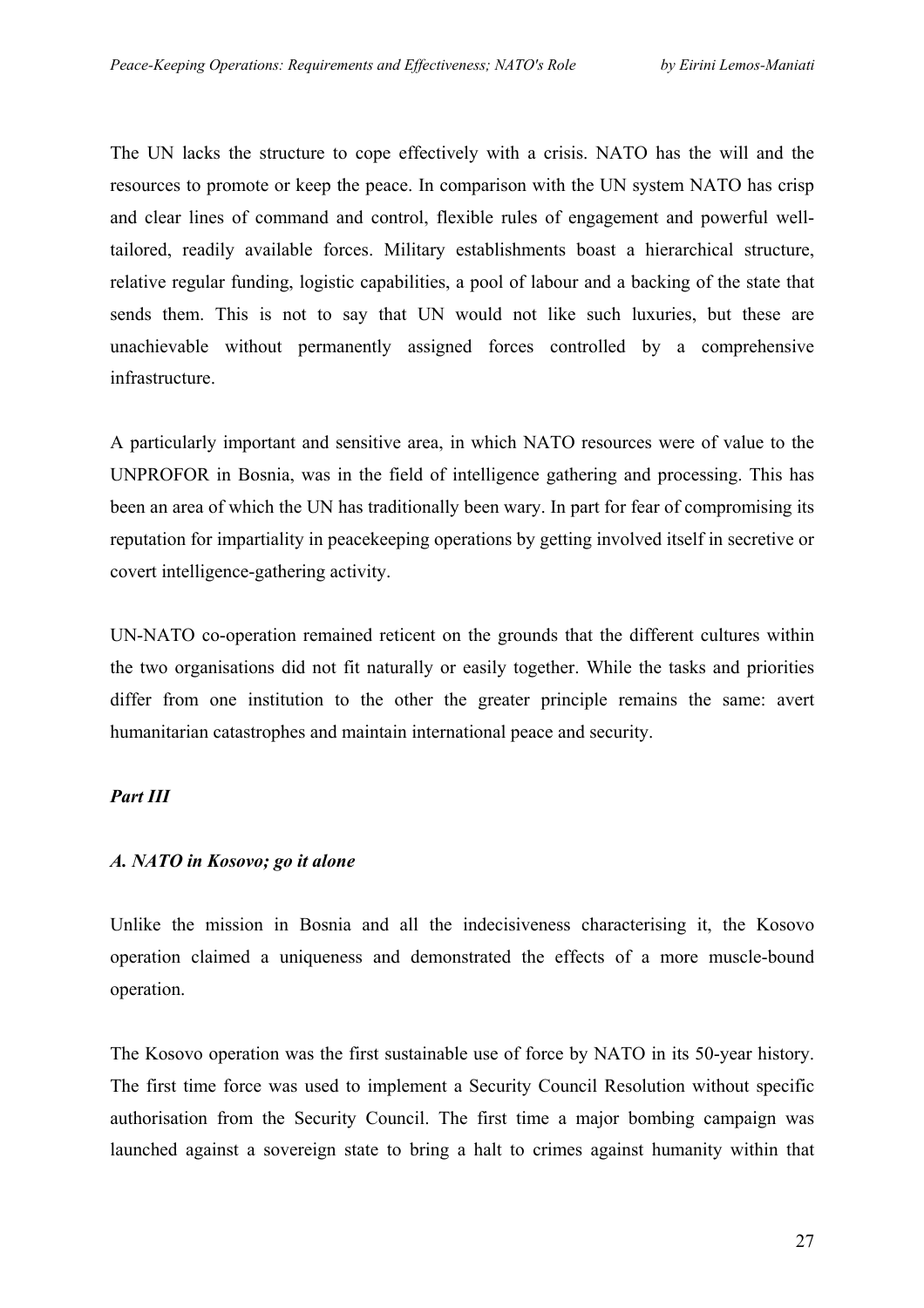The UN lacks the structure to cope effectively with a crisis. NATO has the will and the resources to promote or keep the peace. In comparison with the UN system NATO has crisp and clear lines of command and control, flexible rules of engagement and powerful well-tailored, readily available forces. Military establishments boast a hierarchical structure, relative regular funding, logistic capabilities, a pool of labour and a backing of the state that sends them. This is not to say that UN would not like such luxuries, but these are unachievable without permanently assigned forces controlled by a comprehensive infrastructure.

A particularly important and sensitive area, in which NATO resources were of value to the UNPROFOR in Bosnia, was in the field of intelligence gathering and processing. This has been an area of which the UN has traditionally been wary. In part for fear of compromising its reputation for impartiality in peacekeeping operations by getting involved itself in secretive or covert intelligence-gathering activity.

UN-NATO co-operation remained reticent on the grounds that the different cultures within the two organisations did not fit naturally or easily together. While the tasks and priorities differ from one institution to the other the greater principle remains the same: avert humanitarian catastrophes and maintain international peace and security.

## *Part III*

### *A. NATO in Kosovo; go it alone*

Unlike the mission in Bosnia and all the indecisiveness characterising it, the Kosovo operation claimed a uniqueness and demonstrated the effects of a more muscle-bound operation.

The Kosovo operation was the first sustainable use of force by NATO in its 50-year history. The first time force was used to implement a Security Council Resolution without specific authorisation from the Security Council. The first time a major bombing campaign was launched against a sovereign state to bring a halt to crimes against humanity within that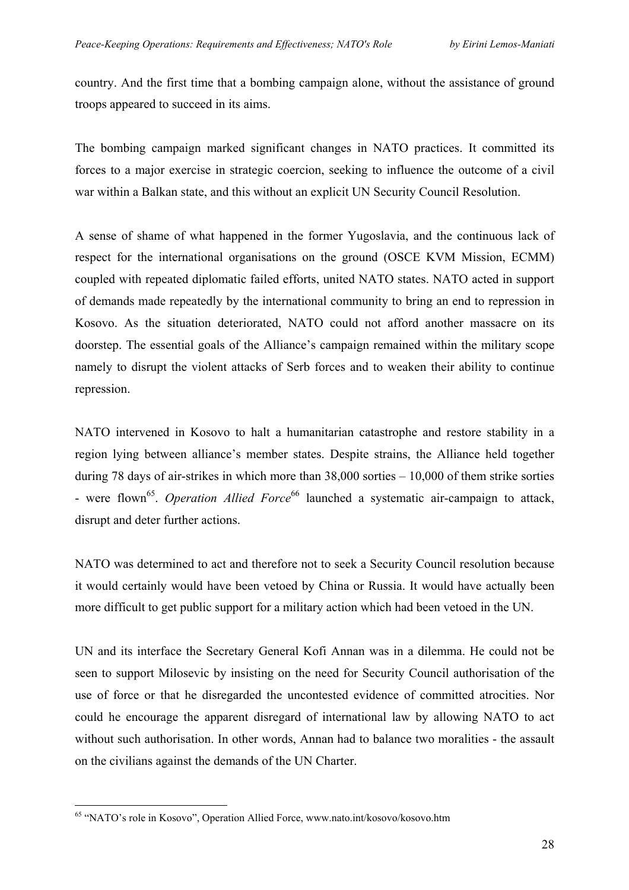country. And the first time that a bombing campaign alone, without the assistance of ground troops appeared to succeed in its aims.

The bombing campaign marked significant changes in NATO practices. It committed its forces to a major exercise in strategic coercion, seeking to influence the outcome of a civil war within a Balkan state, and this without an explicit UN Security Council Resolution.

A sense of shame of what happened in the former Yugoslavia, and the continuous lack of respect for the international organisations on the ground (OSCE KVM Mission, ECMM) coupled with repeated diplomatic failed efforts, united NATO states. NATO acted in support of demands made repeatedly by the international community to bring an end to repression in Kosovo. As the situation deteriorated, NATO could not afford another massacre on its doorstep. The essential goals of the Alliance's campaign remained within the military scope namely to disrupt the violent attacks of Serb forces and to weaken their ability to continue repression.

NATO intervened in Kosovo to halt a humanitarian catastrophe and restore stability in a region lying between alliance's member states. Despite strains, the Alliance held together during 78 days of air-strikes in which more than 38,000 sorties – 10,000 of them strike sorties - were flown[65]. *Operation Allied Force*[66] launched a systematic air-campaign to attack, disrupt and deter further actions.

NATO was determined to act and therefore not to seek a Security Council resolution because it would certainly would have been vetoed by China or Russia. It would have actually been more difficult to get public support for a military action which had been vetoed in the UN.

UN and its interface the Secretary General Kofi Annan was in a dilemma. He could not be seen to support Milosevic by insisting on the need for Security Council authorisation of the use of force or that he disregarded the uncontested evidence of committed atrocities. Nor could he encourage the apparent disregard of international law by allowing NATO to act without such authorisation. In other words, Annan had to balance two moralities - the assault on the civilians against the demands of the UN Charter.

---

[65] "NATO's role in Kosovo", Operation Allied Force, www.nato.int/kosovo/kosovo.htm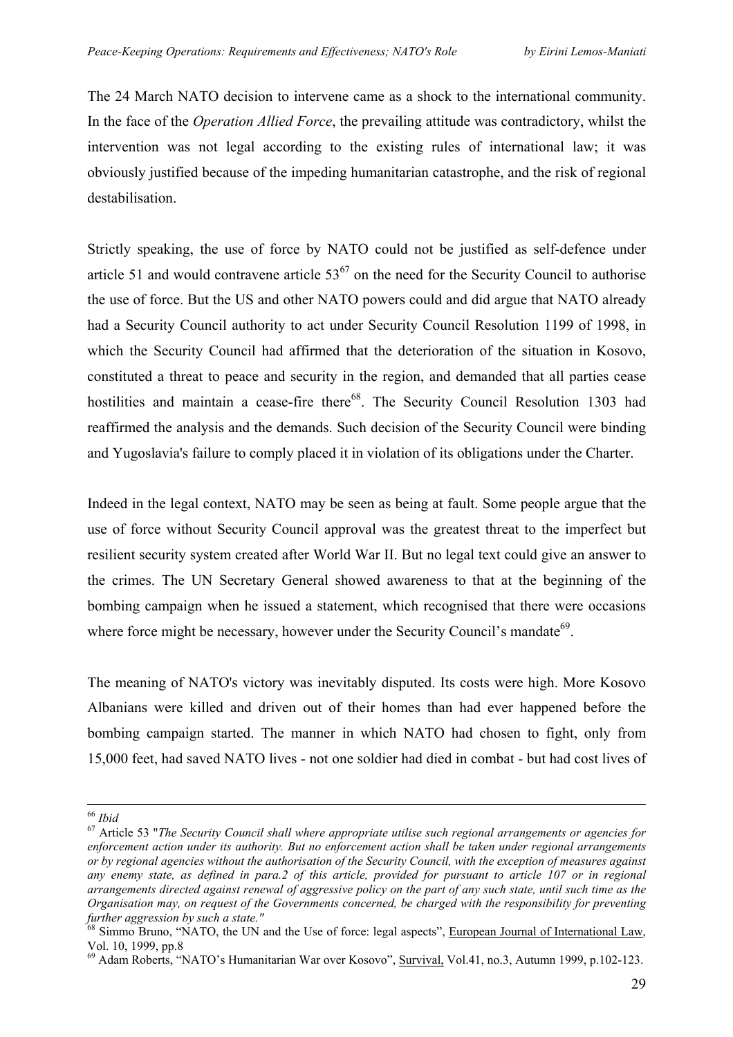The 24 March NATO decision to intervene came as a shock to the international community. In the face of the *Operation Allied Force*, the prevailing attitude was contradictory, whilst the intervention was not legal according to the existing rules of international law; it was obviously justified because of the impeding humanitarian catastrophe, and the risk of regional destabilisation.

Strictly speaking, the use of force by NATO could not be justified as self-defence under article 51 and would contravene article 53[67] on the need for the Security Council to authorise the use of force. But the US and other NATO powers could and did argue that NATO already had a Security Council authority to act under Security Council Resolution 1199 of 1998, in which the Security Council had affirmed that the deterioration of the situation in Kosovo, constituted a threat to peace and security in the region, and demanded that all parties cease hostilities and maintain a cease-fire there[68]. The Security Council Resolution 1303 had reaffirmed the analysis and the demands. Such decision of the Security Council were binding and Yugoslavia's failure to comply placed it in violation of its obligations under the Charter.

Indeed in the legal context, NATO may be seen as being at fault. Some people argue that the use of force without Security Council approval was the greatest threat to the imperfect but resilient security system created after World War II. But no legal text could give an answer to the crimes. The UN Secretary General showed awareness to that at the beginning of the bombing campaign when he issued a statement, which recognised that there were occasions where force might be necessary, however under the Security Council's mandate[69].

The meaning of NATO's victory was inevitably disputed. Its costs were high. More Kosovo Albanians were killed and driven out of their homes than had ever happened before the bombing campaign started. The manner in which NATO had chosen to fight, only from 15,000 feet, had saved NATO lives - not one soldier had died in combat - but had cost lives of

---

[66] *Ibid*

[67] Article 53 "*The Security Council shall where appropriate utilise such regional arrangements or agencies for enforcement action under its authority. But no enforcement action shall be taken under regional arrangements or by regional agencies without the authorisation of the Security Council, with the exception of measures against any enemy state, as defined in para.2 of this article, provided for pursuant to article 107 or in regional arrangements directed against renewal of aggressive policy on the part of any such state, until such time as the Organisation may, on request of the Governments concerned, be charged with the responsibility for preventing further aggression by such a state."*

[68] Simmo Bruno, "NATO, the UN and the Use of force: legal aspects", European Journal of International Law, Vol. 10, 1999, pp.8

[69] Adam Roberts, "NATO's Humanitarian War over Kosovo", Survival, Vol.41, no.3, Autumn 1999, p.102-123.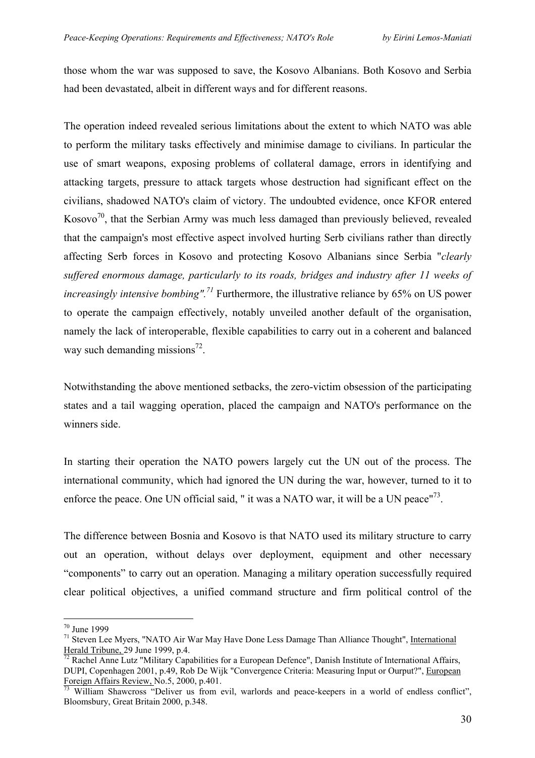those whom the war was supposed to save, the Kosovo Albanians. Both Kosovo and Serbia had been devastated, albeit in different ways and for different reasons.

The operation indeed revealed serious limitations about the extent to which NATO was able to perform the military tasks effectively and minimise damage to civilians. In particular the use of smart weapons, exposing problems of collateral damage, errors in identifying and attacking targets, pressure to attack targets whose destruction had significant effect on the civilians, shadowed NATO's claim of victory. The undoubted evidence, once KFOR entered Kosovo[70], that the Serbian Army was much less damaged than previously believed, revealed that the campaign's most effective aspect involved hurting Serb civilians rather than directly affecting Serb forces in Kosovo and protecting Kosovo Albanians since Serbia "*clearly suffered enormous damage, particularly to its roads, bridges and industry after 11 weeks of increasingly intensive bombing".*[71] Furthermore, the illustrative reliance by 65% on US power to operate the campaign effectively, notably unveiled another default of the organisation, namely the lack of interoperable, flexible capabilities to carry out in a coherent and balanced way such demanding missions[72].

Notwithstanding the above mentioned setbacks, the zero-victim obsession of the participating states and a tail wagging operation, placed the campaign and NATO's performance on the winners side.

In starting their operation the NATO powers largely cut the UN out of the process. The international community, which had ignored the UN during the war, however, turned to it to enforce the peace. One UN official said, " it was a NATO war, it will be a UN peace"[73].

The difference between Bosnia and Kosovo is that NATO used its military structure to carry out an operation, without delays over deployment, equipment and other necessary "components" to carry out an operation. Managing a military operation successfully required clear political objectives, a unified command structure and firm political control of the

---

[70] June 1999

[71] Steven Lee Myers, "NATO Air War May Have Done Less Damage Than Alliance Thought", International Herald Tribune, 29 June 1999, p.4.

[72] Rachel Anne Lutz "Military Capabilities for a European Defence", Danish Institute of International Affairs, DUPI, Copenhagen 2001, p.49, Rob De Wijk "Convergence Criteria: Measuring Input or Ourput?", European Foreign Affairs Review, No.5, 2000, p.401.

[73] William Shawcross "Deliver us from evil, warlords and peace-keepers in a world of endless conflict", Bloomsbury, Great Britain 2000, p.348.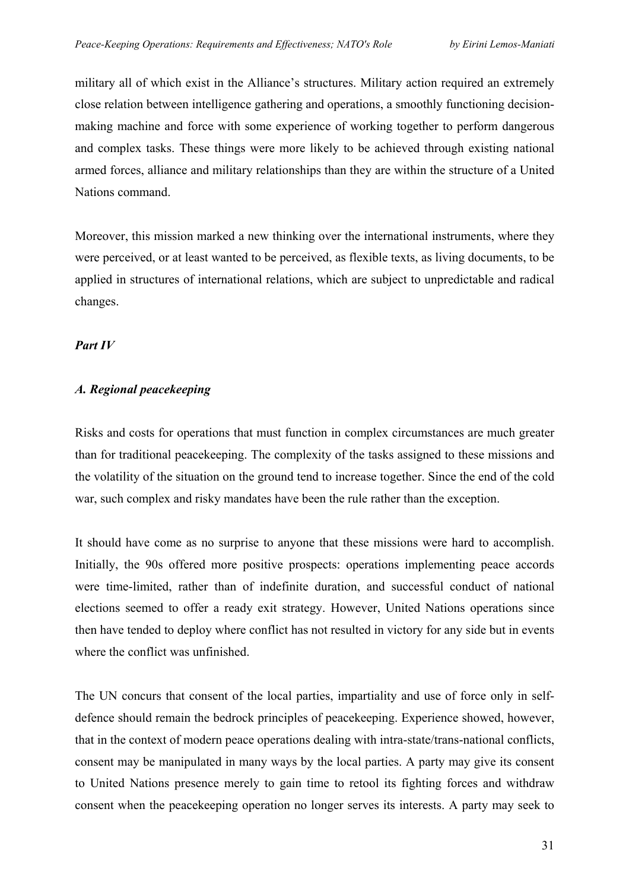military all of which exist in the Alliance's structures. Military action required an extremely close relation between intelligence gathering and operations, a smoothly functioning decision-making machine and force with some experience of working together to perform dangerous and complex tasks. These things were more likely to be achieved through existing national armed forces, alliance and military relationships than they are within the structure of a United Nations command.

Moreover, this mission marked a new thinking over the international instruments, where they were perceived, or at least wanted to be perceived, as flexible texts, as living documents, to be applied in structures of international relations, which are subject to unpredictable and radical changes.

## *Part IV*

### *A. Regional peacekeeping*

Risks and costs for operations that must function in complex circumstances are much greater than for traditional peacekeeping. The complexity of the tasks assigned to these missions and the volatility of the situation on the ground tend to increase together. Since the end of the cold war, such complex and risky mandates have been the rule rather than the exception.

It should have come as no surprise to anyone that these missions were hard to accomplish. Initially, the 90s offered more positive prospects: operations implementing peace accords were time-limited, rather than of indefinite duration, and successful conduct of national elections seemed to offer a ready exit strategy. However, United Nations operations since then have tended to deploy where conflict has not resulted in victory for any side but in events where the conflict was unfinished.

The UN concurs that consent of the local parties, impartiality and use of force only in self-defence should remain the bedrock principles of peacekeeping. Experience showed, however, that in the context of modern peace operations dealing with intra-state/trans-national conflicts, consent may be manipulated in many ways by the local parties. A party may give its consent to United Nations presence merely to gain time to retool its fighting forces and withdraw consent when the peacekeeping operation no longer serves its interests. A party may seek to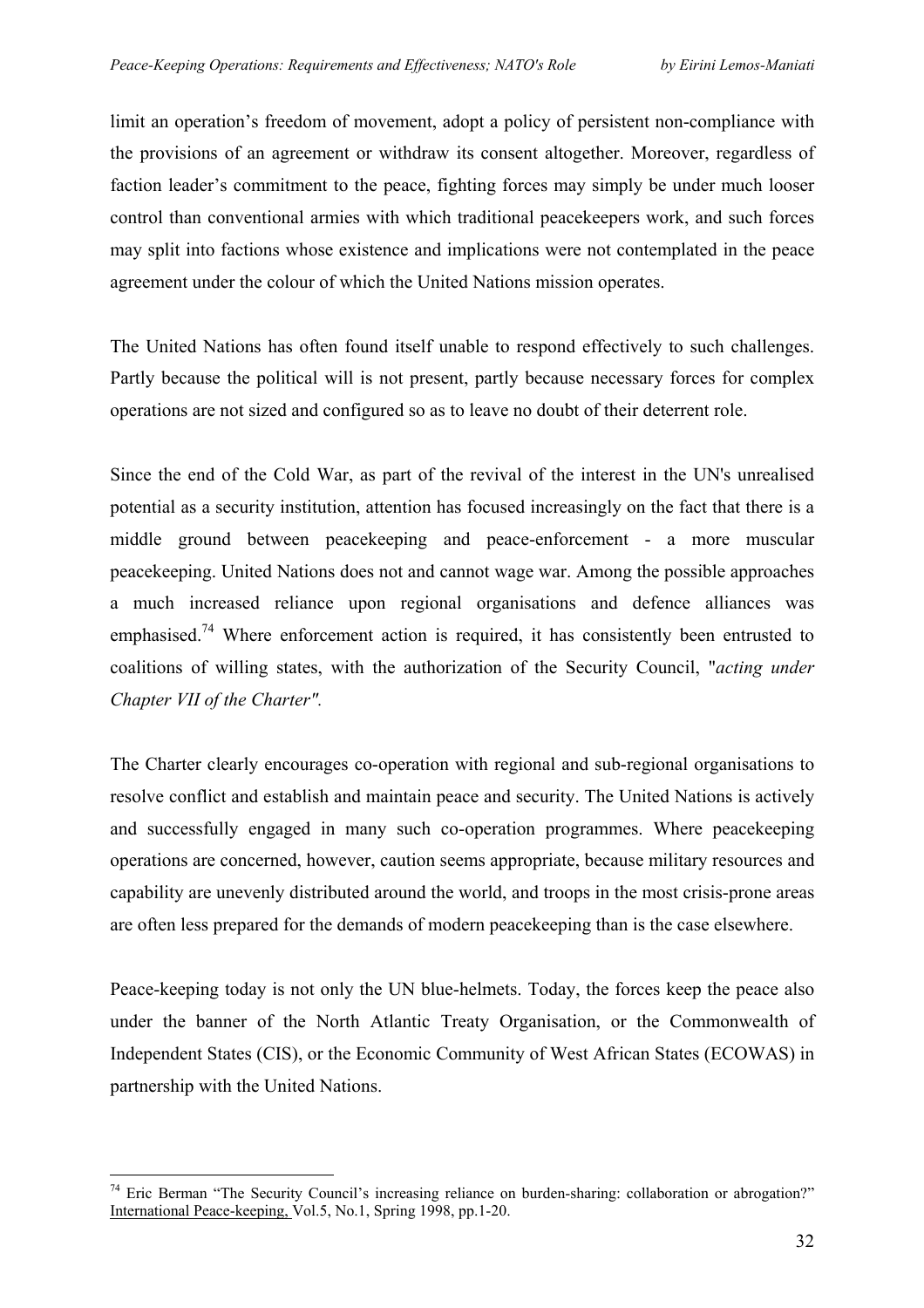limit an operation's freedom of movement, adopt a policy of persistent non-compliance with the provisions of an agreement or withdraw its consent altogether. Moreover, regardless of faction leader's commitment to the peace, fighting forces may simply be under much looser control than conventional armies with which traditional peacekeepers work, and such forces may split into factions whose existence and implications were not contemplated in the peace agreement under the colour of which the United Nations mission operates.

The United Nations has often found itself unable to respond effectively to such challenges. Partly because the political will is not present, partly because necessary forces for complex operations are not sized and configured so as to leave no doubt of their deterrent role.

Since the end of the Cold War, as part of the revival of the interest in the UN's unrealised potential as a security institution, attention has focused increasingly on the fact that there is a middle ground between peacekeeping and peace-enforcement - a more muscular peacekeeping. United Nations does not and cannot wage war. Among the possible approaches a much increased reliance upon regional organisations and defence alliances was emphasised.[74] Where enforcement action is required, it has consistently been entrusted to coalitions of willing states, with the authorization of the Security Council, "*acting under Chapter VII of the Charter".*

The Charter clearly encourages co-operation with regional and sub-regional organisations to resolve conflict and establish and maintain peace and security. The United Nations is actively and successfully engaged in many such co-operation programmes. Where peacekeeping operations are concerned, however, caution seems appropriate, because military resources and capability are unevenly distributed around the world, and troops in the most crisis-prone areas are often less prepared for the demands of modern peacekeeping than is the case elsewhere.

Peace-keeping today is not only the UN blue-helmets. Today, the forces keep the peace also under the banner of the North Atlantic Treaty Organisation, or the Commonwealth of Independent States (CIS), or the Economic Community of West African States (ECOWAS) in partnership with the United Nations.

---

[74] Eric Berman "The Security Council's increasing reliance on burden-sharing: collaboration or abrogation?" International Peace-keeping, Vol.5, No.1, Spring 1998, pp.1-20.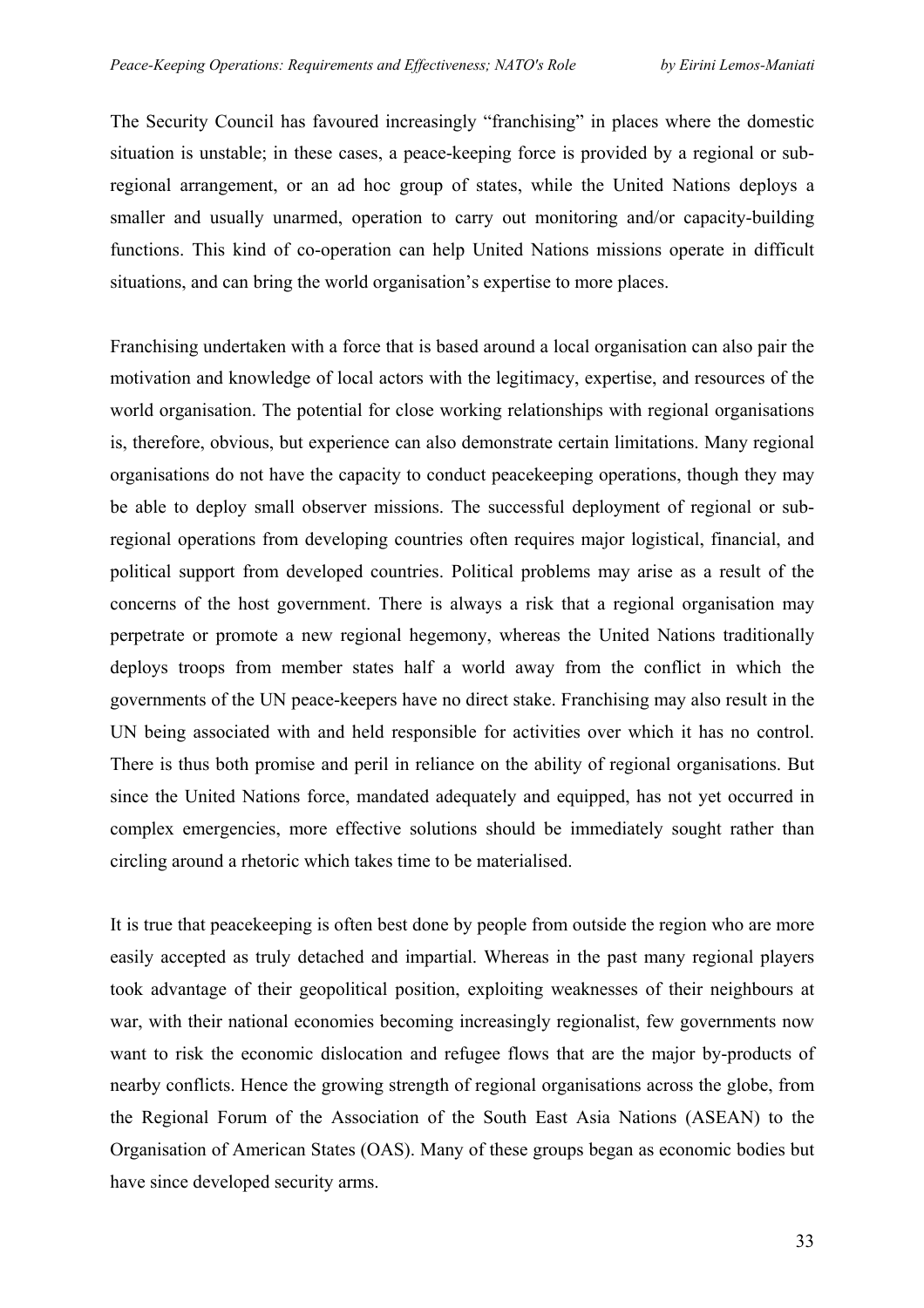The Security Council has favoured increasingly "franchising" in places where the domestic situation is unstable; in these cases, a peace-keeping force is provided by a regional or sub-regional arrangement, or an ad hoc group of states, while the United Nations deploys a smaller and usually unarmed, operation to carry out monitoring and/or capacity-building functions. This kind of co-operation can help United Nations missions operate in difficult situations, and can bring the world organisation's expertise to more places.

Franchising undertaken with a force that is based around a local organisation can also pair the motivation and knowledge of local actors with the legitimacy, expertise, and resources of the world organisation. The potential for close working relationships with regional organisations is, therefore, obvious, but experience can also demonstrate certain limitations. Many regional organisations do not have the capacity to conduct peacekeeping operations, though they may be able to deploy small observer missions. The successful deployment of regional or sub-regional operations from developing countries often requires major logistical, financial, and political support from developed countries. Political problems may arise as a result of the concerns of the host government. There is always a risk that a regional organisation may perpetrate or promote a new regional hegemony, whereas the United Nations traditionally deploys troops from member states half a world away from the conflict in which the governments of the UN peace-keepers have no direct stake. Franchising may also result in the UN being associated with and held responsible for activities over which it has no control. There is thus both promise and peril in reliance on the ability of regional organisations. But since the United Nations force, mandated adequately and equipped, has not yet occurred in complex emergencies, more effective solutions should be immediately sought rather than circling around a rhetoric which takes time to be materialised.

It is true that peacekeeping is often best done by people from outside the region who are more easily accepted as truly detached and impartial. Whereas in the past many regional players took advantage of their geopolitical position, exploiting weaknesses of their neighbours at war, with their national economies becoming increasingly regionalist, few governments now want to risk the economic dislocation and refugee flows that are the major by-products of nearby conflicts. Hence the growing strength of regional organisations across the globe, from the Regional Forum of the Association of the South East Asia Nations (ASEAN) to the Organisation of American States (OAS). Many of these groups began as economic bodies but have since developed security arms.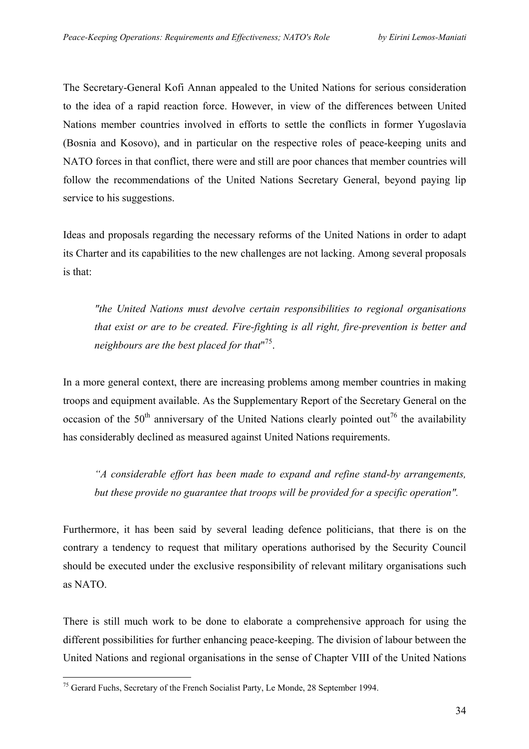The Secretary-General Kofi Annan appealed to the United Nations for serious consideration to the idea of a rapid reaction force. However, in view of the differences between United Nations member countries involved in efforts to settle the conflicts in former Yugoslavia (Bosnia and Kosovo), and in particular on the respective roles of peace-keeping units and NATO forces in that conflict, there were and still are poor chances that member countries will follow the recommendations of the United Nations Secretary General, beyond paying lip service to his suggestions.

Ideas and proposals regarding the necessary reforms of the United Nations in order to adapt its Charter and its capabilities to the new challenges are not lacking. Among several proposals is that:

> *"the United Nations must devolve certain responsibilities to regional organisations that exist or are to be created. Fire-fighting is all right, fire-prevention is better and neighbours are the best placed for that*"[75].

In a more general context, there are increasing problems among member countries in making troops and equipment available. As the Supplementary Report of the Secretary General on the occasion of the 50th anniversary of the United Nations clearly pointed out[76] the availability has considerably declined as measured against United Nations requirements.

> *"A considerable effort has been made to expand and refine stand-by arrangements, but these provide no guarantee that troops will be provided for a specific operation".*

Furthermore, it has been said by several leading defence politicians, that there is on the contrary a tendency to request that military operations authorised by the Security Council should be executed under the exclusive responsibility of relevant military organisations such as NATO.

There is still much work to be done to elaborate a comprehensive approach for using the different possibilities for further enhancing peace-keeping. The division of labour between the United Nations and regional organisations in the sense of Chapter VIII of the United Nations

---

[75] Gerard Fuchs, Secretary of the French Socialist Party, Le Monde, 28 September 1994.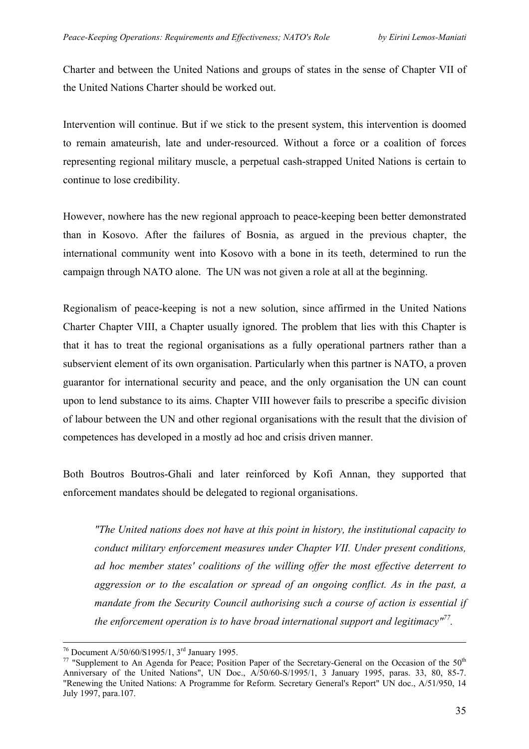Charter and between the United Nations and groups of states in the sense of Chapter VII of the United Nations Charter should be worked out.

Intervention will continue. But if we stick to the present system, this intervention is doomed to remain amateurish, late and under-resourced. Without a force or a coalition of forces representing regional military muscle, a perpetual cash-strapped United Nations is certain to continue to lose credibility.

However, nowhere has the new regional approach to peace-keeping been better demonstrated than in Kosovo. After the failures of Bosnia, as argued in the previous chapter, the international community went into Kosovo with a bone in its teeth, determined to run the campaign through NATO alone. The UN was not given a role at all at the beginning.

Regionalism of peace-keeping is not a new solution, since affirmed in the United Nations Charter Chapter VIII, a Chapter usually ignored. The problem that lies with this Chapter is that it has to treat the regional organisations as a fully operational partners rather than a subservient element of its own organisation. Particularly when this partner is NATO, a proven guarantor for international security and peace, and the only organisation the UN can count upon to lend substance to its aims. Chapter VIII however fails to prescribe a specific division of labour between the UN and other regional organisations with the result that the division of competences has developed in a mostly ad hoc and crisis driven manner.

Both Boutros Boutros-Ghali and later reinforced by Kofi Annan, they supported that enforcement mandates should be delegated to regional organisations.

> *"The United nations does not have at this point in history, the institutional capacity to conduct military enforcement measures under Chapter VII. Under present conditions, ad hoc member states' coalitions of the willing offer the most effective deterrent to aggression or to the escalation or spread of an ongoing conflict. As in the past, a mandate from the Security Council authorising such a course of action is essential if the enforcement operation is to have broad international support and legitimacy"*[77].

---

[76] Document A/50/60/S1995/1, 3rd January 1995.

[77] "Supplement to An Agenda for Peace; Position Paper of the Secretary-General on the Occasion of the 50th Anniversary of the United Nations", UN Doc., A/50/60-S/1995/1, 3 January 1995, paras. 33, 80, 85-7. "Renewing the United Nations: A Programme for Reform. Secretary General's Report" UN doc., A/51/950, 14 July 1997, para.107.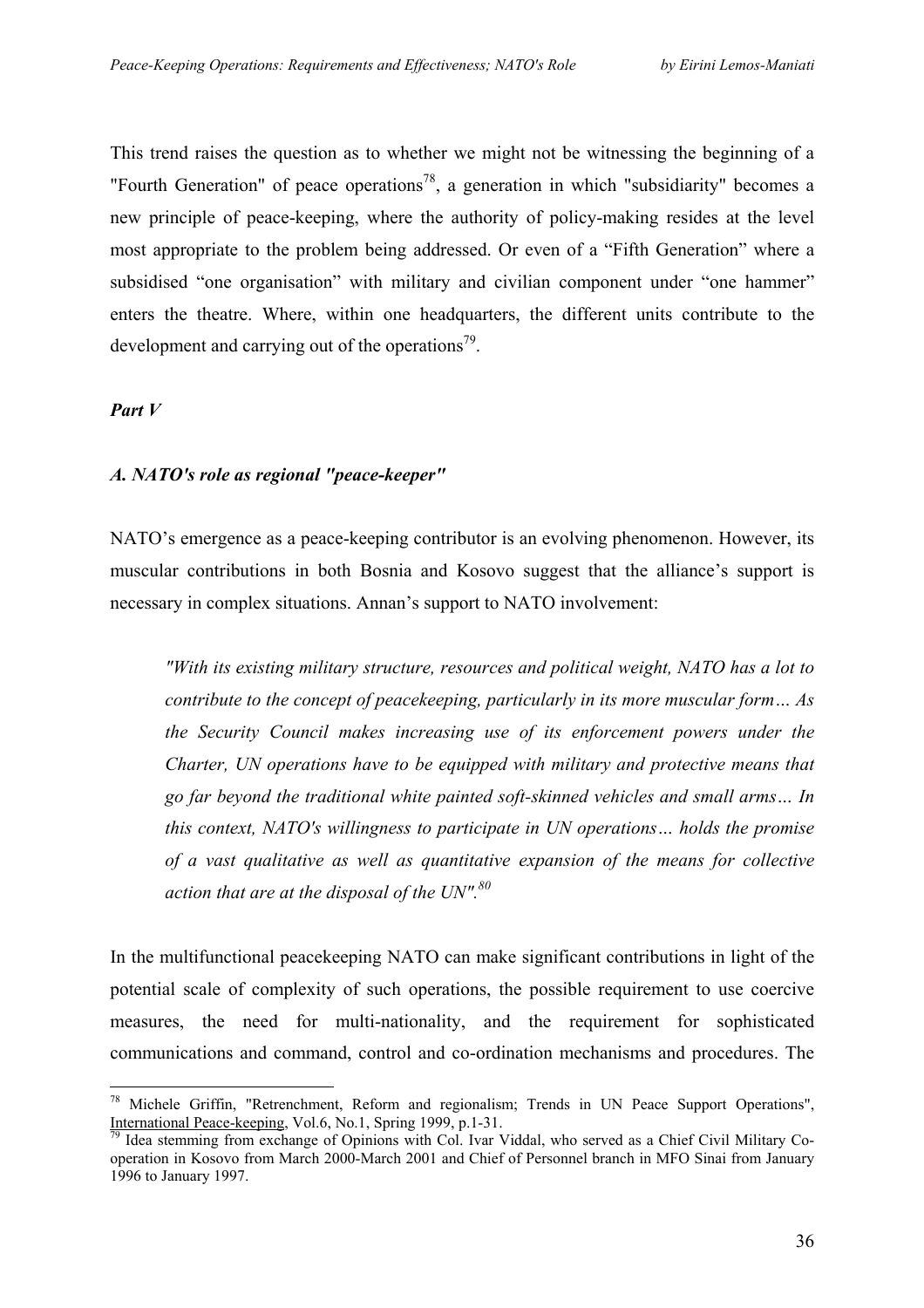This trend raises the question as to whether we might not be witnessing the beginning of a "Fourth Generation" of peace operations[78], a generation in which "subsidiarity" becomes a new principle of peace-keeping, where the authority of policy-making resides at the level most appropriate to the problem being addressed. Or even of a “Fifth Generation” where a subsidised “one organisation” with military and civilian component under “one hammer” enters the theatre. Where, within one headquarters, the different units contribute to the development and carrying out of the operations[79].

***Part V***

### *A. NATO's role as regional "peace-keeper"*

NATO’s emergence as a peace-keeping contributor is an evolving phenomenon. However, its muscular contributions in both Bosnia and Kosovo suggest that the alliance’s support is necessary in complex situations. Annan’s support to NATO involvement:

> *"With its existing military structure, resources and political weight, NATO has a lot to contribute to the concept of peacekeeping, particularly in its more muscular form… As the Security Council makes increasing use of its enforcement powers under the Charter, UN operations have to be equipped with military and protective means that go far beyond the traditional white painted soft-skinned vehicles and small arms… In this context, NATO's willingness to participate in UN operations… holds the promise of a vast qualitative as well as quantitative expansion of the means for collective action that are at the disposal of the UN".*[80]

In the multifunctional peacekeeping NATO can make significant contributions in light of the potential scale of complexity of such operations, the possible requirement to use coercive measures, the need for multi-nationality, and the requirement for sophisticated communications and command, control and co-ordination mechanisms and procedures. The

---

[78] Michele Griffin, "Retrenchment, Reform and regionalism; Trends in UN Peace Support Operations", International Peace-keeping, Vol.6, No.1, Spring 1999, p.1-31.

[79] Idea stemming from exchange of Opinions with Col. Ivar Viddal, who served as a Chief Civil Military Co-operation in Kosovo from March 2000-March 2001 and Chief of Personnel branch in MFO Sinai from January 1996 to January 1997.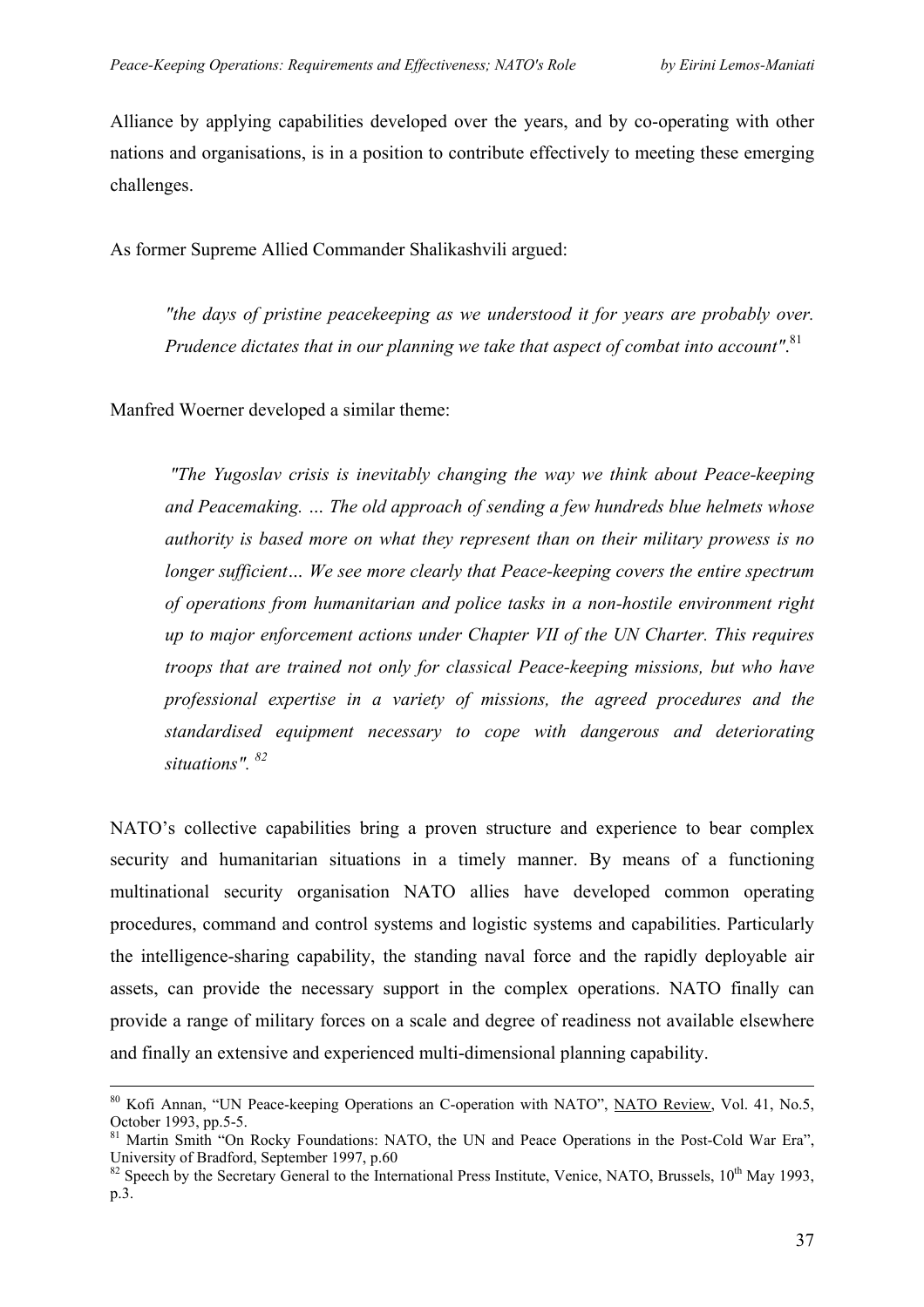Alliance by applying capabilities developed over the years, and by co-operating with other nations and organisations, is in a position to contribute effectively to meeting these emerging challenges.

As former Supreme Allied Commander Shalikashvili argued:

> *"the days of pristine peacekeeping as we understood it for years are probably over. Prudence dictates that in our planning we take that aspect of combat into account"*.[81]

Manfred Woerner developed a similar theme:

> *"The Yugoslav crisis is inevitably changing the way we think about Peace-keeping and Peacemaking. … The old approach of sending a few hundreds blue helmets whose authority is based more on what they represent than on their military prowess is no longer sufficient… We see more clearly that Peace-keeping covers the entire spectrum of operations from humanitarian and police tasks in a non-hostile environment right up to major enforcement actions under Chapter VII of the UN Charter. This requires troops that are trained not only for classical Peace-keeping missions, but who have professional expertise in a variety of missions, the agreed procedures and the standardised equipment necessary to cope with dangerous and deteriorating situations".* [82]

NATO's collective capabilities bring a proven structure and experience to bear complex security and humanitarian situations in a timely manner. By means of a functioning multinational security organisation NATO allies have developed common operating procedures, command and control systems and logistic systems and capabilities. Particularly the intelligence-sharing capability, the standing naval force and the rapidly deployable air assets, can provide the necessary support in the complex operations. NATO finally can provide a range of military forces on a scale and degree of readiness not available elsewhere and finally an extensive and experienced multi-dimensional planning capability.

---

[80] Kofi Annan, "UN Peace-keeping Operations an C-operation with NATO", NATO Review, Vol. 41, No.5, October 1993, pp.5-5.

[81] Martin Smith "On Rocky Foundations: NATO, the UN and Peace Operations in the Post-Cold War Era", University of Bradford, September 1997, p.60

[82] Speech by the Secretary General to the International Press Institute, Venice, NATO, Brussels, 10th May 1993, p.3.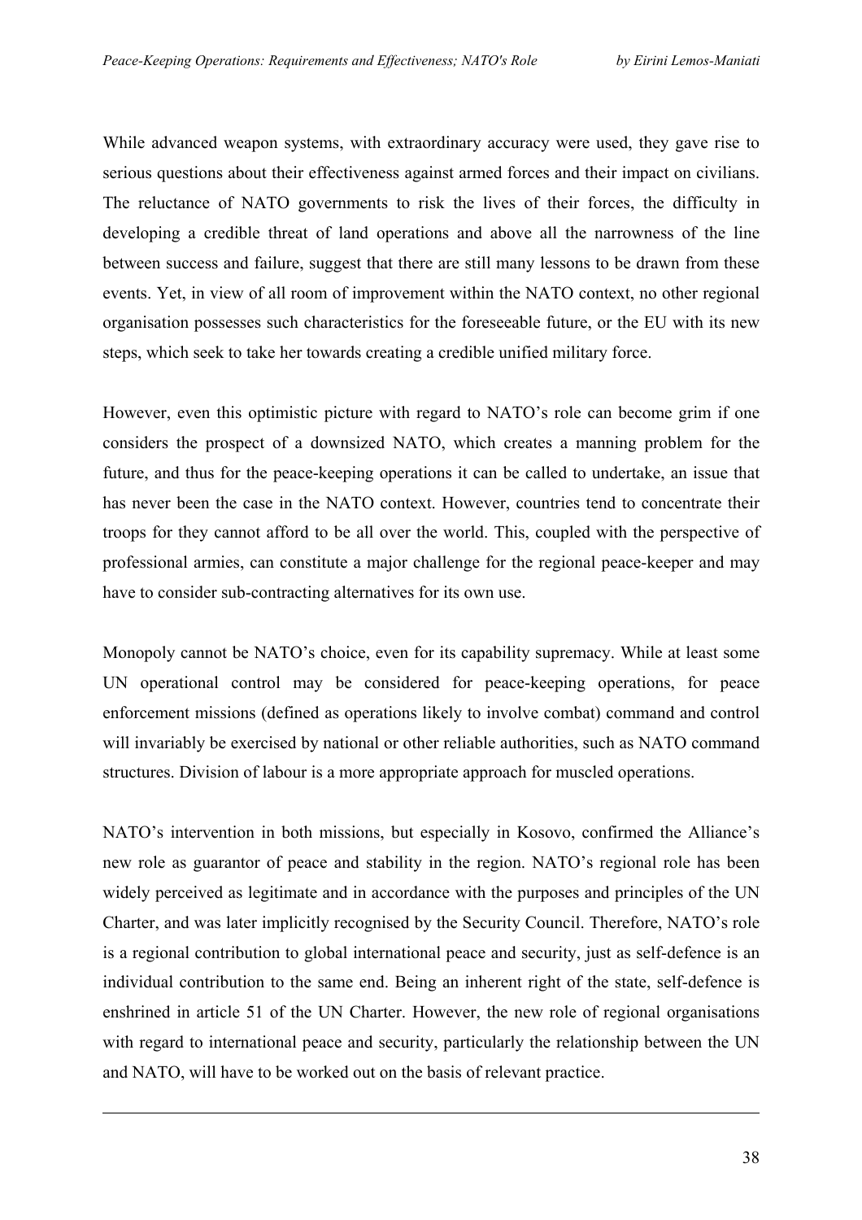While advanced weapon systems, with extraordinary accuracy were used, they gave rise to serious questions about their effectiveness against armed forces and their impact on civilians. The reluctance of NATO governments to risk the lives of their forces, the difficulty in developing a credible threat of land operations and above all the narrowness of the line between success and failure, suggest that there are still many lessons to be drawn from these events. Yet, in view of all room of improvement within the NATO context, no other regional organisation possesses such characteristics for the foreseeable future, or the EU with its new steps, which seek to take her towards creating a credible unified military force.

However, even this optimistic picture with regard to NATO's role can become grim if one considers the prospect of a downsized NATO, which creates a manning problem for the future, and thus for the peace-keeping operations it can be called to undertake, an issue that has never been the case in the NATO context. However, countries tend to concentrate their troops for they cannot afford to be all over the world. This, coupled with the perspective of professional armies, can constitute a major challenge for the regional peace-keeper and may have to consider sub-contracting alternatives for its own use.

Monopoly cannot be NATO's choice, even for its capability supremacy. While at least some UN operational control may be considered for peace-keeping operations, for peace enforcement missions (defined as operations likely to involve combat) command and control will invariably be exercised by national or other reliable authorities, such as NATO command structures. Division of labour is a more appropriate approach for muscled operations.

NATO's intervention in both missions, but especially in Kosovo, confirmed the Alliance's new role as guarantor of peace and stability in the region. NATO's regional role has been widely perceived as legitimate and in accordance with the purposes and principles of the UN Charter, and was later implicitly recognised by the Security Council. Therefore, NATO's role is a regional contribution to global international peace and security, just as self-defence is an individual contribution to the same end. Being an inherent right of the state, self-defence is enshrined in article 51 of the UN Charter. However, the new role of regional organisations with regard to international peace and security, particularly the relationship between the UN and NATO, will have to be worked out on the basis of relevant practice.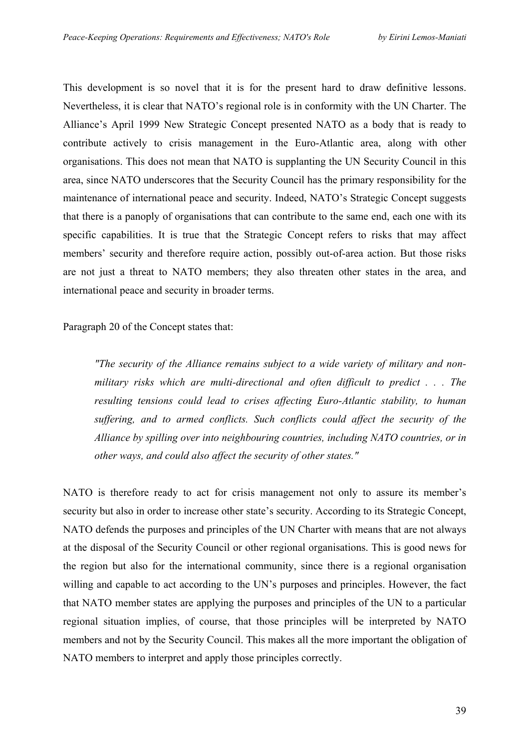This development is so novel that it is for the present hard to draw definitive lessons. Nevertheless, it is clear that NATO's regional role is in conformity with the UN Charter. The Alliance's April 1999 New Strategic Concept presented NATO as a body that is ready to contribute actively to crisis management in the Euro-Atlantic area, along with other organisations. This does not mean that NATO is supplanting the UN Security Council in this area, since NATO underscores that the Security Council has the primary responsibility for the maintenance of international peace and security. Indeed, NATO's Strategic Concept suggests that there is a panoply of organisations that can contribute to the same end, each one with its specific capabilities. It is true that the Strategic Concept refers to risks that may affect members' security and therefore require action, possibly out-of-area action. But those risks are not just a threat to NATO members; they also threaten other states in the area, and international peace and security in broader terms.

Paragraph 20 of the Concept states that:

> *"The security of the Alliance remains subject to a wide variety of military and non-military risks which are multi-directional and often difficult to predict . . . The resulting tensions could lead to crises affecting Euro-Atlantic stability, to human suffering, and to armed conflicts. Such conflicts could affect the security of the Alliance by spilling over into neighbouring countries, including NATO countries, or in other ways, and could also affect the security of other states."*

NATO is therefore ready to act for crisis management not only to assure its member's security but also in order to increase other state's security. According to its Strategic Concept, NATO defends the purposes and principles of the UN Charter with means that are not always at the disposal of the Security Council or other regional organisations. This is good news for the region but also for the international community, since there is a regional organisation willing and capable to act according to the UN's purposes and principles. However, the fact that NATO member states are applying the purposes and principles of the UN to a particular regional situation implies, of course, that those principles will be interpreted by NATO members and not by the Security Council. This makes all the more important the obligation of NATO members to interpret and apply those principles correctly.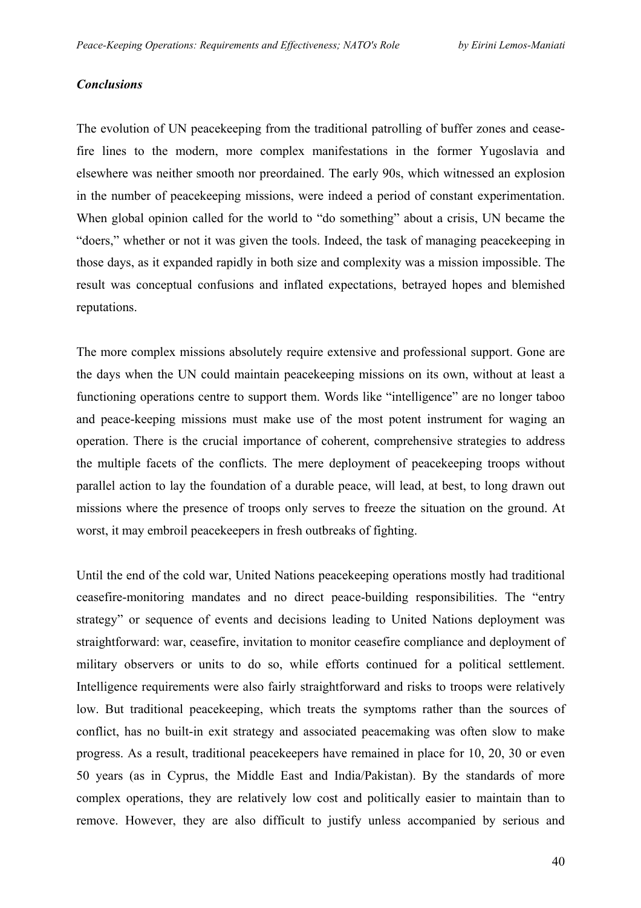### *Conclusions*

The evolution of UN peacekeeping from the traditional patrolling of buffer zones and cease-fire lines to the modern, more complex manifestations in the former Yugoslavia and elsewhere was neither smooth nor preordained. The early 90s, which witnessed an explosion in the number of peacekeeping missions, were indeed a period of constant experimentation. When global opinion called for the world to "do something" about a crisis, UN became the "doers," whether or not it was given the tools. Indeed, the task of managing peacekeeping in those days, as it expanded rapidly in both size and complexity was a mission impossible. The result was conceptual confusions and inflated expectations, betrayed hopes and blemished reputations.

The more complex missions absolutely require extensive and professional support. Gone are the days when the UN could maintain peacekeeping missions on its own, without at least a functioning operations centre to support them. Words like "intelligence" are no longer taboo and peace-keeping missions must make use of the most potent instrument for waging an operation. There is the crucial importance of coherent, comprehensive strategies to address the multiple facets of the conflicts. The mere deployment of peacekeeping troops without parallel action to lay the foundation of a durable peace, will lead, at best, to long drawn out missions where the presence of troops only serves to freeze the situation on the ground. At worst, it may embroil peacekeepers in fresh outbreaks of fighting.

Until the end of the cold war, United Nations peacekeeping operations mostly had traditional ceasefire-monitoring mandates and no direct peace-building responsibilities. The "entry strategy" or sequence of events and decisions leading to United Nations deployment was straightforward: war, ceasefire, invitation to monitor ceasefire compliance and deployment of military observers or units to do so, while efforts continued for a political settlement. Intelligence requirements were also fairly straightforward and risks to troops were relatively low. But traditional peacekeeping, which treats the symptoms rather than the sources of conflict, has no built-in exit strategy and associated peacemaking was often slow to make progress. As a result, traditional peacekeepers have remained in place for 10, 20, 30 or even 50 years (as in Cyprus, the Middle East and India/Pakistan). By the standards of more complex operations, they are relatively low cost and politically easier to maintain than to remove. However, they are also difficult to justify unless accompanied by serious and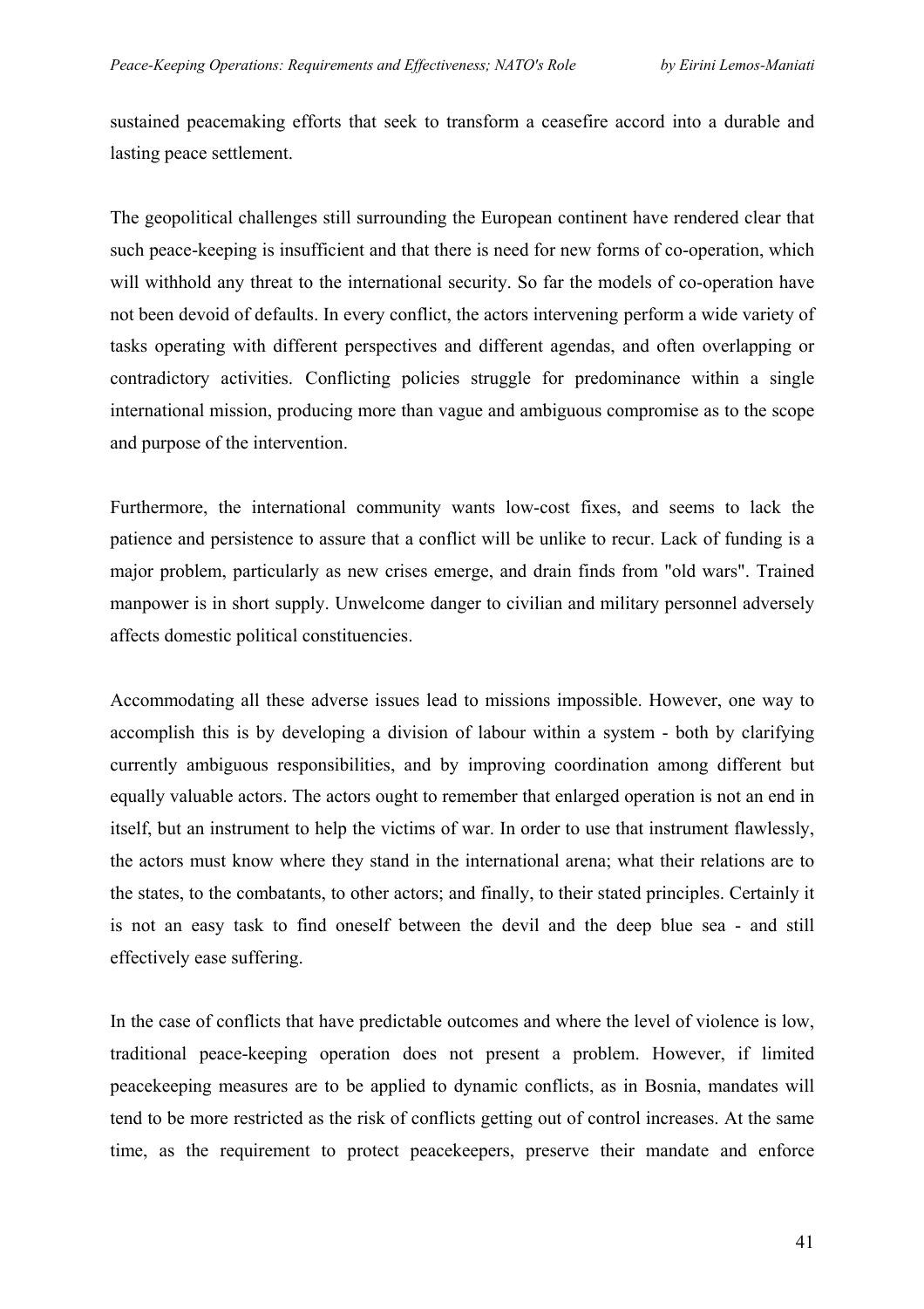sustained peacemaking efforts that seek to transform a ceasefire accord into a durable and lasting peace settlement.

The geopolitical challenges still surrounding the European continent have rendered clear that such peace-keeping is insufficient and that there is need for new forms of co-operation, which will withhold any threat to the international security. So far the models of co-operation have not been devoid of defaults. In every conflict, the actors intervening perform a wide variety of tasks operating with different perspectives and different agendas, and often overlapping or contradictory activities. Conflicting policies struggle for predominance within a single international mission, producing more than vague and ambiguous compromise as to the scope and purpose of the intervention.

Furthermore, the international community wants low-cost fixes, and seems to lack the patience and persistence to assure that a conflict will be unlike to recur. Lack of funding is a major problem, particularly as new crises emerge, and drain finds from "old wars". Trained manpower is in short supply. Unwelcome danger to civilian and military personnel adversely affects domestic political constituencies.

Accommodating all these adverse issues lead to missions impossible. However, one way to accomplish this is by developing a division of labour within a system - both by clarifying currently ambiguous responsibilities, and by improving coordination among different but equally valuable actors. The actors ought to remember that enlarged operation is not an end in itself, but an instrument to help the victims of war. In order to use that instrument flawlessly, the actors must know where they stand in the international arena; what their relations are to the states, to the combatants, to other actors; and finally, to their stated principles. Certainly it is not an easy task to find oneself between the devil and the deep blue sea - and still effectively ease suffering.

In the case of conflicts that have predictable outcomes and where the level of violence is low, traditional peace-keeping operation does not present a problem. However, if limited peacekeeping measures are to be applied to dynamic conflicts, as in Bosnia, mandates will tend to be more restricted as the risk of conflicts getting out of control increases. At the same time, as the requirement to protect peacekeepers, preserve their mandate and enforce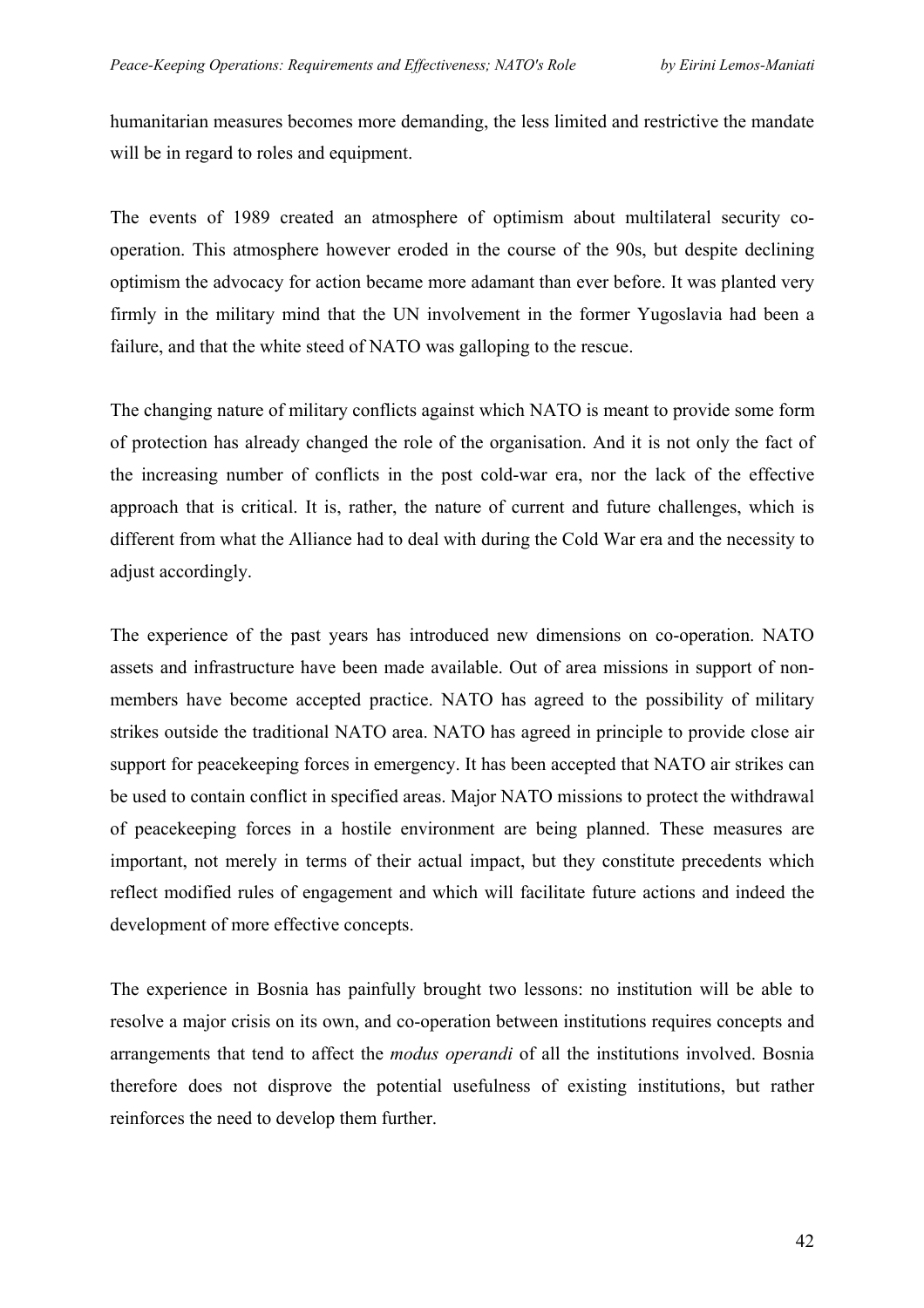humanitarian measures becomes more demanding, the less limited and restrictive the mandate will be in regard to roles and equipment.

The events of 1989 created an atmosphere of optimism about multilateral security co-operation. This atmosphere however eroded in the course of the 90s, but despite declining optimism the advocacy for action became more adamant than ever before. It was planted very firmly in the military mind that the UN involvement in the former Yugoslavia had been a failure, and that the white steed of NATO was galloping to the rescue.

The changing nature of military conflicts against which NATO is meant to provide some form of protection has already changed the role of the organisation. And it is not only the fact of the increasing number of conflicts in the post cold-war era, nor the lack of the effective approach that is critical. It is, rather, the nature of current and future challenges, which is different from what the Alliance had to deal with during the Cold War era and the necessity to adjust accordingly.

The experience of the past years has introduced new dimensions on co-operation. NATO assets and infrastructure have been made available. Out of area missions in support of non-members have become accepted practice. NATO has agreed to the possibility of military strikes outside the traditional NATO area. NATO has agreed in principle to provide close air support for peacekeeping forces in emergency. It has been accepted that NATO air strikes can be used to contain conflict in specified areas. Major NATO missions to protect the withdrawal of peacekeeping forces in a hostile environment are being planned. These measures are important, not merely in terms of their actual impact, but they constitute precedents which reflect modified rules of engagement and which will facilitate future actions and indeed the development of more effective concepts.

The experience in Bosnia has painfully brought two lessons: no institution will be able to resolve a major crisis on its own, and co-operation between institutions requires concepts and arrangements that tend to affect the *modus operandi* of all the institutions involved. Bosnia therefore does not disprove the potential usefulness of existing institutions, but rather reinforces the need to develop them further.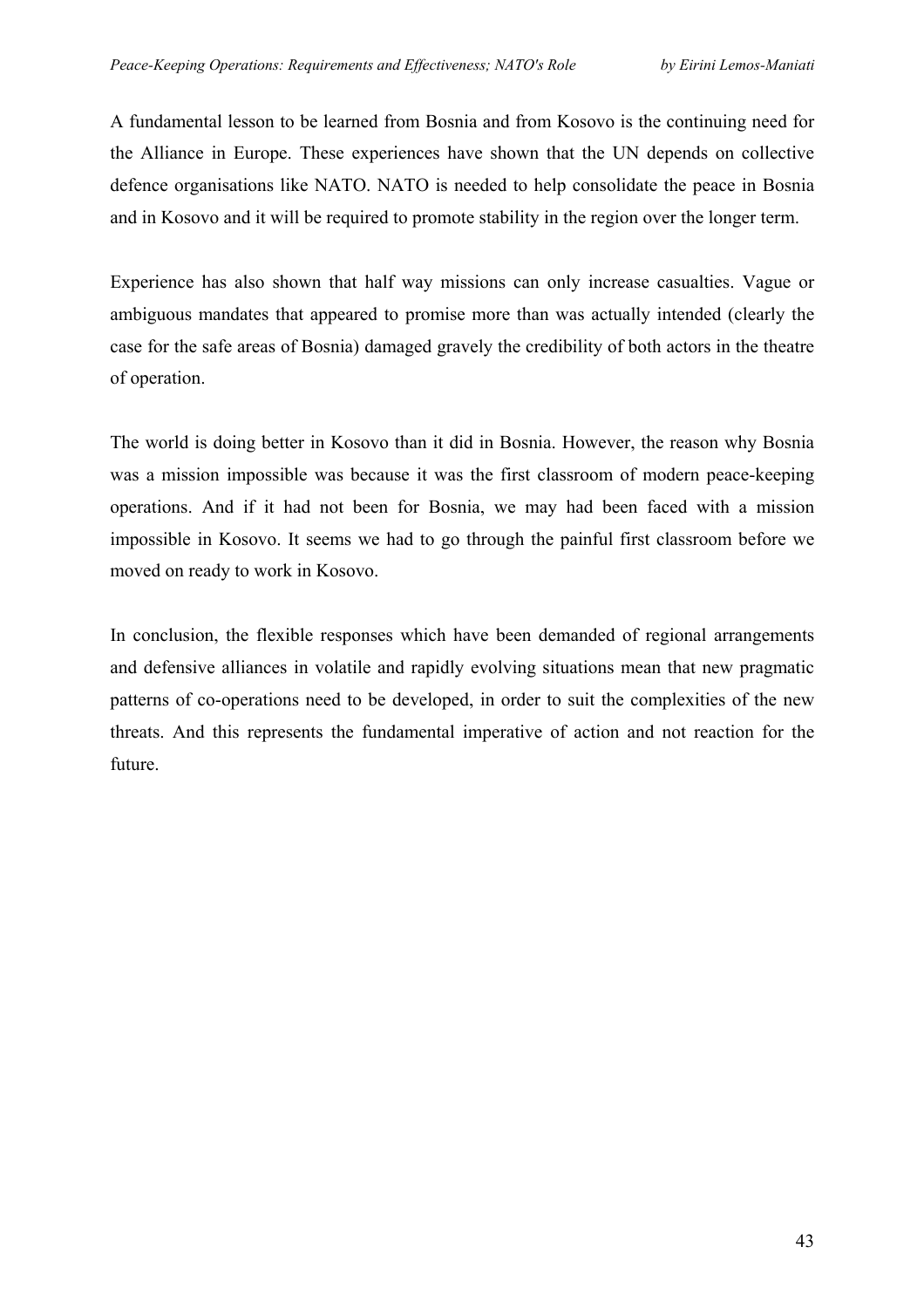A fundamental lesson to be learned from Bosnia and from Kosovo is the continuing need for the Alliance in Europe. These experiences have shown that the UN depends on collective defence organisations like NATO. NATO is needed to help consolidate the peace in Bosnia and in Kosovo and it will be required to promote stability in the region over the longer term.

Experience has also shown that half way missions can only increase casualties. Vague or ambiguous mandates that appeared to promise more than was actually intended (clearly the case for the safe areas of Bosnia) damaged gravely the credibility of both actors in the theatre of operation.

The world is doing better in Kosovo than it did in Bosnia. However, the reason why Bosnia was a mission impossible was because it was the first classroom of modern peace-keeping operations. And if it had not been for Bosnia, we may had been faced with a mission impossible in Kosovo. It seems we had to go through the painful first classroom before we moved on ready to work in Kosovo.

In conclusion, the flexible responses which have been demanded of regional arrangements and defensive alliances in volatile and rapidly evolving situations mean that new pragmatic patterns of co-operations need to be developed, in order to suit the complexities of the new threats. And this represents the fundamental imperative of action and not reaction for the future.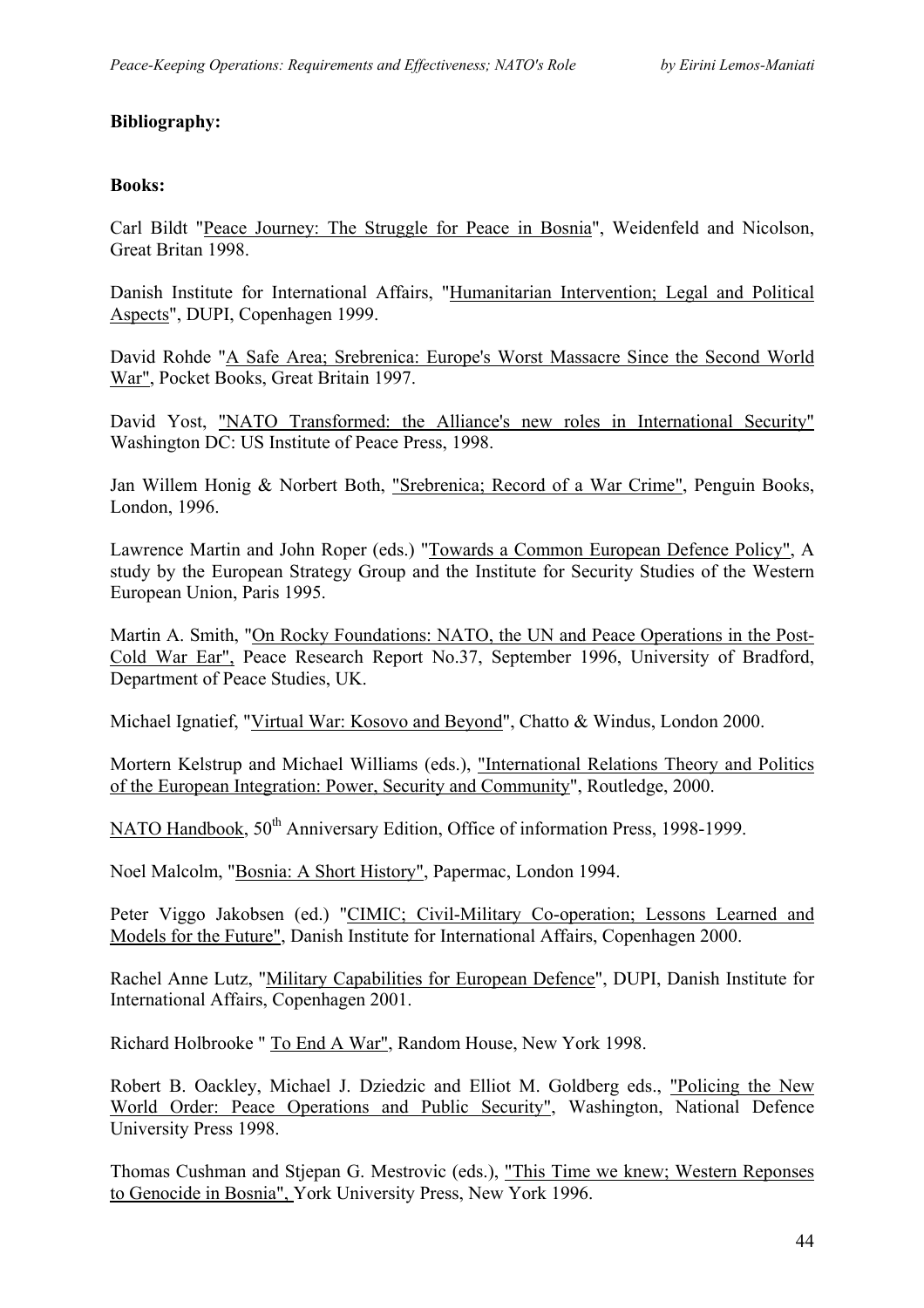**Bibliography:**

**Books:**

Carl Bildt "Peace Journey: The Struggle for Peace in Bosnia", Weidenfeld and Nicolson, Great Britan 1998.

Danish Institute for International Affairs, "Humanitarian Intervention; Legal and Political Aspects", DUPI, Copenhagen 1999.

David Rohde "A Safe Area; Srebrenica: Europe's Worst Massacre Since the Second World War", Pocket Books, Great Britain 1997.

David Yost, "NATO Transformed: the Alliance's new roles in International Security" Washington DC: US Institute of Peace Press, 1998.

Jan Willem Honig & Norbert Both, "Srebrenica; Record of a War Crime", Penguin Books, London, 1996.

Lawrence Martin and John Roper (eds.) "Towards a Common European Defence Policy", A study by the European Strategy Group and the Institute for Security Studies of the Western European Union, Paris 1995.

Martin A. Smith, "On Rocky Foundations: NATO, the UN and Peace Operations in the Post-Cold War Ear", Peace Research Report No.37, September 1996, University of Bradford, Department of Peace Studies, UK.

Michael Ignatief, "Virtual War: Kosovo and Beyond", Chatto & Windus, London 2000.

Mortern Kelstrup and Michael Williams (eds.), "International Relations Theory and Politics of the European Integration: Power, Security and Community", Routledge, 2000.

NATO Handbook, 50th Anniversary Edition, Office of information Press, 1998-1999.

Noel Malcolm, "Bosnia: A Short History", Papermac, London 1994.

Peter Viggo Jakobsen (ed.) "CIMIC; Civil-Military Co-operation; Lessons Learned and Models for the Future", Danish Institute for International Affairs, Copenhagen 2000.

Rachel Anne Lutz, "Military Capabilities for European Defence", DUPI, Danish Institute for International Affairs, Copenhagen 2001.

Richard Holbrooke " To End A War", Random House, New York 1998.

Robert B. Oackley, Michael J. Dziedzic and Elliot M. Goldberg eds., "Policing the New World Order: Peace Operations and Public Security", Washington, National Defence University Press 1998.

Thomas Cushman and Stjepan G. Mestrovic (eds.), "This Time we knew; Western Reponses to Genocide in Bosnia", York University Press, New York 1996.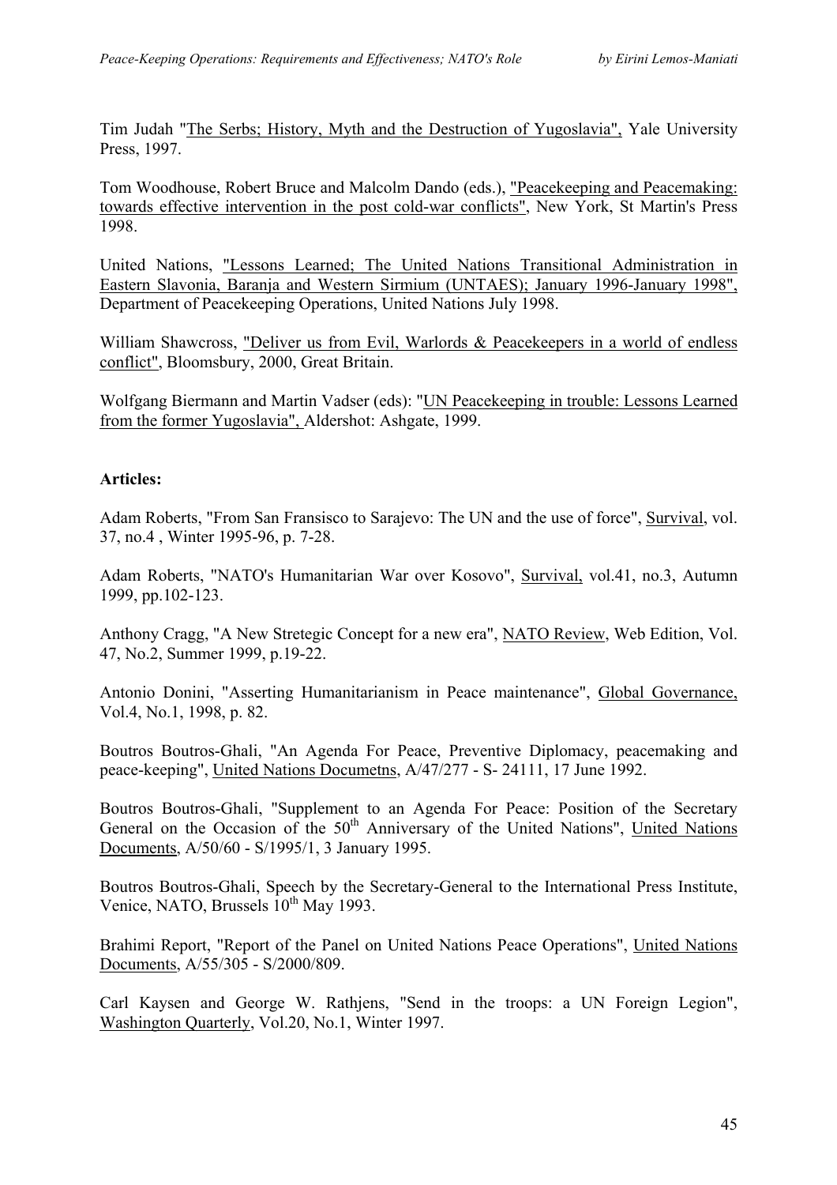Tim Judah "The Serbs; History, Myth and the Destruction of Yugoslavia", Yale University Press, 1997.

Tom Woodhouse, Robert Bruce and Malcolm Dando (eds.), "Peacekeeping and Peacemaking: towards effective intervention in the post cold-war conflicts", New York, St Martin's Press 1998.

United Nations, "Lessons Learned; The United Nations Transitional Administration in Eastern Slavonia, Baranja and Western Sirmium (UNTAES); January 1996-January 1998", Department of Peacekeeping Operations, United Nations July 1998.

William Shawcross, "Deliver us from Evil, Warlords & Peacekeepers in a world of endless conflict", Bloomsbury, 2000, Great Britain.

Wolfgang Biermann and Martin Vadser (eds): "UN Peacekeeping in trouble: Lessons Learned from the former Yugoslavia", Aldershot: Ashgate, 1999.

**Articles:**

Adam Roberts, "From San Fransisco to Sarajevo: The UN and the use of force", Survival, vol. 37, no.4 , Winter 1995-96, p. 7-28.

Adam Roberts, "NATO's Humanitarian War over Kosovo", Survival, vol.41, no.3, Autumn 1999, pp.102-123.

Anthony Cragg, "A New Stretegic Concept for a new era", NATO Review, Web Edition, Vol. 47, No.2, Summer 1999, p.19-22.

Antonio Donini, "Asserting Humanitarianism in Peace maintenance", Global Governance, Vol.4, No.1, 1998, p. 82.

Boutros Boutros-Ghali, "An Agenda For Peace, Preventive Diplomacy, peacemaking and peace-keeping", United Nations Documetns, A/47/277 - S- 24111, 17 June 1992.

Boutros Boutros-Ghali, "Supplement to an Agenda For Peace: Position of the Secretary General on the Occasion of the 50th Anniversary of the United Nations", United Nations Documents, A/50/60 - S/1995/1, 3 January 1995.

Boutros Boutros-Ghali, Speech by the Secretary-General to the International Press Institute, Venice, NATO, Brussels 10th May 1993.

Brahimi Report, "Report of the Panel on United Nations Peace Operations", United Nations Documents, A/55/305 - S/2000/809.

Carl Kaysen and George W. Rathjens, "Send in the troops: a UN Foreign Legion", Washington Quarterly, Vol.20, No.1, Winter 1997.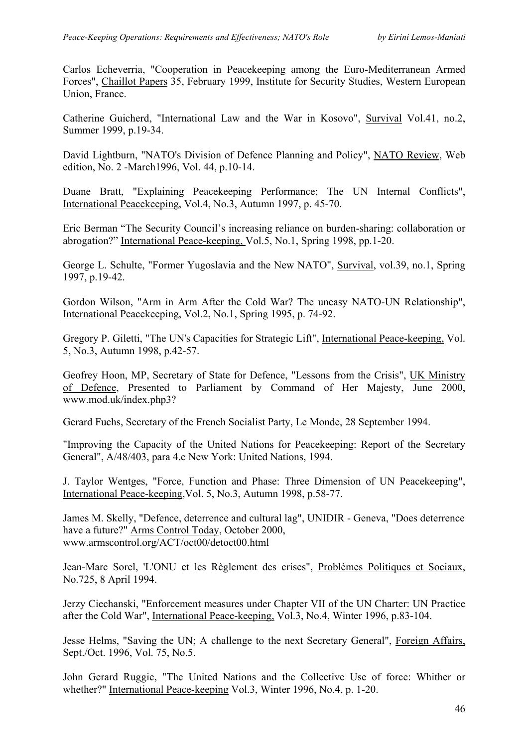Carlos Echeverria, "Cooperation in Peacekeeping among the Euro-Mediterranean Armed Forces", Chaillot Papers 35, February 1999, Institute for Security Studies, Western European Union, France.

Catherine Guicherd, "International Law and the War in Kosovo", Survival Vol.41, no.2, Summer 1999, p.19-34.

David Lightburn, "NATO's Division of Defence Planning and Policy", NATO Review, Web edition, No. 2 -March1996, Vol. 44, p.10-14.

Duane Bratt, "Explaining Peacekeeping Performance; The UN Internal Conflicts", International Peacekeeping, Vol.4, No.3, Autumn 1997, p. 45-70.

Eric Berman "The Security Council's increasing reliance on burden-sharing: collaboration or abrogation?" International Peace-keeping, Vol.5, No.1, Spring 1998, pp.1-20.

George L. Schulte, "Former Yugoslavia and the New NATO", Survival, vol.39, no.1, Spring 1997, p.19-42.

Gordon Wilson, "Arm in Arm After the Cold War? The uneasy NATO-UN Relationship", International Peacekeeping, Vol.2, No.1, Spring 1995, p. 74-92.

Gregory P. Giletti, "The UN's Capacities for Strategic Lift", International Peace-keeping, Vol. 5, No.3, Autumn 1998, p.42-57.

Geofrey Hoon, MP, Secretary of State for Defence, "Lessons from the Crisis", UK Ministry of Defence, Presented to Parliament by Command of Her Majesty, June 2000, www.mod.uk/index.php3?

Gerard Fuchs, Secretary of the French Socialist Party, Le Monde, 28 September 1994.

"Improving the Capacity of the United Nations for Peacekeeping: Report of the Secretary General", A/48/403, para 4.c New York: United Nations, 1994.

J. Taylor Wentges, "Force, Function and Phase: Three Dimension of UN Peacekeeping", International Peace-keeping,Vol. 5, No.3, Autumn 1998, p.58-77.

James M. Skelly, "Defence, deterrence and cultural lag", UNIDIR - Geneva, "Does deterrence have a future?" Arms Control Today, October 2000, www.armscontrol.org/ACT/oct00/detoct00.html

Jean-Marc Sorel, 'L'ONU et les Règlement des crises", Problèmes Politiques et Sociaux, No.725, 8 April 1994.

Jerzy Ciechanski, "Enforcement measures under Chapter VII of the UN Charter: UN Practice after the Cold War", International Peace-keeping, Vol.3, No.4, Winter 1996, p.83-104.

Jesse Helms, "Saving the UN; A challenge to the next Secretary General", Foreign Affairs, Sept./Oct. 1996, Vol. 75, No.5.

John Gerard Ruggie, "The United Nations and the Collective Use of force: Whither or whether?" International Peace-keeping Vol.3, Winter 1996, No.4, p. 1-20.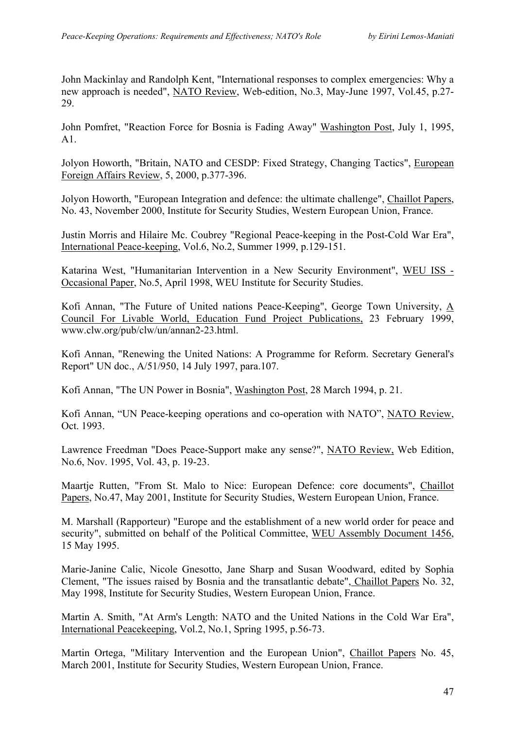John Mackinlay and Randolph Kent, "International responses to complex emergencies: Why a new approach is needed", NATO Review, Web-edition, No.3, May-June 1997, Vol.45, p.27-29.

John Pomfret, "Reaction Force for Bosnia is Fading Away" Washington Post, July 1, 1995, A1.

Jolyon Howorth, "Britain, NATO and CESDP: Fixed Strategy, Changing Tactics", European Foreign Affairs Review, 5, 2000, p.377-396.

Jolyon Howorth, "European Integration and defence: the ultimate challenge", Chaillot Papers, No. 43, November 2000, Institute for Security Studies, Western European Union, France.

Justin Morris and Hilaire Mc. Coubrey "Regional Peace-keeping in the Post-Cold War Era", International Peace-keeping, Vol.6, No.2, Summer 1999, p.129-151.

Katarina West, "Humanitarian Intervention in a New Security Environment", WEU ISS - Occasional Paper, No.5, April 1998, WEU Institute for Security Studies.

Kofi Annan, "The Future of United nations Peace-Keeping", George Town University, A Council For Livable World, Education Fund Project Publications, 23 February 1999, www.clw.org/pub/clw/un/annan2-23.html.

Kofi Annan, "Renewing the United Nations: A Programme for Reform. Secretary General's Report" UN doc., A/51/950, 14 July 1997, para.107.

Kofi Annan, "The UN Power in Bosnia", Washington Post, 28 March 1994, p. 21.

Kofi Annan, "UN Peace-keeping operations and co-operation with NATO", NATO Review, Oct. 1993.

Lawrence Freedman "Does Peace-Support make any sense?", NATO Review, Web Edition, No.6, Nov. 1995, Vol. 43, p. 19-23.

Maartje Rutten, "From St. Malo to Nice: European Defence: core documents", Chaillot Papers, No.47, May 2001, Institute for Security Studies, Western European Union, France.

M. Marshall (Rapporteur) "Europe and the establishment of a new world order for peace and security", submitted on behalf of the Political Committee, WEU Assembly Document 1456, 15 May 1995.

Marie-Janine Calic, Nicole Gnesotto, Jane Sharp and Susan Woodward, edited by Sophia Clement, "The issues raised by Bosnia and the transatlantic debate", Chaillot Papers No. 32, May 1998, Institute for Security Studies, Western European Union, France.

Martin A. Smith, "At Arm's Length: NATO and the United Nations in the Cold War Era", International Peacekeeping, Vol.2, No.1, Spring 1995, p.56-73.

Martin Ortega, "Military Intervention and the European Union", Chaillot Papers No. 45, March 2001, Institute for Security Studies, Western European Union, France.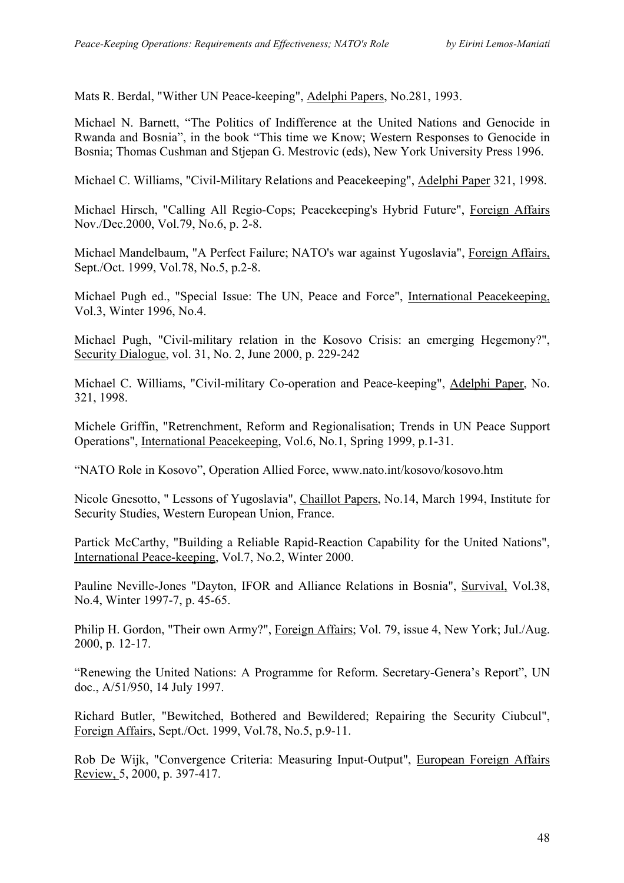Mats R. Berdal, "Wither UN Peace-keeping", Adelphi Papers, No.281, 1993.

Michael N. Barnett, "The Politics of Indifference at the United Nations and Genocide in Rwanda and Bosnia", in the book "This time we Know; Western Responses to Genocide in Bosnia; Thomas Cushman and Stjepan G. Mestrovic (eds), New York University Press 1996.

Michael C. Williams, "Civil-Military Relations and Peacekeeping", Adelphi Paper 321, 1998.

Michael Hirsch, "Calling All Regio-Cops; Peacekeeping's Hybrid Future", Foreign Affairs Nov./Dec.2000, Vol.79, No.6, p. 2-8.

Michael Mandelbaum, "A Perfect Failure; NATO's war against Yugoslavia", Foreign Affairs, Sept./Oct. 1999, Vol.78, No.5, p.2-8.

Michael Pugh ed., "Special Issue: The UN, Peace and Force", International Peacekeeping, Vol.3, Winter 1996, No.4.

Michael Pugh, "Civil-military relation in the Kosovo Crisis: an emerging Hegemony?", Security Dialogue, vol. 31, No. 2, June 2000, p. 229-242

Michael C. Williams, "Civil-military Co-operation and Peace-keeping", Adelphi Paper, No. 321, 1998.

Michele Griffin, "Retrenchment, Reform and Regionalisation; Trends in UN Peace Support Operations", International Peacekeeping, Vol.6, No.1, Spring 1999, p.1-31.

"NATO Role in Kosovo", Operation Allied Force, www.nato.int/kosovo/kosovo.htm

Nicole Gnesotto, " Lessons of Yugoslavia", Chaillot Papers, No.14, March 1994, Institute for Security Studies, Western European Union, France.

Partick McCarthy, "Building a Reliable Rapid-Reaction Capability for the United Nations", International Peace-keeping, Vol.7, No.2, Winter 2000.

Pauline Neville-Jones "Dayton, IFOR and Alliance Relations in Bosnia", Survival, Vol.38, No.4, Winter 1997-7, p. 45-65.

Philip H. Gordon, "Their own Army?", Foreign Affairs; Vol. 79, issue 4, New York; Jul./Aug. 2000, p. 12-17.

"Renewing the United Nations: A Programme for Reform. Secretary-Genera's Report", UN doc., A/51/950, 14 July 1997.

Richard Butler, "Bewitched, Bothered and Bewildered; Repairing the Security Ciubcul", Foreign Affairs, Sept./Oct. 1999, Vol.78, No.5, p.9-11.

Rob De Wijk, "Convergence Criteria: Measuring Input-Output", European Foreign Affairs Review, 5, 2000, p. 397-417.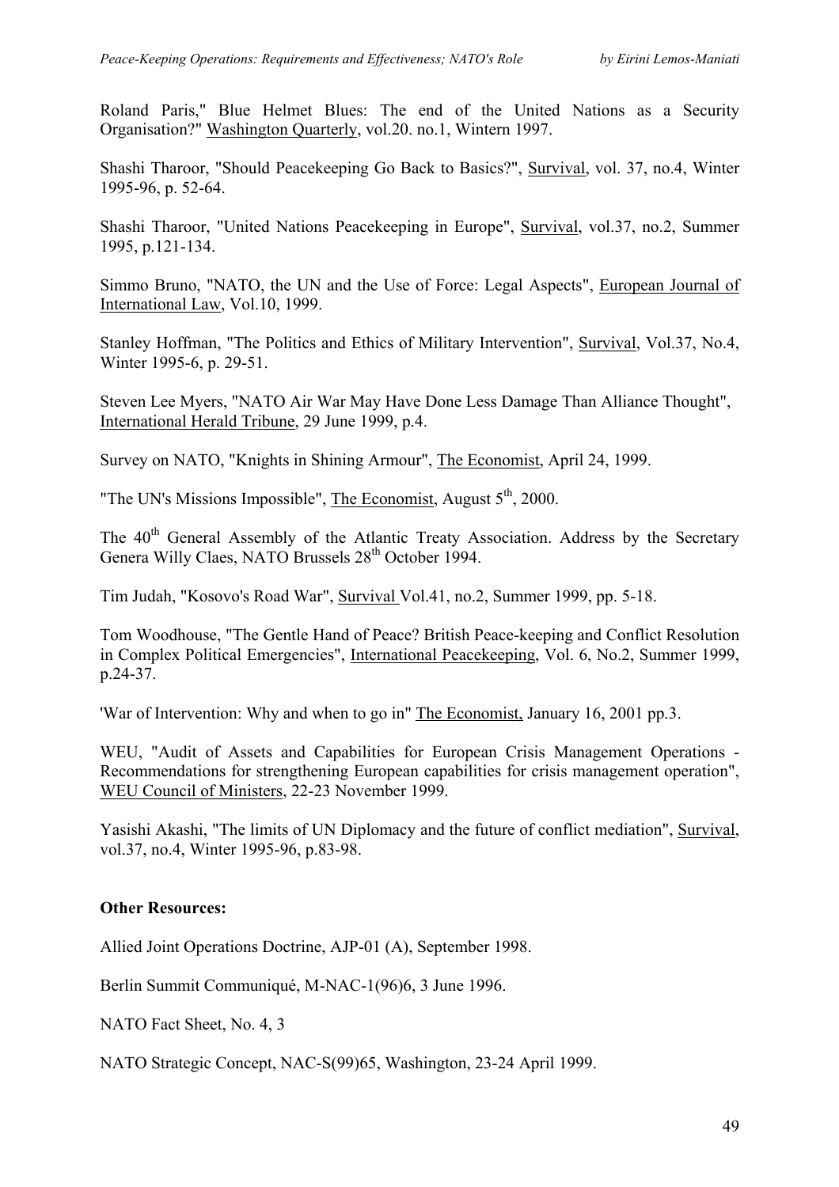Roland Paris," Blue Helmet Blues: The end of the United Nations as a Security Organisation?" Washington Quarterly, vol.20. no.1, Wintern 1997.

Shashi Tharoor, "Should Peacekeeping Go Back to Basics?", Survival, vol. 37, no.4, Winter 1995-96, p. 52-64.

Shashi Tharoor, "United Nations Peacekeeping in Europe", Survival, vol.37, no.2, Summer 1995, p.121-134.

Simmo Bruno, "NATO, the UN and the Use of Force: Legal Aspects", European Journal of International Law, Vol.10, 1999.

Stanley Hoffman, "The Politics and Ethics of Military Intervention", Survival, Vol.37, No.4, Winter 1995-6, p. 29-51.

Steven Lee Myers, "NATO Air War May Have Done Less Damage Than Alliance Thought", International Herald Tribune, 29 June 1999, p.4.

Survey on NATO, "Knights in Shining Armour", The Economist, April 24, 1999.

"The UN's Missions Impossible", The Economist, August 5th, 2000.

The 40th General Assembly of the Atlantic Treaty Association. Address by the Secretary Genera Willy Claes, NATO Brussels 28th October 1994.

Tim Judah, "Kosovo's Road War", Survival Vol.41, no.2, Summer 1999, pp. 5-18.

Tom Woodhouse, "The Gentle Hand of Peace? British Peace-keeping and Conflict Resolution in Complex Political Emergencies", International Peacekeeping, Vol. 6, No.2, Summer 1999, p.24-37.

'War of Intervention: Why and when to go in" The Economist, January 16, 2001 pp.3.

WEU, "Audit of Assets and Capabilities for European Crisis Management Operations - Recommendations for strengthening European capabilities for crisis management operation", WEU Council of Ministers, 22-23 November 1999.

Yasishi Akashi, "The limits of UN Diplomacy and the future of conflict mediation", Survival, vol.37, no.4, Winter 1995-96, p.83-98.

**Other Resources:**

Allied Joint Operations Doctrine, AJP-01 (A), September 1998.

Berlin Summit Communiqué, M-NAC-1(96)6, 3 June 1996.

NATO Fact Sheet, No. 4, 3

NATO Strategic Concept, NAC-S(99)65, Washington, 23-24 April 1999.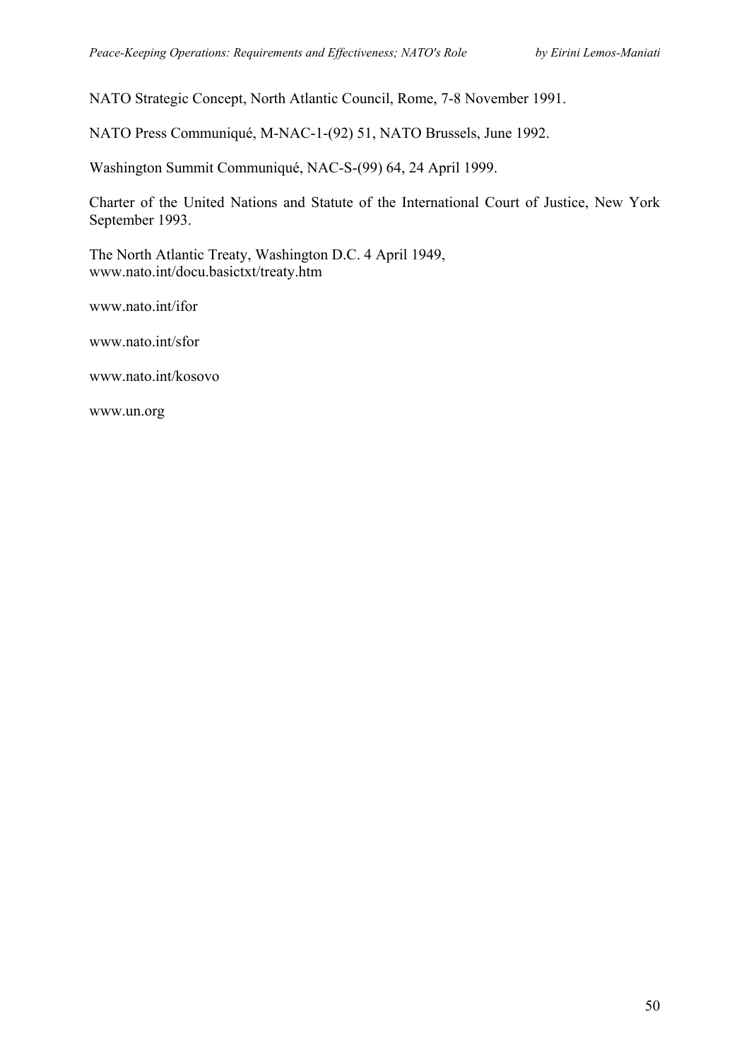NATO Strategic Concept, North Atlantic Council, Rome, 7-8 November 1991.

NATO Press Communiqué, M-NAC-1-(92) 51, NATO Brussels, June 1992.

Washington Summit Communiqué, NAC-S-(99) 64, 24 April 1999.

Charter of the United Nations and Statute of the International Court of Justice, New York September 1993.

The North Atlantic Treaty, Washington D.C. 4 April 1949, www.nato.int/docu.basictxt/treaty.htm

www.nato.int/ifor

www.nato.int/sfor

www.nato.int/kosovo

www.un.org